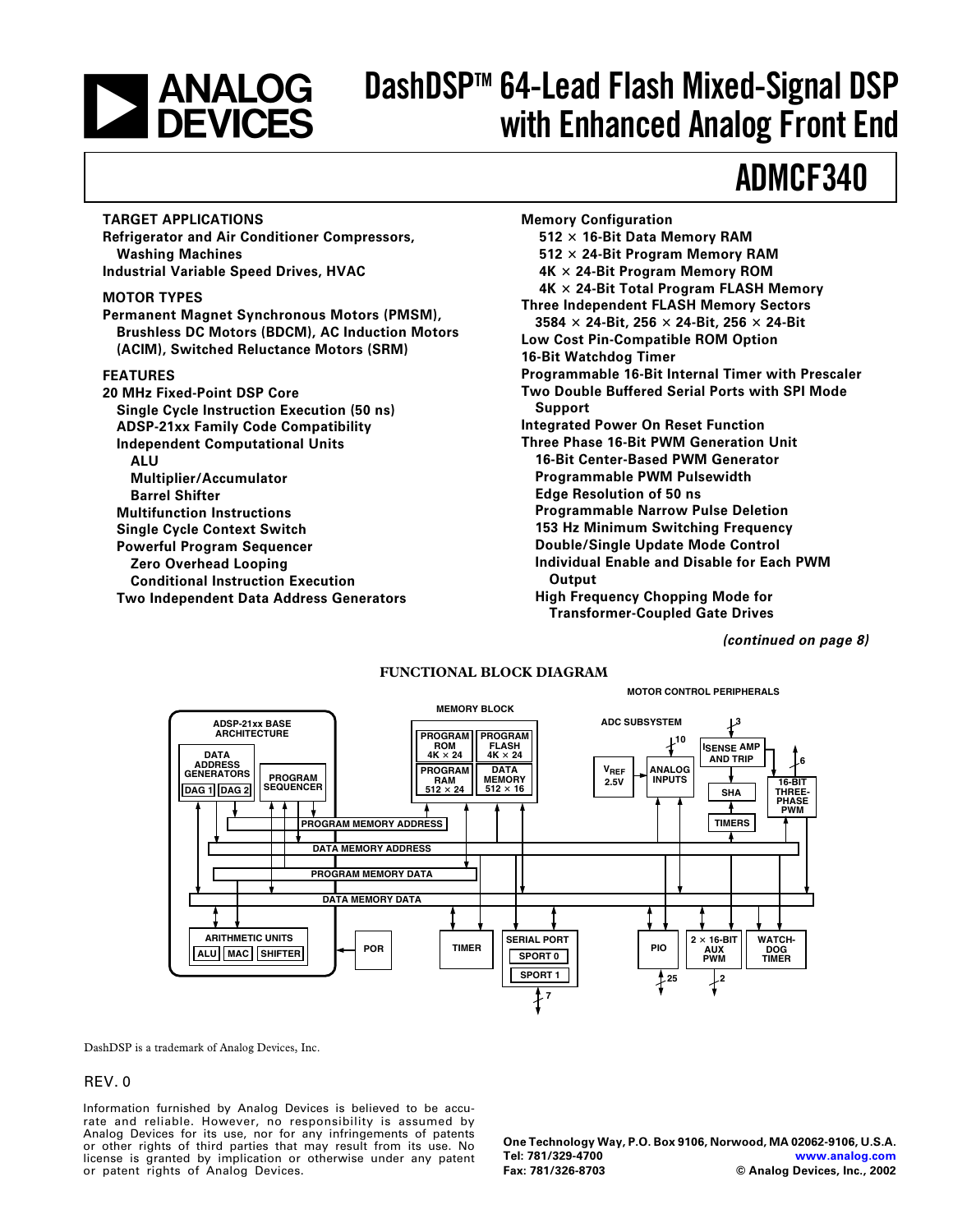# ANALOG DEVICES

# DashDSP™ 64-Lead Flash Mixed-Signal DSP with Enhanced Analog Front End

# ADMCF340

**TARGET APPLICATIONS**

**Refrigerator and Air Conditioner Compressors, Washing Machines**

**Industrial Variable Speed Drives, HVAC**

**MOTOR TYPES**

**Permanent Magnet Synchronous Motors (PMSM), Brushless DC Motors (BDCM), AC Induction Motors (ACIM), Switched Reluctance Motors (SRM)**

**FEATURES**

**20 MHz Fixed-Point DSP Core**
- **Single Cycle Instruction Execution (50 ns)**
- **ADSP-21xx Family Code Compatibility**
- **Independent Computational Units**
  - **ALU**
  - **Multiplier/Accumulator**
  - **Barrel Shifter**
- **Multifunction Instructions**
- **Single Cycle Context Switch**
- **Powerful Program Sequencer**
  - **Zero Overhead Looping**
  - **Conditional Instruction Execution**
- **Two Independent Data Address Generators**

**Memory Configuration**
- **512 × 16-Bit Data Memory RAM**
- **512 × 24-Bit Program Memory RAM**
- **4K × 24-Bit Program Memory ROM**
- **4K × 24-Bit Total Program FLASH Memory**

**Three Independent FLASH Memory Sectors**
- **3584 × 24-Bit, 256 × 24-Bit, 256 × 24-Bit**

**Low Cost Pin-Compatible ROM Option**

**16-Bit Watchdog Timer**

**Programmable 16-Bit Internal Timer with Prescaler**

**Two Double Buffered Serial Ports with SPI Mode Support**

**Integrated Power On Reset Function**

**Three Phase 16-Bit PWM Generation Unit**
- **16-Bit Center-Based PWM Generator**
- **Programmable PWM Pulsewidth**
- **Edge Resolution of 50 ns**
- **Programmable Narrow Pulse Deletion**
- **153 Hz Minimum Switching Frequency**
- **Double/Single Update Mode Control**
- **Individual Enable and Disable for Each PWM Output**
- **High Frequency Chopping Mode for Transformer-Coupled Gate Drives**

***(continued on page 8)***

**FUNCTIONAL BLOCK DIAGRAM**

DashDSP is a trademark of Analog Devices, Inc.

REV. 0

Information furnished by Analog Devices is believed to be accurate and reliable. However, no responsibility is assumed by Analog Devices for its use, nor for any infringements of patents or other rights of third parties that may result from its use. No license is granted by implication or otherwise under any patent or patent rights of Analog Devices.

**One Technology Way, P.O. Box 9106, Norwood, MA 02062-9106, U.S.A.**
**Tel: 781/329-4700** www.analog.com
**Fax: 781/326-8703** © Analog Devices, Inc., 2002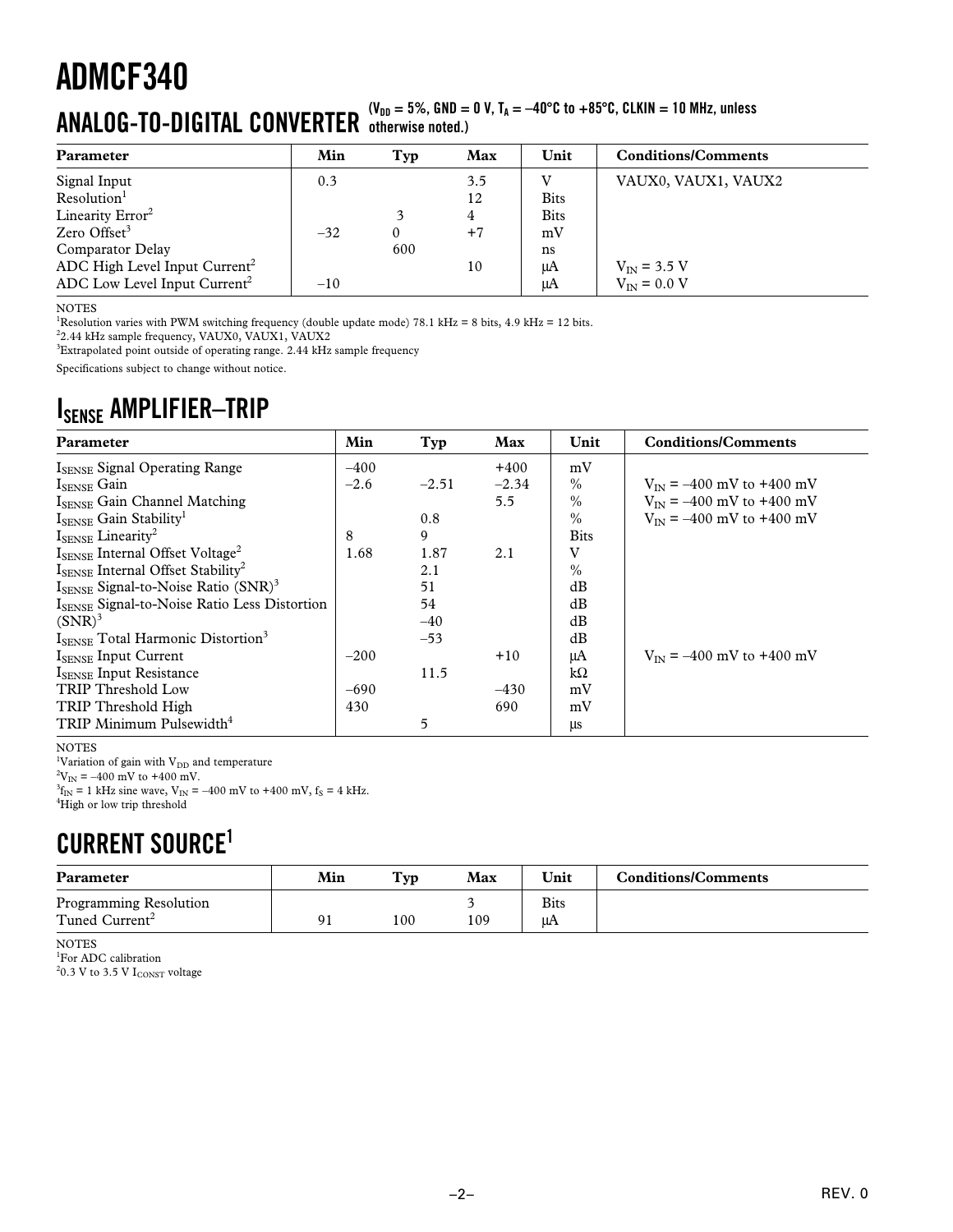# ADMCF340

## ANALOG-TO-DIGITAL CONVERTER ($V_{DD}$ = 5%, GND = 0 V, $T_A$ = –40°C to +85°C, CLKIN = 10 MHz, unless otherwise noted.)

| Parameter | Min | Typ | Max | Unit | Conditions/Comments |
|---|---|---|---|---|---|
| Signal Input | 0.3 | | 3.5 | V | VAUX0, VAUX1, VAUX2 |
| Resolution[1] | | | 12 | Bits | |
| Linearity Error[2] | | 3 | 4 | Bits | |
| Zero Offset[3] | –32 | 0 | +7 | mV | |
| Comparator Delay | | 600 | | ns | |
| ADC High Level Input Current[2] | | | 10 | μA | $V_{IN}$ = 3.5 V |
| ADC Low Level Input Current[2] | –10 | | | μA | $V_{IN}$ = 0.0 V |

NOTES

[1]Resolution varies with PWM switching frequency (double update mode) 78.1 kHz = 8 bits, 4.9 kHz = 12 bits.

[2]2.44 kHz sample frequency, VAUX0, VAUX1, VAUX2

[3]Extrapolated point outside of operating range. 2.44 kHz sample frequency

Specifications subject to change without notice.

## $I_{SENSE}$ AMPLIFIER–TRIP

| Parameter | Min | Typ | Max | Unit | Conditions/Comments |
|---|---|---|---|---|---|
| $I_{SENSE}$ Signal Operating Range | –400 | | +400 | mV | |
| $I_{SENSE}$ Gain | –2.6 | –2.51 | –2.34 | % | $V_{IN}$ = –400 mV to +400 mV |
| $I_{SENSE}$ Gain Channel Matching | | | 5.5 | % | $V_{IN}$ = –400 mV to +400 mV |
| $I_{SENSE}$ Gain Stability[1] | | 0.8 | | % | $V_{IN}$ = –400 mV to +400 mV |
| $I_{SENSE}$ Linearity[2] | 8 | 9 | | Bits | |
| $I_{SENSE}$ Internal Offset Voltage[2] | 1.68 | 1.87 | 2.1 | V | |
| $I_{SENSE}$ Internal Offset Stability[2] | | 2.1 | | % | |
| $I_{SENSE}$ Signal-to-Noise Ratio (SNR)[3] | | 51 | | dB | |
| $I_{SENSE}$ Signal-to-Noise Ratio Less Distortion | | 54 | | dB | |
| (SNR)[3] | | –40 | | dB | |
| $I_{SENSE}$ Total Harmonic Distortion[3] | | –53 | | dB | |
| $I_{SENSE}$ Input Current | –200 | | +10 | μA | $V_{IN}$ = –400 mV to +400 mV |
| $I_{SENSE}$ Input Resistance | | 11.5 | | kΩ | |
| TRIP Threshold Low | –690 | | –430 | mV | |
| TRIP Threshold High | 430 | | 690 | mV | |
| TRIP Minimum Pulsewidth[4] | | 5 | | μs | |

NOTES

[1]Variation of gain with $V_{DD}$ and temperature

[2]$V_{IN}$ = –400 mV to +400 mV.

[3]$f_{IN}$ = 1 kHz sine wave, $V_{IN}$ = –400 mV to +400 mV, $f_S$ = 4 kHz.

[4]High or low trip threshold

## CURRENT SOURCE[1]

| Parameter | Min | Typ | Max | Unit | Conditions/Comments |
|---|---|---|---|---|---|
| Programming Resolution | | | 3 | Bits | |
| Tuned Current[2] | 91 | 100 | 109 | μA | |

NOTES

[1]For ADC calibration

[2]0.3 V to 3.5 V $I_{CONST}$ voltage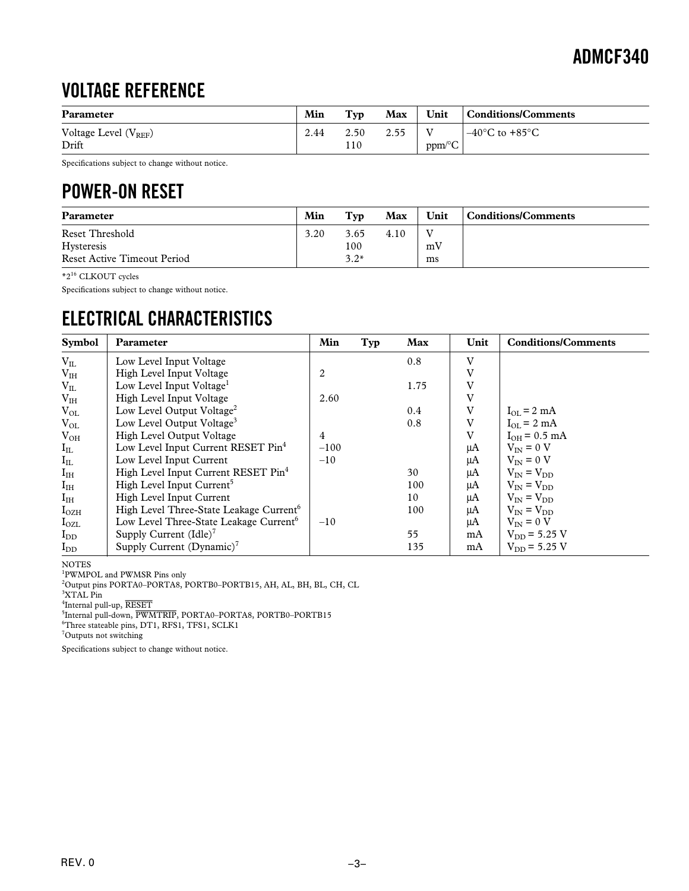## VOLTAGE REFERENCE

| Parameter | Min | Typ | Max | Unit | Conditions/Comments |
|---|---|---|---|---|---|
| Voltage Level ($V_{REF}$) | 2.44 | 2.50 | 2.55 | V | –40°C to +85°C |
| Drift | | 110 | | ppm/°C | |

Specifications subject to change without notice.

## POWER-ON RESET

| Parameter | Min | Typ | Max | Unit | Conditions/Comments |
|---|---|---|---|---|---|
| Reset Threshold | 3.20 | 3.65 | 4.10 | V | |
| Hysteresis | | 100 | | mV | |
| Reset Active Timeout Period | | 3.2* | | ms | |

*$2^{16}$ CLKOUT cycles

Specifications subject to change without notice.

## ELECTRICAL CHARACTERISTICS

| Symbol | Parameter | Min | Typ | Max | Unit | Conditions/Comments |
|---|---|---|---|---|---|---|
| $V_{IL}$ | Low Level Input Voltage | | | 0.8 | V | |
| $V_{IH}$ | High Level Input Voltage | 2 | | | V | |
| $V_{IL}$ | Low Level Input Voltage[1] | | | 1.75 | V | |
| $V_{IH}$ | High Level Input Voltage | 2.60 | | | V | |
| $V_{OL}$ | Low Level Output Voltage[2] | | | 0.4 | V | $I_{OL}$ = 2 mA |
| $V_{OL}$ | Low Level Output Voltage[3] | | | 0.8 | V | $I_{OL}$ = 2 mA |
| $V_{OH}$ | High Level Output Voltage | 4 | | | V | $I_{OH}$ = 0.5 mA |
| $I_{IL}$ | Low Level Input Current RESET Pin[4] | –100 | | | μA | $V_{IN}$ = 0 V |
| $I_{IL}$ | Low Level Input Current | –10 | | | μA | $V_{IN}$ = 0 V |
| $I_{IH}$ | High Level Input Current RESET Pin[4] | | | 30 | μA | $V_{IN} = V_{DD}$ |
| $I_{IH}$ | High Level Input Current[5] | | | 100 | μA | $V_{IN} = V_{DD}$ |
| $I_{IH}$ | High Level Input Current | | | 10 | μA | $V_{IN} = V_{DD}$ |
| $I_{OZH}$ | High Level Three-State Leakage Current[6] | | | 100 | μA | $V_{IN} = V_{DD}$ |
| $I_{OZL}$ | Low Level Three-State Leakage Current[6] | –10 | | | μA | $V_{IN}$ = 0 V |
| $I_{DD}$ | Supply Current (Idle)[7] | | | 55 | mA | $V_{DD}$ = 5.25 V |
| $I_{DD}$ | Supply Current (Dynamic)[7] | | | 135 | mA | $V_{DD}$ = 5.25 V |

NOTES

[1]PWMPOL and PWMSR Pins only

[2]Output pins PORTA0–PORTA8, PORTB0–PORTB15, AH, AL, BH, BL, CH, CL

[3]XTAL Pin

[4]Internal pull-up, $\overline{\text{RESET}}$

[5]Internal pull-down, $\overline{\text{PWMTRIP}}$, PORTA0–PORTA8, PORTB0–PORTB15

[6]Three stateable pins, DT1, RFS1, TFS1, SCLK1

[7]Outputs not switching

Specifications subject to change without notice.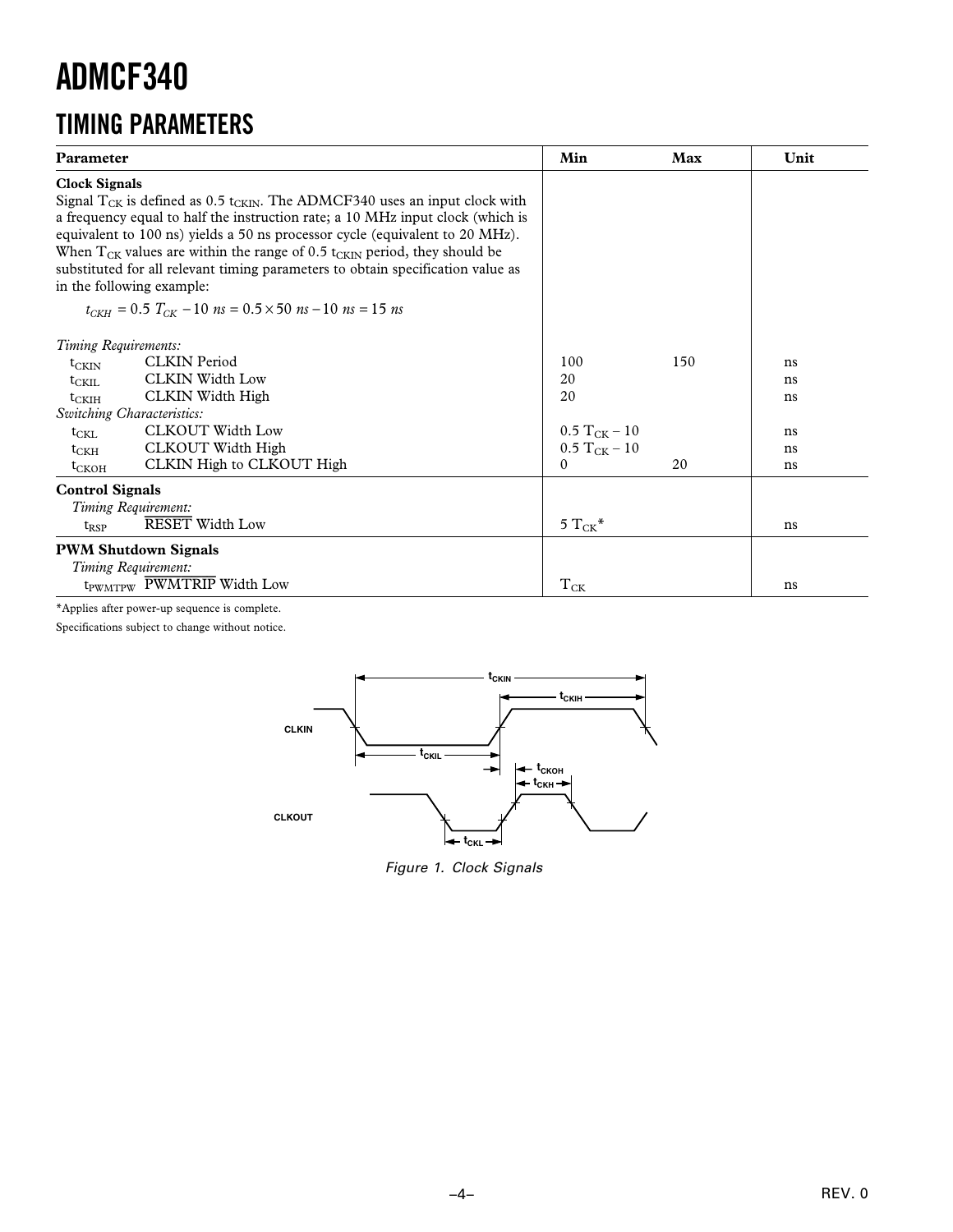# TIMING PARAMETERS

| Parameter | | Min | Max | Unit |
|---|---|---|---|---|
| **Clock Signals** Signal $T_{CK}$ is defined as 0.5 $t_{CKIN}$. The ADMCF340 uses an input clock with a frequency equal to half the instruction rate; a 10 MHz input clock (which is equivalent to 100 ns) yields a 50 ns processor cycle (equivalent to 20 MHz). When $T_{CK}$ values are within the range of 0.5 $t_{CKIN}$ period, they should be substituted for all relevant timing parameters to obtain specification value as in the following example: $t_{CKH} = 0.5\ T_{CK} - 10\ ns = 0.5 \times 50\ ns - 10\ ns = 15\ ns$ | | | | |
| *Timing Requirements:* | | | | |
| $t_{CKIN}$ | CLKIN Period | 100 | 150 | ns |
| $t_{CKIL}$ | CLKIN Width Low | 20 | | ns |
| $t_{CKIH}$ | CLKIN Width High | 20 | | ns |
| *Switching Characteristics:* | | | | |
| $t_{CKL}$ | CLKOUT Width Low | $0.5\ T_{CK} - 10$ | | ns |
| $t_{CKH}$ | CLKOUT Width High | $0.5\ T_{CK} - 10$ | | ns |
| $t_{CKOH}$ | CLKIN High to CLKOUT High | 0 | 20 | ns |
| **Control Signals** | | | | |
| *Timing Requirement:* | | | | |
| $t_{RSP}$ | $\overline{\text{RESET}}$ Width Low | $5\ T_{CK}$* | | ns |
| **PWM Shutdown Signals** | | | | |
| *Timing Requirement:* | | | | |
| $t_{PWMTPW}$ | $\overline{\text{PWMTRIP}}$ Width Low | $T_{CK}$ | | ns |

*Applies after power-up sequence is complete.

Specifications subject to change without notice.

*Figure 1. Clock Signals*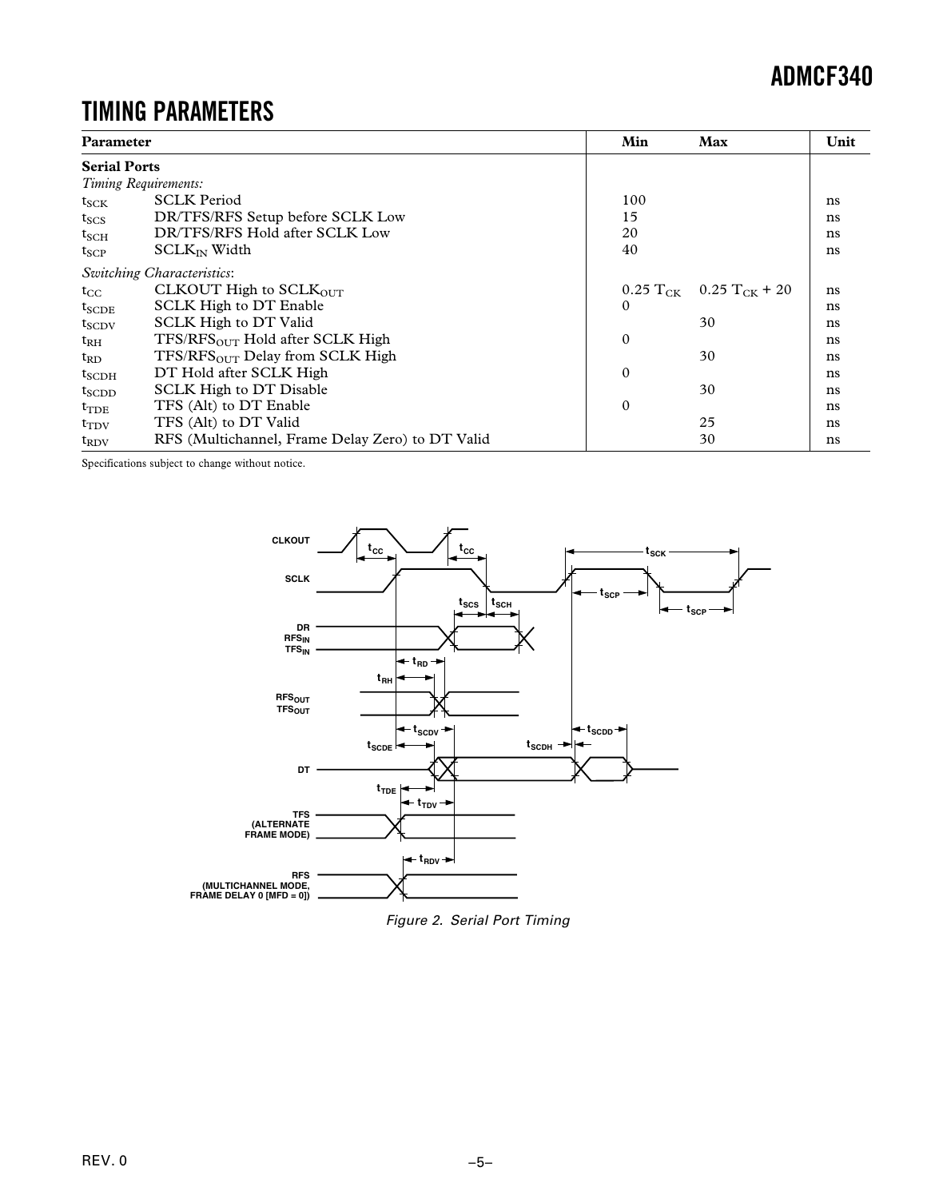## TIMING PARAMETERS

| Parameter | | Min | Max | Unit |
|---|---|---|---|---|
| **Serial Ports** | | | | |
| *Timing Requirements:* | | | | |
| $t_{SCK}$ | SCLK Period | 100 | | ns |
| $t_{SCS}$ | DR/TFS/RFS Setup before SCLK Low | 15 | | ns |
| $t_{SCH}$ | DR/TFS/RFS Hold after SCLK Low | 20 | | ns |
| $t_{SCP}$ | $SCLK_{IN}$ Width | 40 | | ns |
| *Switching Characteristics:* | | | | |
| $t_{CC}$ | CLKOUT High to $SCLK_{OUT}$ | $0.25\ T_{CK}$ | $0.25\ T_{CK} + 20$ | ns |
| $t_{SCDE}$ | SCLK High to DT Enable | 0 | | ns |
| $t_{SCDV}$ | SCLK High to DT Valid | | 30 | ns |
| $t_{RH}$ | TFS/$RFS_{OUT}$ Hold after SCLK High | 0 | | ns |
| $t_{RD}$ | TFS/$RFS_{OUT}$ Delay from SCLK High | | 30 | ns |
| $t_{SCDH}$ | DT Hold after SCLK High | 0 | | ns |
| $t_{SCDD}$ | SCLK High to DT Disable | | 30 | ns |
| $t_{TDE}$ | TFS (Alt) to DT Enable | 0 | | ns |
| $t_{TDV}$ | TFS (Alt) to DT Valid | | 25 | ns |
| $t_{RDV}$ | RFS (Multichannel, Frame Delay Zero) to DT Valid | | 30 | ns |

Specifications subject to change without notice.

*Figure 2. Serial Port Timing*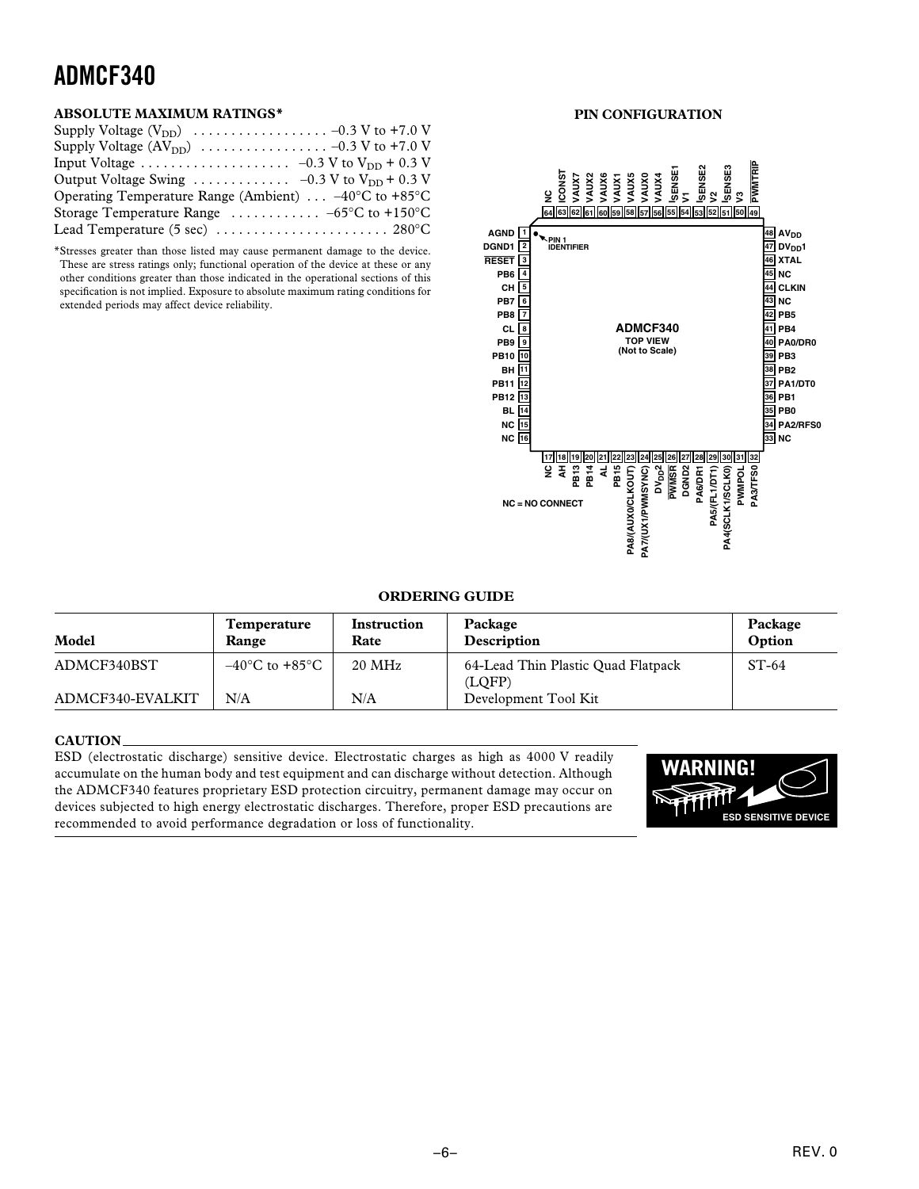## ABSOLUTE MAXIMUM RATINGS*

Supply Voltage ($V_{DD}$) . . . . . . . . . . . . . . . . . . –0.3 V to +7.0 V
Supply Voltage ($AV_{DD}$) . . . . . . . . . . . . . . . . . –0.3 V to +7.0 V
Input Voltage . . . . . . . . . . . . . . . . . . . . –0.3 V to $V_{DD}$ + 0.3 V
Output Voltage Swing . . . . . . . . . . . . –0.3 V to $V_{DD}$ + 0.3 V
Operating Temperature Range (Ambient) . . . –40°C to +85°C
Storage Temperature Range . . . . . . . . . . . . –65°C to +150°C
Lead Temperature (5 sec) . . . . . . . . . . . . . . . . . . . . . . . 280°C

*Stresses greater than those listed may cause permanent damage to the device. These are stress ratings only; functional operation of the device at these or any other conditions greater than those indicated in the operational sections of this specification is not implied. Exposure to absolute maximum rating conditions for extended periods may affect device reliability.

## PIN CONFIGURATION

| Pin | Name | Pin | Name |
|---|---|---|---|
| 1 | AGND | 33 | NC |
| 2 | DGND1 | 34 | PA2/RFS0 |
| 3 | RESET | 35 | PB0 |
| 4 | PB6 | 36 | PB1 |
| 5 | CH | 37 | PA1/DT0 |
| 6 | PB7 | 38 | PB2 |
| 7 | PB8 | 39 | PB3 |
| 8 | CL | 40 | PA0/DR0 |
| 9 | PB9 | 41 | PB4 |
| 10 | PB10 | 42 | PB5 |
| 11 | BH | 43 | NC |
| 12 | PB11 | 44 | CLKIN |
| 13 | PB12 | 45 | NC |
| 14 | BL | 46 | XTAL |
| 15 | NC | 47 | $DV_{DD}1$ |
| 16 | NC | 48 | $AV_{DD}$ |
| 17 | NC | 49 | PWMTRIP |
| 18 | AH | 50 | V3 |
| 19 | PB13 | 51 | $I_{SENSE3}$ |
| 20 | PB14 | 52 | V2 |
| 21 | AL | 53 | $I_{SENSE2}$ |
| 22 | PB15 | 54 | V1 |
| 23 | PA8/(AUX0/CLKOUT) | 55 | $I_{SENSE1}$ |
| 24 | PA7/(UX1/PWMSYNC) | 56 | VAUX4 |
| 25 | $DV_{DD}2$ | 57 | VAUX0 |
| 26 | PWMSR | 58 | VAUX5 |
| 27 | DGND2 | 59 | VAUX1 |
| 28 | PA6/DR1 | 60 | VAUX6 |
| 29 | PA5/(FL1/DT1) | 61 | VAUX2 |
| 30 | PA4(SCLK1/SCLK0) | 62 | VAUX7 |
| 31 | PWMPOL | 63 | ICONST |
| 32 | PA3/TFS0 | 64 | NC |

ADMCF340 TOP VIEW (Not to Scale)

NC = NO CONNECT

## ORDERING GUIDE

| Model | Temperature Range | Instruction Rate | Package Description | Package Option |
|---|---|---|---|---|
| ADMCF340BST | –40°C to +85°C | 20 MHz | 64-Lead Thin Plastic Quad Flatpack (LQFP) | ST-64 |
| ADMCF340-EVALKIT | N/A | N/A | Development Tool Kit | |

## CAUTION

ESD (electrostatic discharge) sensitive device. Electrostatic charges as high as 4000 V readily accumulate on the human body and test equipment and can discharge without detection. Although the ADMCF340 features proprietary ESD protection circuitry, permanent damage may occur on devices subjected to high energy electrostatic discharges. Therefore, proper ESD precautions are recommended to avoid performance degradation or loss of functionality.

WARNING! ESD SENSITIVE DEVICE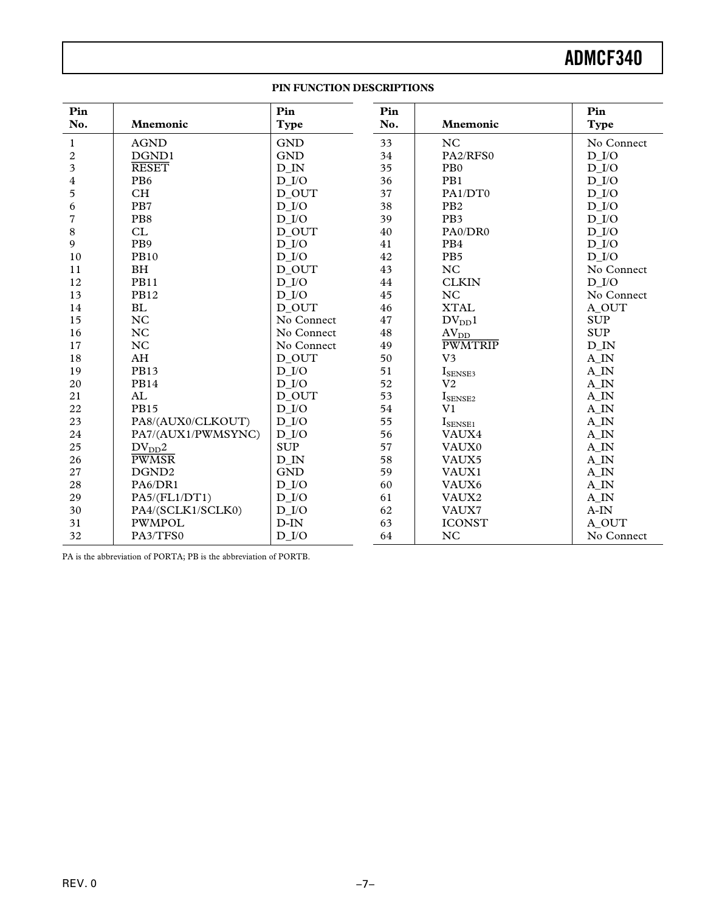## PIN FUNCTION DESCRIPTIONS

| Pin No. | Mnemonic | Pin Type | Pin No. | Mnemonic | Pin Type |
|---|---|---|---|---|---|
| 1 | AGND | GND | 33 | NC | No Connect |
| 2 | DGND1 | GND | 34 | PA2/RFS0 | D_I/O |
| 3 | $\overline{\text{RESET}}$ | D_IN | 35 | PB0 | D_I/O |
| 4 | PB6 | D_I/O | 36 | PB1 | D_I/O |
| 5 | CH | D_OUT | 37 | PA1/DT0 | D_I/O |
| 6 | PB7 | D_I/O | 38 | PB2 | D_I/O |
| 7 | PB8 | D_I/O | 39 | PB3 | D_I/O |
| 8 | CL | D_OUT | 40 | PA0/DR0 | D_I/O |
| 9 | PB9 | D_I/O | 41 | PB4 | D_I/O |
| 10 | PB10 | D_I/O | 42 | PB5 | D_I/O |
| 11 | BH | D_OUT | 43 | NC | No Connect |
| 12 | PB11 | D_I/O | 44 | CLKIN | D_I/O |
| 13 | PB12 | D_I/O | 45 | NC | No Connect |
| 14 | BL | D_OUT | 46 | XTAL | A_OUT |
| 15 | NC | No Connect | 47 | $DV_{DD}1$ | SUP |
| 16 | NC | No Connect | 48 | $AV_{DD}$ | SUP |
| 17 | NC | No Connect | 49 | $\overline{\text{PWMTRIP}}$ | D_IN |
| 18 | AH | D_OUT | 50 | V3 | A_IN |
| 19 | PB13 | D_I/O | 51 | $I_{SENSE3}$ | A_IN |
| 20 | PB14 | D_I/O | 52 | V2 | A_IN |
| 21 | AL | D_OUT | 53 | $I_{SENSE2}$ | A_IN |
| 22 | PB15 | D_I/O | 54 | V1 | A_IN |
| 23 | PA8/(AUX0/CLKOUT) | D_I/O | 55 | $I_{SENSE1}$ | A_IN |
| 24 | PA7/(AUX1/PWMSYNC) | D_I/O | 56 | VAUX4 | A_IN |
| 25 | $DV_{DD}2$ | SUP | 57 | VAUX0 | A_IN |
| 26 | $\overline{\text{PWMSR}}$ | D_IN | 58 | VAUX5 | A_IN |
| 27 | DGND2 | GND | 59 | VAUX1 | A_IN |
| 28 | PA6/DR1 | D_I/O | 60 | VAUX6 | A_IN |
| 29 | PA5/(FL1/DT1) | D_I/O | 61 | VAUX2 | A_IN |
| 30 | PA4/(SCLK1/SCLK0) | D_I/O | 62 | VAUX7 | A-IN |
| 31 | PWMPOL | D-IN | 63 | ICONST | A_OUT |
| 32 | PA3/TFS0 | D_I/O | 64 | NC | No Connect |

PA is the abbreviation of PORTA; PB is the abbreviation of PORTB.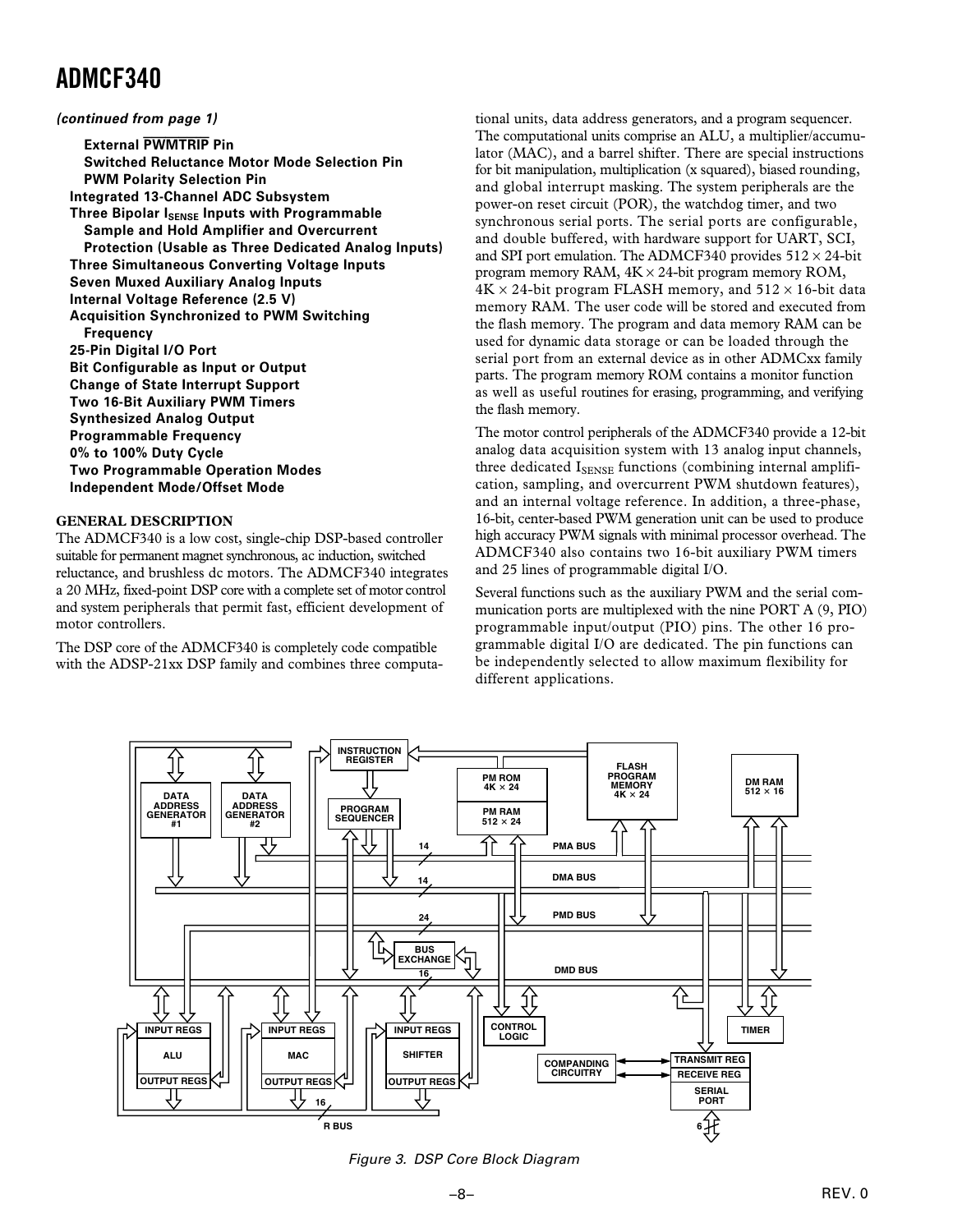*(continued from page 1)*

- **External $\overline{\text{PWMTRIP}}$ Pin**
- **Switched Reluctance Motor Mode Selection Pin**
- **PWM Polarity Selection Pin**

**Integrated 13-Channel ADC Subsystem**

**Three Bipolar $I_{SENSE}$ Inputs with Programmable Sample and Hold Amplifier and Overcurrent Protection (Usable as Three Dedicated Analog Inputs)**

**Three Simultaneous Converting Voltage Inputs**

**Seven Muxed Auxiliary Analog Inputs**

**Internal Voltage Reference (2.5 V)**

**Acquisition Synchronized to PWM Switching Frequency**

**25-Pin Digital I/O Port**

**Bit Configurable as Input or Output**

**Change of State Interrupt Support**

**Two 16-Bit Auxiliary PWM Timers**

**Synthesized Analog Output**

**Programmable Frequency**

**0% to 100% Duty Cycle**

**Two Programmable Operation Modes**

**Independent Mode/Offset Mode**

## GENERAL DESCRIPTION

The ADMCF340 is a low cost, single-chip DSP-based controller suitable for permanent magnet synchronous, ac induction, switched reluctance, and brushless dc motors. The ADMCF340 integrates a 20 MHz, fixed-point DSP core with a complete set of motor control and system peripherals that permit fast, efficient development of motor controllers.

The DSP core of the ADMCF340 is completely code compatible with the ADSP-21xx DSP family and combines three computational units, data address generators, and a program sequencer. The computational units comprise an ALU, a multiplier/accumulator (MAC), and a barrel shifter. There are special instructions for bit manipulation, multiplication (x squared), biased rounding, and global interrupt masking. The system peripherals are the power-on reset circuit (POR), the watchdog timer, and two synchronous serial ports. The serial ports are configurable, and double buffered, with hardware support for UART, SCI, and SPI port emulation. The ADMCF340 provides 512 × 24-bit program memory RAM, 4K × 24-bit program memory ROM, 4K × 24-bit program FLASH memory, and 512 × 16-bit data memory RAM. The user code will be stored and executed from the flash memory. The program and data memory RAM can be used for dynamic data storage or can be loaded through the serial port from an external device as in other ADMCxx family parts. The program memory ROM contains a monitor function as well as useful routines for erasing, programming, and verifying the flash memory.

The motor control peripherals of the ADMCF340 provide a 12-bit analog data acquisition system with 13 analog input channels, three dedicated $I_{SENSE}$ functions (combining internal amplification, sampling, and overcurrent PWM shutdown features), and an internal voltage reference. In addition, a three-phase, 16-bit, center-based PWM generation unit can be used to produce high accuracy PWM signals with minimal processor overhead. The ADMCF340 also contains two 16-bit auxiliary PWM timers and 25 lines of programmable digital I/O.

Several functions such as the auxiliary PWM and the serial communication ports are multiplexed with the nine PORT A (9, PIO) programmable input/output (PIO) pins. The other 16 programmable digital I/O are dedicated. The pin functions can be independently selected to allow maximum flexibility for different applications.

*Figure 3. DSP Core Block Diagram*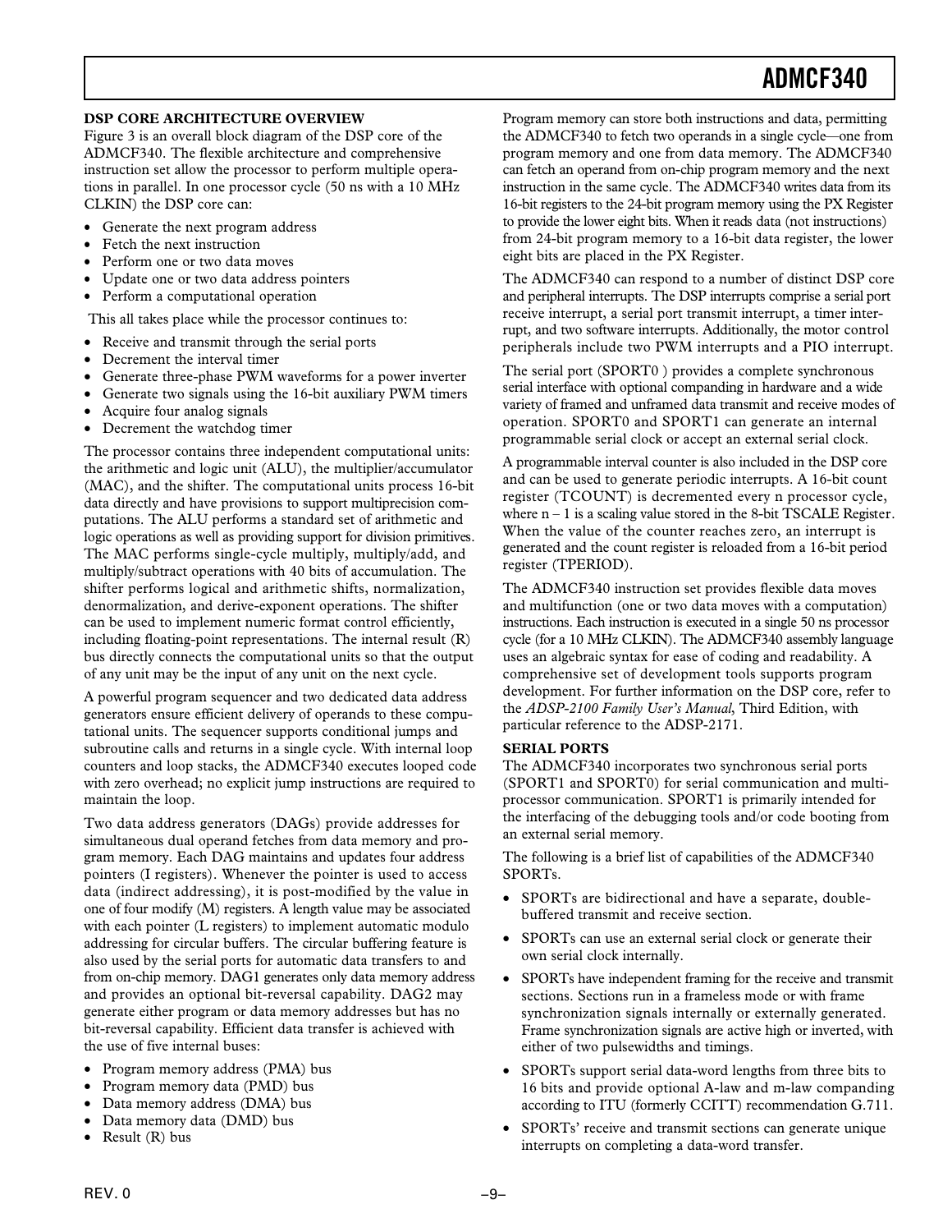## DSP CORE ARCHITECTURE OVERVIEW

Figure 3 is an overall block diagram of the DSP core of the ADMCF340. The flexible architecture and comprehensive instruction set allow the processor to perform multiple operations in parallel. In one processor cycle (50 ns with a 10 MHz CLKIN) the DSP core can:

- Generate the next program address
- Fetch the next instruction
- Perform one or two data moves
- Update one or two data address pointers
- Perform a computational operation

This all takes place while the processor continues to:

- Receive and transmit through the serial ports
- Decrement the interval timer
- Generate three-phase PWM waveforms for a power inverter
- Generate two signals using the 16-bit auxiliary PWM timers
- Acquire four analog signals
- Decrement the watchdog timer

The processor contains three independent computational units: the arithmetic and logic unit (ALU), the multiplier/accumulator (MAC), and the shifter. The computational units process 16-bit data directly and have provisions to support multiprecision computations. The ALU performs a standard set of arithmetic and logic operations as well as providing support for division primitives. The MAC performs single-cycle multiply, multiply/add, and multiply/subtract operations with 40 bits of accumulation. The shifter performs logical and arithmetic shifts, normalization, denormalization, and derive-exponent operations. The shifter can be used to implement numeric format control efficiently, including floating-point representations. The internal result (R) bus directly connects the computational units so that the output of any unit may be the input of any unit on the next cycle.

A powerful program sequencer and two dedicated data address generators ensure efficient delivery of operands to these computational units. The sequencer supports conditional jumps and subroutine calls and returns in a single cycle. With internal loop counters and loop stacks, the ADMCF340 executes looped code with zero overhead; no explicit jump instructions are required to maintain the loop.

Two data address generators (DAGs) provide addresses for simultaneous dual operand fetches from data memory and program memory. Each DAG maintains and updates four address pointers (I registers). Whenever the pointer is used to access data (indirect addressing), it is post-modified by the value in one of four modify (M) registers. A length value may be associated with each pointer (L registers) to implement automatic modulo addressing for circular buffers. The circular buffering feature is also used by the serial ports for automatic data transfers to and from on-chip memory. DAG1 generates only data memory address and provides an optional bit-reversal capability. DAG2 may generate either program or data memory addresses but has no bit-reversal capability. Efficient data transfer is achieved with the use of five internal buses:

- Program memory address (PMA) bus
- Program memory data (PMD) bus
- Data memory address (DMA) bus
- Data memory data (DMD) bus
- Result (R) bus

Program memory can store both instructions and data, permitting the ADMCF340 to fetch two operands in a single cycle—one from program memory and one from data memory. The ADMCF340 can fetch an operand from on-chip program memory and the next instruction in the same cycle. The ADMCF340 writes data from its 16-bit registers to the 24-bit program memory using the PX Register to provide the lower eight bits. When it reads data (not instructions) from 24-bit program memory to a 16-bit data register, the lower eight bits are placed in the PX Register.

The ADMCF340 can respond to a number of distinct DSP core and peripheral interrupts. The DSP interrupts comprise a serial port receive interrupt, a serial port transmit interrupt, a timer interrupt, and two software interrupts. Additionally, the motor control peripherals include two PWM interrupts and a PIO interrupt.

The serial port (SPORT0 ) provides a complete synchronous serial interface with optional companding in hardware and a wide variety of framed and unframed data transmit and receive modes of operation. SPORT0 and SPORT1 can generate an internal programmable serial clock or accept an external serial clock.

A programmable interval counter is also included in the DSP core and can be used to generate periodic interrupts. A 16-bit count register (TCOUNT) is decremented every n processor cycle, where $n - 1$ is a scaling value stored in the 8-bit TSCALE Register. When the value of the counter reaches zero, an interrupt is generated and the count register is reloaded from a 16-bit period register (TPERIOD).

The ADMCF340 instruction set provides flexible data moves and multifunction (one or two data moves with a computation) instructions. Each instruction is executed in a single 50 ns processor cycle (for a 10 MHz CLKIN). The ADMCF340 assembly language uses an algebraic syntax for ease of coding and readability. A comprehensive set of development tools supports program development. For further information on the DSP core, refer to the *ADSP-2100 Family User's Manual*, Third Edition, with particular reference to the ADSP-2171.

## SERIAL PORTS

The ADMCF340 incorporates two synchronous serial ports (SPORT1 and SPORT0) for serial communication and multiprocessor communication. SPORT1 is primarily intended for the interfacing of the debugging tools and/or code booting from an external serial memory.

The following is a brief list of capabilities of the ADMCF340 SPORTs.

- SPORTs are bidirectional and have a separate, double-buffered transmit and receive section.
- SPORTs can use an external serial clock or generate their own serial clock internally.
- SPORTs have independent framing for the receive and transmit sections. Sections run in a frameless mode or with frame synchronization signals internally or externally generated. Frame synchronization signals are active high or inverted, with either of two pulsewidths and timings.
- SPORTs support serial data-word lengths from three bits to 16 bits and provide optional A-law and m-law companding according to ITU (formerly CCITT) recommendation G.711.
- SPORTs' receive and transmit sections can generate unique interrupts on completing a data-word transfer.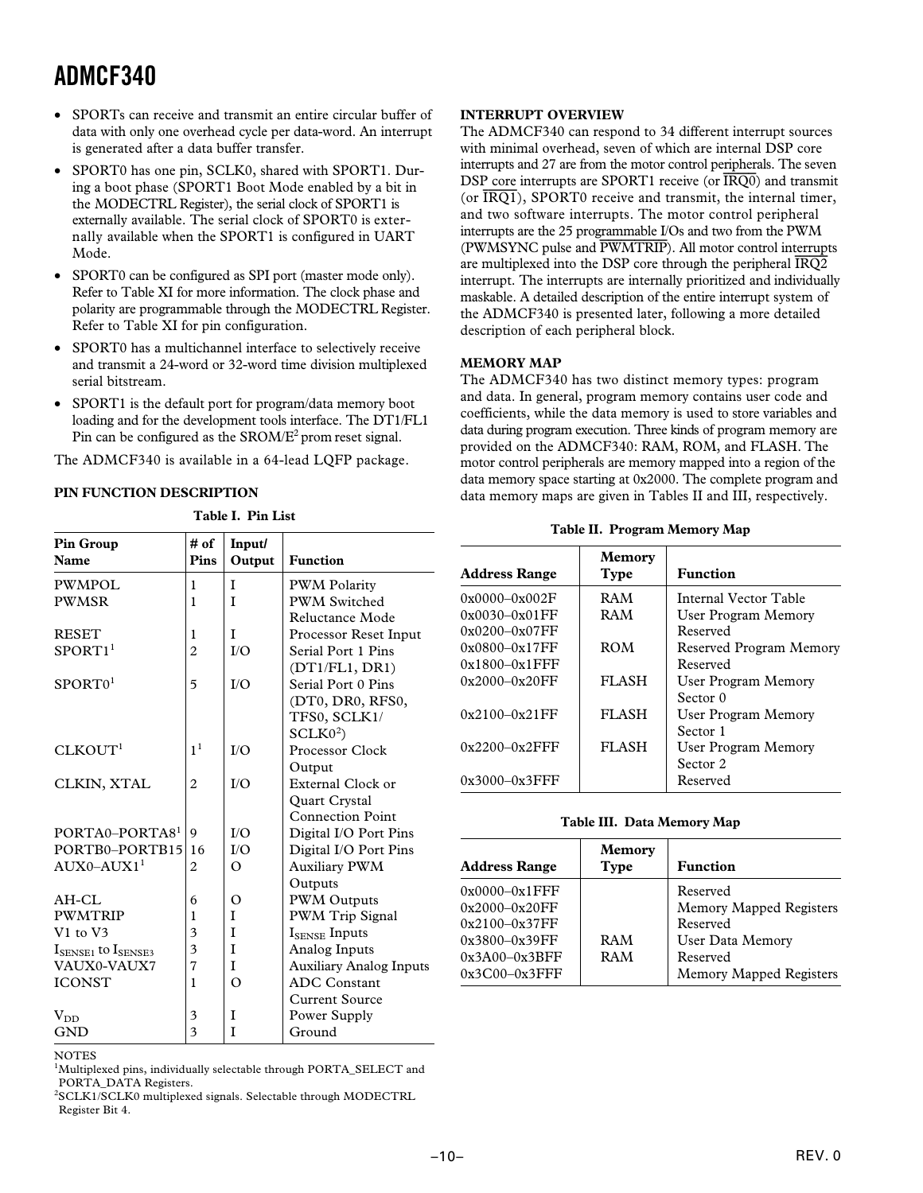- SPORTs can receive and transmit an entire circular buffer of data with only one overhead cycle per data-word. An interrupt is generated after a data buffer transfer.
- SPORT0 has one pin, SCLK0, shared with SPORT1. During a boot phase (SPORT1 Boot Mode enabled by a bit in the MODECTRL Register), the serial clock of SPORT1 is externally available. The serial clock of SPORT0 is externally available when the SPORT1 is configured in UART Mode.
- SPORT0 can be configured as SPI port (master mode only). Refer to Table XI for more information. The clock phase and polarity are programmable through the MODECTRL Register. Refer to Table XI for pin configuration.
- SPORT0 has a multichannel interface to selectively receive and transmit a 24-word or 32-word time division multiplexed serial bitstream.
- SPORT1 is the default port for program/data memory boot loading and for the development tools interface. The DT1/FL1 Pin can be configured as the SROM/E$^2$ prom reset signal.

The ADMCF340 is available in a 64-lead LQFP package.

### PIN FUNCTION DESCRIPTION

**Table I. Pin List**

| Pin Group Name | # of Pins | Input/ Output | Function |
|---|---|---|---|
| PWMPOL | 1 | I | PWM Polarity |
| PWMSR | 1 | I | PWM Switched Reluctance Mode |
| RESET | 1 | I | Processor Reset Input |
| SPORT1[1] | 2 | I/O | Serial Port 1 Pins (DT1/FL1, DR1) |
| SPORT0[1] | 5 | I/O | Serial Port 0 Pins (DT0, DR0, RFS0, TFS0, SCLK1/ SCLK0[2]) |
| CLKOUT[1] | 1[1] | I/O | Processor Clock Output |
| CLKIN, XTAL | 2 | I/O | External Clock or Quart Crystal Connection Point |
| PORTA0–PORTA8[1] | 9 | I/O | Digital I/O Port Pins |
| PORTB0–PORTB15 | 16 | I/O | Digital I/O Port Pins |
| AUX0–AUX1[1] | 2 | O | Auxiliary PWM Outputs |
| AH-CL | 6 | O | PWM Outputs |
| PWMTRIP | 1 | I | PWM Trip Signal |
| V1 to V3 | 3 | I | $I_{SENSE}$ Inputs |
| $I_{SENSE1}$ to $I_{SENSE3}$ | 3 | I | Analog Inputs |
| VAUX0-VAUX7 | 7 | I | Auxiliary Analog Inputs |
| ICONST | 1 | O | ADC Constant Current Source |
| $V_{DD}$ | 3 | I | Power Supply |
| GND | 3 | I | Ground |

NOTES
[1]Multiplexed pins, individually selectable through PORTA_SELECT and PORTA_DATA Registers.
[2]SCLK1/SCLK0 multiplexed signals. Selectable through MODECTRL Register Bit 4.

### INTERRUPT OVERVIEW

The ADMCF340 can respond to 34 different interrupt sources with minimal overhead, seven of which are internal DSP core interrupts and 27 are from the motor control peripherals. The seven DSP core interrupts are SPORT1 receive (or $\overline{IRQ0}$) and transmit (or $\overline{IRQ1}$), SPORT0 receive and transmit, the internal timer, and two software interrupts. The motor control peripheral interrupts are the 25 programmable I/Os and two from the PWM (PWMSYNC pulse and $\overline{PWMTRIP}$). All motor control interrupts are multiplexed into the DSP core through the peripheral $\overline{IRQ2}$ interrupt. The interrupts are internally prioritized and individually maskable. A detailed description of the entire interrupt system of the ADMCF340 is presented later, following a more detailed description of each peripheral block.

### MEMORY MAP

The ADMCF340 has two distinct memory types: program and data. In general, program memory contains user code and coefficients, while the data memory is used to store variables and data during program execution. Three kinds of program memory are provided on the ADMCF340: RAM, ROM, and FLASH. The motor control peripherals are memory mapped into a region of the data memory space starting at 0x2000. The complete program and data memory maps are given in Tables II and III, respectively.

**Table II. Program Memory Map**

| Address Range | Memory Type | Function |
|---|---|---|
| 0x0000–0x002F | RAM | Internal Vector Table |
| 0x0030–0x01FF | RAM | User Program Memory |
| 0x0200–0x07FF | | Reserved |
| 0x0800–0x17FF | ROM | Reserved Program Memory |
| 0x1800–0x1FFF | | Reserved |
| 0x2000–0x20FF | FLASH | User Program Memory Sector 0 |
| 0x2100–0x21FF | FLASH | User Program Memory Sector 1 |
| 0x2200–0x2FFF | FLASH | User Program Memory Sector 2 |
| 0x3000–0x3FFF | | Reserved |

**Table III. Data Memory Map**

| Address Range | Memory Type | Function |
|---|---|---|
| 0x0000–0x1FFF | | Reserved |
| 0x2000–0x20FF | | Memory Mapped Registers |
| 0x2100–0x37FF | | Reserved |
| 0x3800–0x39FF | RAM | User Data Memory |
| 0x3A00–0x3BFF | RAM | Reserved |
| 0x3C00–0x3FFF | | Memory Mapped Registers |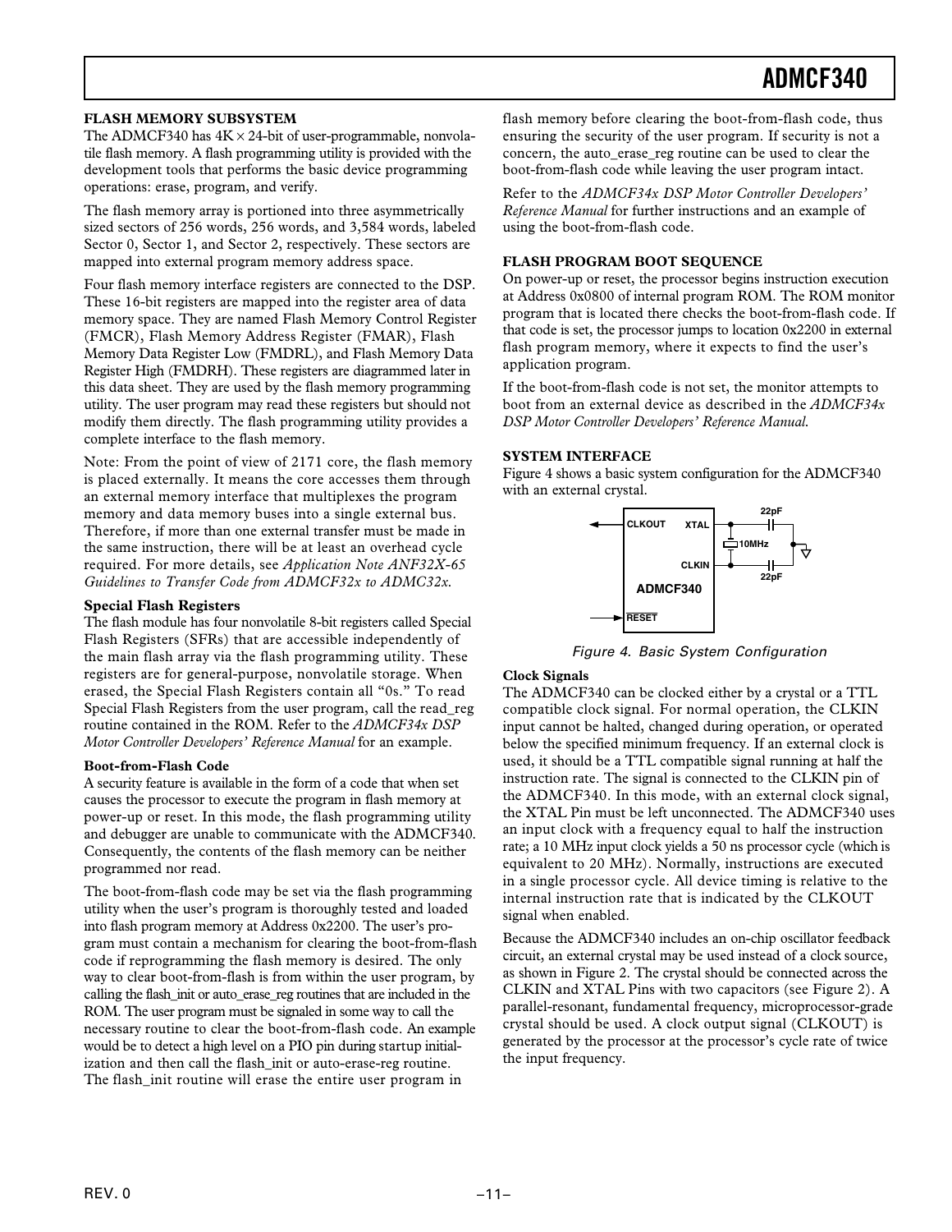## FLASH MEMORY SUBSYSTEM

The ADMCF340 has 4K × 24-bit of user-programmable, nonvolatile flash memory. A flash programming utility is provided with the development tools that performs the basic device programming operations: erase, program, and verify.

The flash memory array is portioned into three asymmetrically sized sectors of 256 words, 256 words, and 3,584 words, labeled Sector 0, Sector 1, and Sector 2, respectively. These sectors are mapped into external program memory address space.

Four flash memory interface registers are connected to the DSP. These 16-bit registers are mapped into the register area of data memory space. They are named Flash Memory Control Register (FMCR), Flash Memory Address Register (FMAR), Flash Memory Data Register Low (FMDRL), and Flash Memory Data Register High (FMDRH). These registers are diagrammed later in this data sheet. They are used by the flash memory programming utility. The user program may read these registers but should not modify them directly. The flash programming utility provides a complete interface to the flash memory.

Note: From the point of view of 2171 core, the flash memory is placed externally. It means the core accesses them through an external memory interface that multiplexes the program memory and data memory buses into a single external bus. Therefore, if more than one external transfer must be made in the same instruction, there will be at least an overhead cycle required. For more details, see *Application Note ANF32X-65 Guidelines to Transfer Code from ADMCF32x to ADMC32x.*

### Special Flash Registers

The flash module has four nonvolatile 8-bit registers called Special Flash Registers (SFRs) that are accessible independently of the main flash array via the flash programming utility. These registers are for general-purpose, nonvolatile storage. When erased, the Special Flash Registers contain all "0s." To read Special Flash Registers from the user program, call the read_reg routine contained in the ROM. Refer to the *ADMCF34x DSP Motor Controller Developers' Reference Manual* for an example.

### Boot-from-Flash Code

A security feature is available in the form of a code that when set causes the processor to execute the program in flash memory at power-up or reset. In this mode, the flash programming utility and debugger are unable to communicate with the ADMCF340. Consequently, the contents of the flash memory can be neither programmed nor read.

The boot-from-flash code may be set via the flash programming utility when the user's program is thoroughly tested and loaded into flash program memory at Address 0x2200. The user's program must contain a mechanism for clearing the boot-from-flash code if reprogramming the flash memory is desired. The only way to clear boot-from-flash is from within the user program, by calling the flash_init or auto_erase_reg routines that are included in the ROM. The user program must be signaled in some way to call the necessary routine to clear the boot-from-flash code. An example would be to detect a high level on a PIO pin during startup initialization and then call the flash_init or auto-erase-reg routine. The flash_init routine will erase the entire user program in flash memory before clearing the boot-from-flash code, thus ensuring the security of the user program. If security is not a concern, the auto_erase_reg routine can be used to clear the boot-from-flash code while leaving the user program intact.

Refer to the *ADMCF34x DSP Motor Controller Developers' Reference Manual* for further instructions and an example of using the boot-from-flash code.

## FLASH PROGRAM BOOT SEQUENCE

On power-up or reset, the processor begins instruction execution at Address 0x0800 of internal program ROM. The ROM monitor program that is located there checks the boot-from-flash code. If that code is set, the processor jumps to location 0x2200 in external flash program memory, where it expects to find the user's application program.

If the boot-from-flash code is not set, the monitor attempts to boot from an external device as described in the *ADMCF34x DSP Motor Controller Developers' Reference Manual*.

## SYSTEM INTERFACE

Figure 4 shows a basic system configuration for the ADMCF340 with an external crystal.

Figure 4. Basic System Configuration

### Clock Signals

The ADMCF340 can be clocked either by a crystal or a TTL compatible clock signal. For normal operation, the CLKIN input cannot be halted, changed during operation, or operated below the specified minimum frequency. If an external clock is used, it should be a TTL compatible signal running at half the instruction rate. The signal is connected to the CLKIN pin of the ADMCF340. In this mode, with an external clock signal, the XTAL Pin must be left unconnected. The ADMCF340 uses an input clock with a frequency equal to half the instruction rate; a 10 MHz input clock yields a 50 ns processor cycle (which is equivalent to 20 MHz). Normally, instructions are executed in a single processor cycle. All device timing is relative to the internal instruction rate that is indicated by the CLKOUT signal when enabled.

Because the ADMCF340 includes an on-chip oscillator feedback circuit, an external crystal may be used instead of a clock source, as shown in Figure 2. The crystal should be connected across the CLKIN and XTAL Pins with two capacitors (see Figure 2). A parallel-resonant, fundamental frequency, microprocessor-grade crystal should be used. A clock output signal (CLKOUT) is generated by the processor at the processor's cycle rate of twice the input frequency.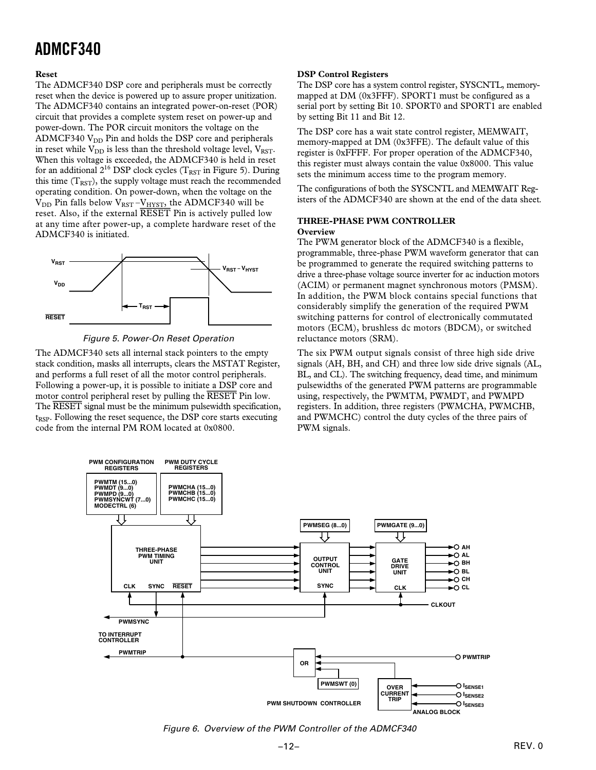### Reset

The ADMCF340 DSP core and peripherals must be correctly reset when the device is powered up to assure proper unitization. The ADMCF340 contains an integrated power-on-reset (POR) circuit that provides a complete system reset on power-up and power-down. The POR circuit monitors the voltage on the ADMCF340 $V_{DD}$ Pin and holds the DSP core and peripherals in reset while $V_{DD}$ is less than the threshold voltage level, $V_{RST}$. When this voltage is exceeded, the ADMCF340 is held in reset for an additional $2^{16}$ DSP clock cycles ($T_{RST}$ in Figure 5). During this time ($T_{RST}$), the supply voltage must reach the recommended operating condition. On power-down, when the voltage on the $V_{DD}$ Pin falls below $V_{RST} - V_{HYST}$, the ADMCF340 will be reset. Also, if the external RESET Pin is actively pulled low at any time after power-up, a complete hardware reset of the ADMCF340 is initiated.

*Figure 5. Power-On Reset Operation*

The ADMCF340 sets all internal stack pointers to the empty stack condition, masks all interrupts, clears the MSTAT Register, and performs a full reset of all the motor control peripherals. Following a power-up, it is possible to initiate a DSP core and motor control peripheral reset by pulling the RESET Pin low. The RESET signal must be the minimum pulsewidth specification, $t_{RSP}$. Following the reset sequence, the DSP core starts executing code from the internal PM ROM located at 0x0800.

### DSP Control Registers

The DSP core has a system control register, SYSCNTL, memory-mapped at DM (0x3FFF). SPORT1 must be configured as a serial port by setting Bit 10. SPORT0 and SPORT1 are enabled by setting Bit 11 and Bit 12.

The DSP core has a wait state control register, MEMWAIT, memory-mapped at DM (0x3FFE). The default value of this register is 0xFFFF. For proper operation of the ADMCF340, this register must always contain the value 0x8000. This value sets the minimum access time to the program memory.

The configurations of both the SYSCNTL and MEMWAIT Registers of the ADMCF340 are shown at the end of the data sheet.

## THREE-PHASE PWM CONTROLLER

### Overview

The PWM generator block of the ADMCF340 is a flexible, programmable, three-phase PWM waveform generator that can be programmed to generate the required switching patterns to drive a three-phase voltage source inverter for ac induction motors (ACIM) or permanent magnet synchronous motors (PMSM). In addition, the PWM block contains special functions that considerably simplify the generation of the required PWM switching patterns for control of electronically commutated motors (ECM), brushless dc motors (BDCM), or switched reluctance motors (SRM).

The six PWM output signals consist of three high side drive signals (AH, BH, and CH) and three low side drive signals (AL, BL, and CL). The switching frequency, dead time, and minimum pulsewidths of the generated PWM patterns are programmable using, respectively, the PWMTM, PWMDT, and PWMPD registers. In addition, three registers (PWMCHA, PWMCHB, and PWMCHC) control the duty cycles of the three pairs of PWM signals.

*Figure 6. Overview of the PWM Controller of the ADMCF340*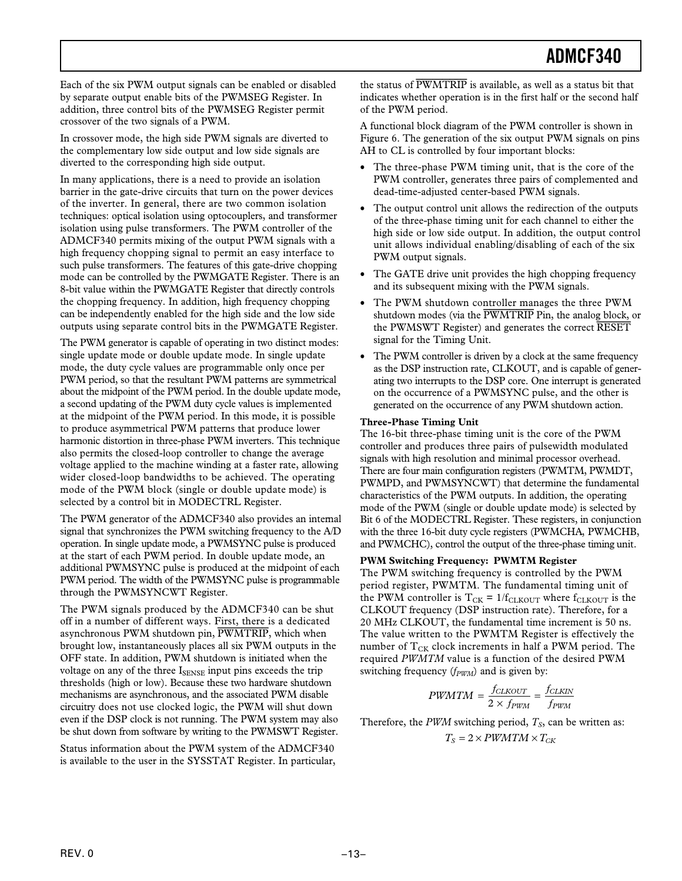Each of the six PWM output signals can be enabled or disabled by separate output enable bits of the PWMSEG Register. In addition, three control bits of the PWMSEG Register permit crossover of the two signals of a PWM.

In crossover mode, the high side PWM signals are diverted to the complementary low side output and low side signals are diverted to the corresponding high side output.

In many applications, there is a need to provide an isolation barrier in the gate-drive circuits that turn on the power devices of the inverter. In general, there are two common isolation techniques: optical isolation using optocouplers, and transformer isolation using pulse transformers. The PWM controller of the ADMCF340 permits mixing of the output PWM signals with a high frequency chopping signal to permit an easy interface to such pulse transformers. The features of this gate-drive chopping mode can be controlled by the PWMGATE Register. There is an 8-bit value within the PWMGATE Register that directly controls the chopping frequency. In addition, high frequency chopping can be independently enabled for the high side and the low side outputs using separate control bits in the PWMGATE Register.

The PWM generator is capable of operating in two distinct modes: single update mode or double update mode. In single update mode, the duty cycle values are programmable only once per PWM period, so that the resultant PWM patterns are symmetrical about the midpoint of the PWM period. In the double update mode, a second updating of the PWM duty cycle values is implemented at the midpoint of the PWM period. In this mode, it is possible to produce asymmetrical PWM patterns that produce lower harmonic distortion in three-phase PWM inverters. This technique also permits the closed-loop controller to change the average voltage applied to the machine winding at a faster rate, allowing wider closed-loop bandwidths to be achieved. The operating mode of the PWM block (single or double update mode) is selected by a control bit in MODECTRL Register.

The PWM generator of the ADMCF340 also provides an internal signal that synchronizes the PWM switching frequency to the A/D operation. In single update mode, a PWMSYNC pulse is produced at the start of each PWM period. In double update mode, an additional PWMSYNC pulse is produced at the midpoint of each PWM period. The width of the PWMSYNC pulse is programmable through the PWMSYNCWT Register.

The PWM signals produced by the ADMCF340 can be shut off in a number of different ways. First, there is a dedicated asynchronous PWM shutdown pin, $\overline{\text{PWMTRIP}}$, which when brought low, instantaneously places all six PWM outputs in the OFF state. In addition, PWM shutdown is initiated when the voltage on any of the three $I_{SENSE}$ input pins exceeds the trip thresholds (high or low). Because these two hardware shutdown mechanisms are asynchronous, and the associated PWM disable circuitry does not use clocked logic, the PWM will shut down even if the DSP clock is not running. The PWM system may also be shut down from software by writing to the PWMSWT Register.

Status information about the PWM system of the ADMCF340 is available to the user in the SYSSTAT Register. In particular, the status of $\overline{\text{PWMTRIP}}$ is available, as well as a status bit that indicates whether operation is in the first half or the second half of the PWM period.

A functional block diagram of the PWM controller is shown in Figure 6. The generation of the six output PWM signals on pins AH to CL is controlled by four important blocks:

- The three-phase PWM timing unit, that is the core of the PWM controller, generates three pairs of complemented and dead-time-adjusted center-based PWM signals.
- The output control unit allows the redirection of the outputs of the three-phase timing unit for each channel to either the high side or low side output. In addition, the output control unit allows individual enabling/disabling of each of the six PWM output signals.
- The GATE drive unit provides the high chopping frequency and its subsequent mixing with the PWM signals.
- The PWM shutdown controller manages the three PWM shutdown modes (via the $\overline{\text{PWMTRIP}}$ Pin, the analog block, or the PWMSWT Register) and generates the correct $\overline{\text{RESET}}$ signal for the Timing Unit.
- The PWM controller is driven by a clock at the same frequency as the DSP instruction rate, CLKOUT, and is capable of generating two interrupts to the DSP core. One interrupt is generated on the occurrence of a PWMSYNC pulse, and the other is generated on the occurrence of any PWM shutdown action.

**Three-Phase Timing Unit**

The 16-bit three-phase timing unit is the core of the PWM controller and produces three pairs of pulsewidth modulated signals with high resolution and minimal processor overhead. There are four main configuration registers (PWMTM, PWMDT, PWMPD, and PWMSYNCWT) that determine the fundamental characteristics of the PWM outputs. In addition, the operating mode of the PWM (single or double update mode) is selected by Bit 6 of the MODECTRL Register. These registers, in conjunction with the three 16-bit duty cycle registers (PWMCHA, PWMCHB, and PWMCHC), control the output of the three-phase timing unit.

**PWM Switching Frequency: PWMTM Register**

The PWM switching frequency is controlled by the PWM period register, PWMTM. The fundamental timing unit of the PWM controller is $T_{CK} = 1/f_{CLKOUT}$ where $f_{CLKOUT}$ is the CLKOUT frequency (DSP instruction rate). Therefore, for a 20 MHz CLKOUT, the fundamental time increment is 50 ns. The value written to the PWMTM Register is effectively the number of $T_{CK}$ clock increments in half a PWM period. The required *PWMTM* value is a function of the desired PWM switching frequency ($f_{PWM}$) and is given by:

$$PWMTM = \frac{f_{CLKOUT}}{2 \times f_{PWM}} = \frac{f_{CLKIN}}{f_{PWM}}$$

Therefore, the *PWM* switching period, $T_S$, can be written as:

$$T_S = 2 \times PWMTM \times T_{CK}$$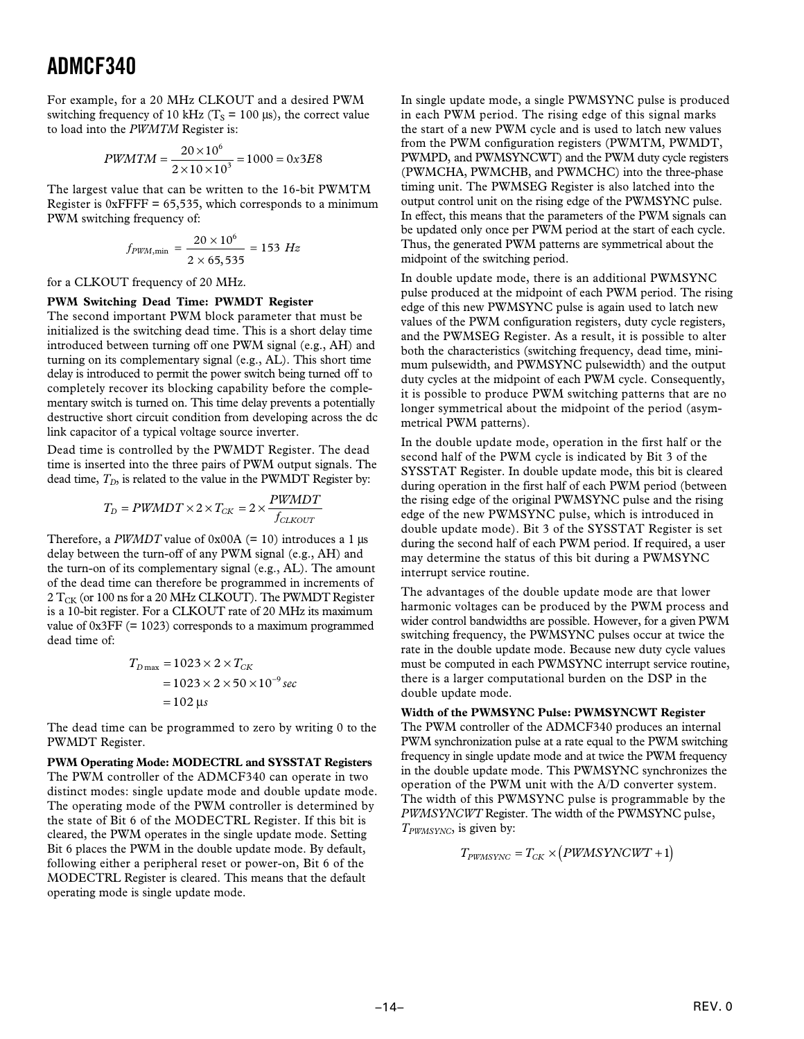For example, for a 20 MHz CLKOUT and a desired PWM switching frequency of 10 kHz ($T_S$ = 100 µs), the correct value to load into the *PWMTM* Register is:

$$PWMTM = \frac{20 \times 10^6}{2 \times 10 \times 10^3} = 1000 = 0x3E8$$

The largest value that can be written to the 16-bit PWMTM Register is 0xFFFF = 65,535, which corresponds to a minimum PWM switching frequency of:

$$f_{PWM,\min} = \frac{20 \times 10^6}{2 \times 65,535} = 153\ Hz$$

for a CLKOUT frequency of 20 MHz.

**PWM Switching Dead Time: PWMDT Register**

The second important PWM block parameter that must be initialized is the switching dead time. This is a short delay time introduced between turning off one PWM signal (e.g., AH) and turning on its complementary signal (e.g., AL). This short time delay is introduced to permit the power switch being turned off to completely recover its blocking capability before the complementary switch is turned on. This time delay prevents a potentially destructive short circuit condition from developing across the dc link capacitor of a typical voltage source inverter.

Dead time is controlled by the PWMDT Register. The dead time is inserted into the three pairs of PWM output signals. The dead time, $T_D$, is related to the value in the PWMDT Register by:

$$T_D = PWMDT \times 2 \times T_{CK} = 2 \times \frac{PWMDT}{f_{CLKOUT}}$$

Therefore, a *PWMDT* value of 0x00A (= 10) introduces a 1 µs delay between the turn-off of any PWM signal (e.g., AH) and the turn-on of its complementary signal (e.g., AL). The amount of the dead time can therefore be programmed in increments of 2 $T_{CK}$ (or 100 ns for a 20 MHz CLKOUT). The PWMDT Register is a 10-bit register. For a CLKOUT rate of 20 MHz its maximum value of 0x3FF (= 1023) corresponds to a maximum programmed dead time of:

$$\begin{aligned} T_{D\max} &= 1023 \times 2 \times T_{CK} \\ &= 1023 \times 2 \times 50 \times 10^{-9}\,sec \\ &= 102\ \mu s \end{aligned}$$

The dead time can be programmed to zero by writing 0 to the PWMDT Register.

**PWM Operating Mode: MODECTRL and SYSSTAT Registers**

The PWM controller of the ADMCF340 can operate in two distinct modes: single update mode and double update mode. The operating mode of the PWM controller is determined by the state of Bit 6 of the MODECTRL Register. If this bit is cleared, the PWM operates in the single update mode. Setting Bit 6 places the PWM in the double update mode. By default, following either a peripheral reset or power-on, Bit 6 of the MODECTRL Register is cleared. This means that the default operating mode is single update mode.

In single update mode, a single PWMSYNC pulse is produced in each PWM period. The rising edge of this signal marks the start of a new PWM cycle and is used to latch new values from the PWM configuration registers (PWMTM, PWMDT, PWMPD, and PWMSYNCWT) and the PWM duty cycle registers (PWMCHA, PWMCHB, and PWMCHC) into the three-phase timing unit. The PWMSEG Register is also latched into the output control unit on the rising edge of the PWMSYNC pulse. In effect, this means that the parameters of the PWM signals can be updated only once per PWM period at the start of each cycle. Thus, the generated PWM patterns are symmetrical about the midpoint of the switching period.

In double update mode, there is an additional PWMSYNC pulse produced at the midpoint of each PWM period. The rising edge of this new PWMSYNC pulse is again used to latch new values of the PWM configuration registers, duty cycle registers, and the PWMSEG Register. As a result, it is possible to alter both the characteristics (switching frequency, dead time, minimum pulsewidth, and PWMSYNC pulsewidth) and the output duty cycles at the midpoint of each PWM cycle. Consequently, it is possible to produce PWM switching patterns that are no longer symmetrical about the midpoint of the period (asymmetrical PWM patterns).

In the double update mode, operation in the first half or the second half of the PWM cycle is indicated by Bit 3 of the SYSSTAT Register. In double update mode, this bit is cleared during operation in the first half of each PWM period (between the rising edge of the original PWMSYNC pulse and the rising edge of the new PWMSYNC pulse, which is introduced in double update mode). Bit 3 of the SYSSTAT Register is set during the second half of each PWM period. If required, a user may determine the status of this bit during a PWMSYNC interrupt service routine.

The advantages of the double update mode are that lower harmonic voltages can be produced by the PWM process and wider control bandwidths are possible. However, for a given PWM switching frequency, the PWMSYNC pulses occur at twice the rate in the double update mode. Because new duty cycle values must be computed in each PWMSYNC interrupt service routine, there is a larger computational burden on the DSP in the double update mode.

**Width of the PWMSYNC Pulse: PWMSYNCWT Register**

The PWM controller of the ADMCF340 produces an internal PWM synchronization pulse at a rate equal to the PWM switching frequency in single update mode and at twice the PWM frequency in the double update mode. This PWMSYNC synchronizes the operation of the PWM unit with the A/D converter system. The width of this PWMSYNC pulse is programmable by the *PWMSYNCWT* Register. The width of the PWMSYNC pulse, $T_{PWMSYNC}$, is given by:

$$T_{PWMSYNC} = T_{CK} \times (PWMSYNCWT + 1)$$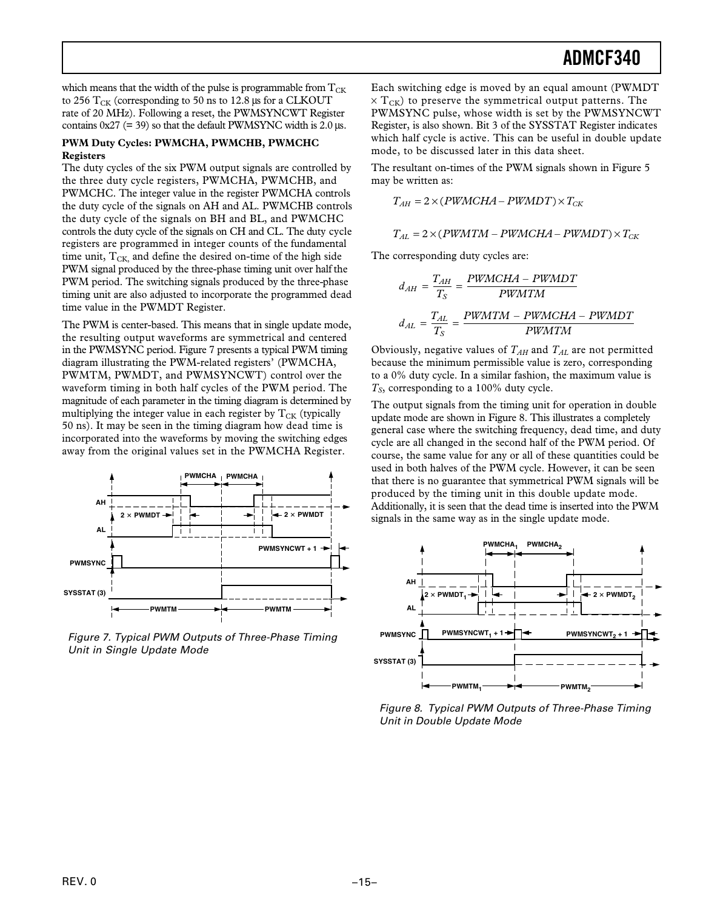which means that the width of the pulse is programmable from $T_{CK}$ to 256 $T_{CK}$ (corresponding to 50 ns to 12.8 µs for a CLKOUT rate of 20 MHz). Following a reset, the PWMSYNCWT Register contains 0x27 (= 39) so that the default PWMSYNC width is 2.0 µs.

**PWM Duty Cycles: PWMCHA, PWMCHB, PWMCHC Registers**

The duty cycles of the six PWM output signals are controlled by the three duty cycle registers, PWMCHA, PWMCHB, and PWMCHC. The integer value in the register PWMCHA controls the duty cycle of the signals on AH and AL. PWMCHB controls the duty cycle of the signals on BH and BL, and PWMCHC controls the duty cycle of the signals on CH and CL. The duty cycle registers are programmed in integer counts of the fundamental time unit, $T_{CK,}$ and define the desired on-time of the high side PWM signal produced by the three-phase timing unit over half the PWM period. The switching signals produced by the three-phase timing unit are also adjusted to incorporate the programmed dead time value in the PWMDT Register.

The PWM is center-based. This means that in single update mode, the resulting output waveforms are symmetrical and centered in the PWMSYNC period. Figure 7 presents a typical PWM timing diagram illustrating the PWM-related registers' (PWMCHA, PWMTM, PWMDT, and PWMSYNCWT) control over the waveform timing in both half cycles of the PWM period. The magnitude of each parameter in the timing diagram is determined by multiplying the integer value in each register by $T_{CK}$ (typically 50 ns). It may be seen in the timing diagram how dead time is incorporated into the waveforms by moving the switching edges away from the original values set in the PWMCHA Register.

*Figure 7. Typical PWM Outputs of Three-Phase Timing Unit in Single Update Mode*

Each switching edge is moved by an equal amount (PWMDT $\times$ $T_{CK}$) to preserve the symmetrical output patterns. The PWMSYNC pulse, whose width is set by the PWMSYNCWT Register, is also shown. Bit 3 of the SYSSTAT Register indicates which half cycle is active. This can be useful in double update mode, to be discussed later in this data sheet.

The resultant on-times of the PWM signals shown in Figure 5 may be written as:

$$T_{AH} = 2 \times (PWMCHA - PWMDT) \times T_{CK}$$

$$T_{AL} = 2 \times (PWMTM - PWMCHA - PWMDT) \times T_{CK}$$

The corresponding duty cycles are:

$$d_{AH} = \frac{T_{AH}}{T_S} = \frac{PWMCHA - PWMDT}{PWMTM}$$

$$d_{AL} = \frac{T_{AL}}{T_S} = \frac{PWMTM - PWMCHA - PWMDT}{PWMTM}$$

Obviously, negative values of $T_{AH}$ and $T_{AL}$ are not permitted because the minimum permissible value is zero, corresponding to a 0% duty cycle. In a similar fashion, the maximum value is $T_S$, corresponding to a 100% duty cycle.

The output signals from the timing unit for operation in double update mode are shown in Figure 8. This illustrates a completely general case where the switching frequency, dead time, and duty cycle are all changed in the second half of the PWM period. Of course, the same value for any or all of these quantities could be used in both halves of the PWM cycle. However, it can be seen that there is no guarantee that symmetrical PWM signals will be produced by the timing unit in this double update mode. Additionally, it is seen that the dead time is inserted into the PWM signals in the same way as in the single update mode.

*Figure 8. Typical PWM Outputs of Three-Phase Timing Unit in Double Update Mode*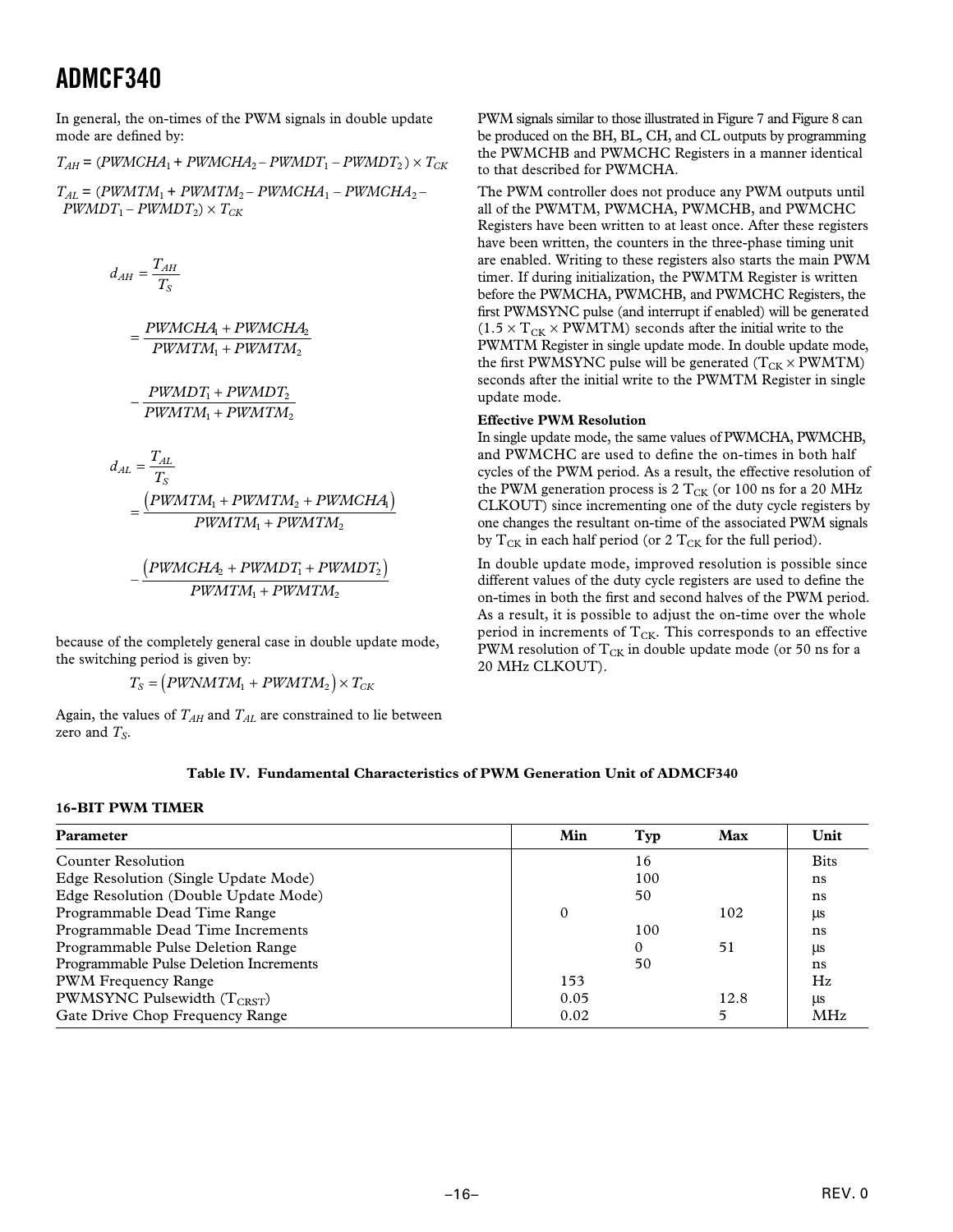In general, the on-times of the PWM signals in double update mode are defined by:

$$T_{AH} = (PWMCHA_1 + PWMCHA_2 - PWMDT_1 - PWMDT_2) \times T_{CK}$$

$$T_{AL} = (PWMTM_1 + PWMTM_2 - PWMCHA_1 - PWMCHA_2 - PWMDT_1 - PWMDT_2) \times T_{CK}$$

$$d_{AH} = \frac{T_{AH}}{T_S}$$

$$= \frac{PWMCHA_1 + PWMCHA_2}{PWMTM_1 + PWMTM_2}$$

$$- \frac{PWMDT_1 + PWMDT_2}{PWMTM_1 + PWMTM_2}$$

$$d_{AL} = \frac{T_{AL}}{T_S}$$

$$= \frac{(PWMTM_1 + PWMTM_2 + PWMCHA_1)}{PWMTM_1 + PWMTM_2}$$

$$- \frac{(PWMCHA_2 + PWMDT_1 + PWMDT_2)}{PWMTM_1 + PWMTM_2}$$

because of the completely general case in double update mode, the switching period is given by:

$$T_S = (PWNMTM_1 + PWMTM_2) \times T_{CK}$$

Again, the values of $T_{AH}$ and $T_{AL}$ are constrained to lie between zero and $T_S$.

PWM signals similar to those illustrated in Figure 7 and Figure 8 can be produced on the BH, BL, CH, and CL outputs by programming the PWMCHB and PWMCHC Registers in a manner identical to that described for PWMCHA.

The PWM controller does not produce any PWM outputs until all of the PWMTM, PWMCHA, PWMCHB, and PWMCHC Registers have been written to at least once. After these registers have been written, the counters in the three-phase timing unit are enabled. Writing to these registers also starts the main PWM timer. If during initialization, the PWMTM Register is written before the PWMCHA, PWMCHB, and PWMCHC Registers, the first PWMSYNC pulse (and interrupt if enabled) will be generated ($1.5 \times T_{CK} \times$ PWMTM) seconds after the initial write to the PWMTM Register in single update mode. In double update mode, the first PWMSYNC pulse will be generated ($T_{CK} \times$ PWMTM) seconds after the initial write to the PWMTM Register in single update mode.

**Effective PWM Resolution**

In single update mode, the same values of PWMCHA, PWMCHB, and PWMCHC are used to define the on-times in both half cycles of the PWM period. As a result, the effective resolution of the PWM generation process is 2 $T_{CK}$ (or 100 ns for a 20 MHz CLKOUT) since incrementing one of the duty cycle registers by one changes the resultant on-time of the associated PWM signals by $T_{CK}$ in each half period (or 2 $T_{CK}$ for the full period).

In double update mode, improved resolution is possible since different values of the duty cycle registers are used to define the on-times in both the first and second halves of the PWM period. As a result, it is possible to adjust the on-time over the whole period in increments of $T_{CK}$. This corresponds to an effective PWM resolution of $T_{CK}$ in double update mode (or 50 ns for a 20 MHz CLKOUT).

**Table IV. Fundamental Characteristics of PWM Generation Unit of ADMCF340**

**16-BIT PWM TIMER**

| Parameter | Min | Typ | Max | Unit |
|---|---|---|---|---|
| Counter Resolution | | 16 | | Bits |
| Edge Resolution (Single Update Mode) | | 100 | | ns |
| Edge Resolution (Double Update Mode) | | 50 | | ns |
| Programmable Dead Time Range | 0 | | 102 | µs |
| Programmable Dead Time Increments | | 100 | | ns |
| Programmable Pulse Deletion Range | | 0 | 51 | µs |
| Programmable Pulse Deletion Increments | | 50 | | ns |
| PWM Frequency Range | 153 | | | Hz |
| PWMSYNC Pulsewidth ($T_{CRST}$) | 0.05 | | 12.8 | µs |
| Gate Drive Chop Frequency Range | 0.02 | | 5 | MHz |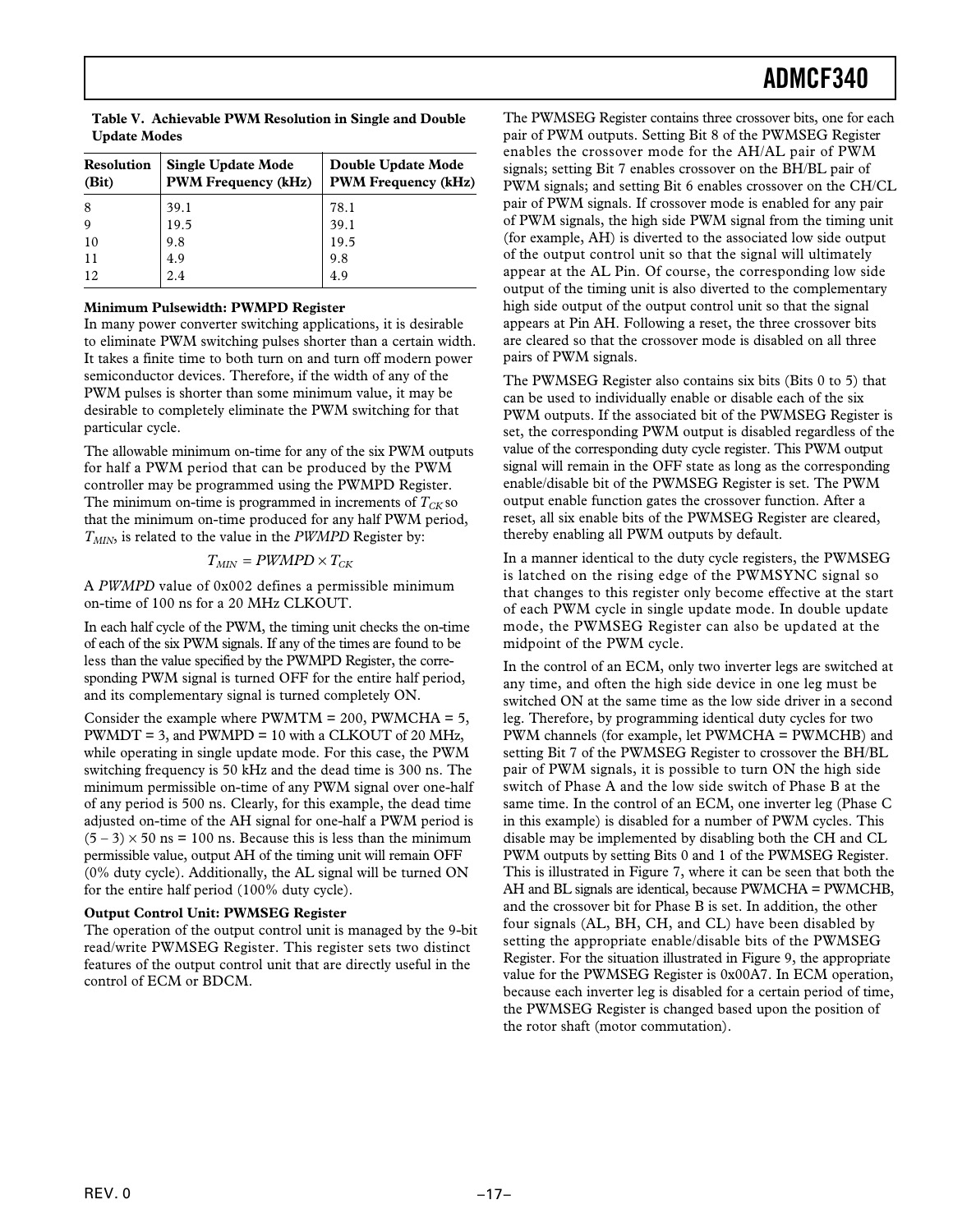**Table V. Achievable PWM Resolution in Single and Double Update Modes**

| Resolution (Bit) | Single Update Mode PWM Frequency (kHz) | Double Update Mode PWM Frequency (kHz) |
|---|---|---|
| 8 | 39.1 | 78.1 |
| 9 | 19.5 | 39.1 |
| 10 | 9.8 | 19.5 |
| 11 | 4.9 | 9.8 |
| 12 | 2.4 | 4.9 |

**Minimum Pulsewidth: PWMPD Register**

In many power converter switching applications, it is desirable to eliminate PWM switching pulses shorter than a certain width. It takes a finite time to both turn on and turn off modern power semiconductor devices. Therefore, if the width of any of the PWM pulses is shorter than some minimum value, it may be desirable to completely eliminate the PWM switching for that particular cycle.

The allowable minimum on-time for any of the six PWM outputs for half a PWM period that can be produced by the PWM controller may be programmed using the PWMPD Register. The minimum on-time is programmed in increments of $T_{CK}$ so that the minimum on-time produced for any half PWM period, $T_{MIN}$, is related to the value in the *PWMPD* Register by:

$$T_{MIN} = PWMPD \times T_{CK}$$

A *PWMPD* value of 0x002 defines a permissible minimum on-time of 100 ns for a 20 MHz CLKOUT.

In each half cycle of the PWM, the timing unit checks the on-time of each of the six PWM signals. If any of the times are found to be less than the value specified by the PWMPD Register, the corresponding PWM signal is turned OFF for the entire half period, and its complementary signal is turned completely ON.

Consider the example where PWMTM = 200, PWMCHA = 5, PWMDT = 3, and PWMPD = 10 with a CLKOUT of 20 MHz, while operating in single update mode. For this case, the PWM switching frequency is 50 kHz and the dead time is 300 ns. The minimum permissible on-time of any PWM signal over one-half of any period is 500 ns. Clearly, for this example, the dead time adjusted on-time of the AH signal for one-half a PWM period is $(5 - 3) \times 50$ ns = 100 ns. Because this is less than the minimum permissible value, output AH of the timing unit will remain OFF (0% duty cycle). Additionally, the AL signal will be turned ON for the entire half period (100% duty cycle).

**Output Control Unit: PWMSEG Register**

The operation of the output control unit is managed by the 9-bit read/write PWMSEG Register. This register sets two distinct features of the output control unit that are directly useful in the control of ECM or BDCM.

The PWMSEG Register contains three crossover bits, one for each pair of PWM outputs. Setting Bit 8 of the PWMSEG Register enables the crossover mode for the AH/AL pair of PWM signals; setting Bit 7 enables crossover on the BH/BL pair of PWM signals; and setting Bit 6 enables crossover on the CH/CL pair of PWM signals. If crossover mode is enabled for any pair of PWM signals, the high side PWM signal from the timing unit (for example, AH) is diverted to the associated low side output of the output control unit so that the signal will ultimately appear at the AL Pin. Of course, the corresponding low side output of the timing unit is also diverted to the complementary high side output of the output control unit so that the signal appears at Pin AH. Following a reset, the three crossover bits are cleared so that the crossover mode is disabled on all three pairs of PWM signals.

The PWMSEG Register also contains six bits (Bits 0 to 5) that can be used to individually enable or disable each of the six PWM outputs. If the associated bit of the PWMSEG Register is set, the corresponding PWM output is disabled regardless of the value of the corresponding duty cycle register. This PWM output signal will remain in the OFF state as long as the corresponding enable/disable bit of the PWMSEG Register is set. The PWM output enable function gates the crossover function. After a reset, all six enable bits of the PWMSEG Register are cleared, thereby enabling all PWM outputs by default.

In a manner identical to the duty cycle registers, the PWMSEG is latched on the rising edge of the PWMSYNC signal so that changes to this register only become effective at the start of each PWM cycle in single update mode. In double update mode, the PWMSEG Register can also be updated at the midpoint of the PWM cycle.

In the control of an ECM, only two inverter legs are switched at any time, and often the high side device in one leg must be switched ON at the same time as the low side driver in a second leg. Therefore, by programming identical duty cycles for two PWM channels (for example, let PWMCHA = PWMCHB) and setting Bit 7 of the PWMSEG Register to crossover the BH/BL pair of PWM signals, it is possible to turn ON the high side switch of Phase A and the low side switch of Phase B at the same time. In the control of an ECM, one inverter leg (Phase C in this example) is disabled for a number of PWM cycles. This disable may be implemented by disabling both the CH and CL PWM outputs by setting Bits 0 and 1 of the PWMSEG Register. This is illustrated in Figure 7, where it can be seen that both the AH and BL signals are identical, because PWMCHA = PWMCHB, and the crossover bit for Phase B is set. In addition, the other four signals (AL, BH, CH, and CL) have been disabled by setting the appropriate enable/disable bits of the PWMSEG Register. For the situation illustrated in Figure 9, the appropriate value for the PWMSEG Register is 0x00A7. In ECM operation, because each inverter leg is disabled for a certain period of time, the PWMSEG Register is changed based upon the position of the rotor shaft (motor commutation).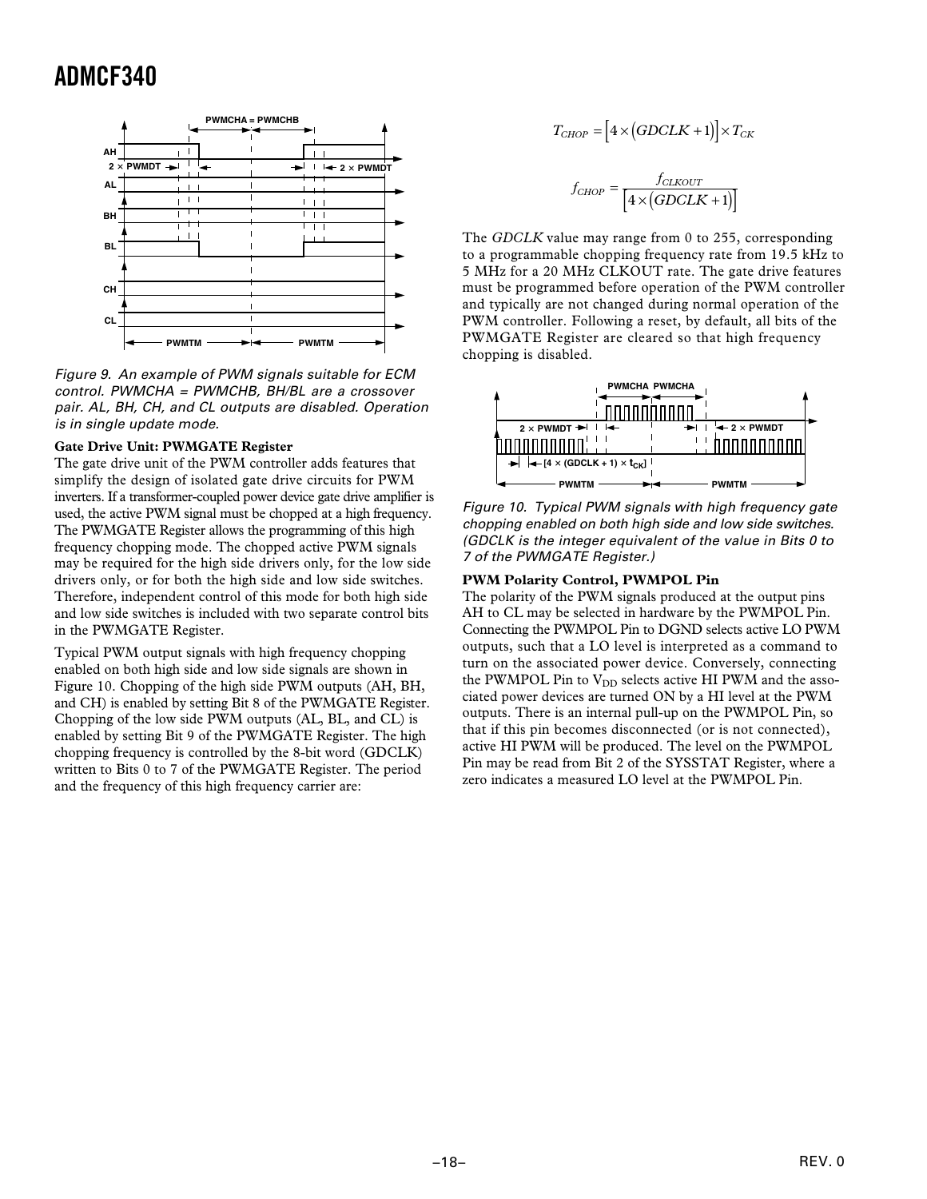Figure 9. An example of PWM signals suitable for ECM control. PWMCHA = PWMCHB, BH/BL are a crossover pair. AL, BH, CH, and CL outputs are disabled. Operation is in single update mode.

**Gate Drive Unit: PWMGATE Register**

The gate drive unit of the PWM controller adds features that simplify the design of isolated gate drive circuits for PWM inverters. If a transformer-coupled power device gate drive amplifier is used, the active PWM signal must be chopped at a high frequency. The PWMGATE Register allows the programming of this high frequency chopping mode. The chopped active PWM signals may be required for the high side drivers only, for the low side drivers only, or for both the high side and low side switches. Therefore, independent control of this mode for both high side and low side switches is included with two separate control bits in the PWMGATE Register.

Typical PWM output signals with high frequency chopping enabled on both high side and low side signals are shown in Figure 10. Chopping of the high side PWM outputs (AH, BH, and CH) is enabled by setting Bit 8 of the PWMGATE Register. Chopping of the low side PWM outputs (AL, BL, and CL) is enabled by setting Bit 9 of the PWMGATE Register. The high chopping frequency is controlled by the 8-bit word (GDCLK) written to Bits 0 to 7 of the PWMGATE Register. The period and the frequency of this high frequency carrier are:

$$T_{CHOP} = [4 \times (GDCLK + 1)] \times T_{CK}$$

$$f_{CHOP} = \frac{f_{CLKOUT}}{[4 \times (GDCLK + 1)]}$$

The *GDCLK* value may range from 0 to 255, corresponding to a programmable chopping frequency rate from 19.5 kHz to 5 MHz for a 20 MHz CLKOUT rate. The gate drive features must be programmed before operation of the PWM controller and typically are not changed during normal operation of the PWM controller. Following a reset, by default, all bits of the PWMGATE Register are cleared so that high frequency chopping is disabled.

Figure 10. Typical PWM signals with high frequency gate chopping enabled on both high side and low side switches. (GDCLK is the integer equivalent of the value in Bits 0 to 7 of the PWMGATE Register.)

**PWM Polarity Control, PWMPOL Pin**

The polarity of the PWM signals produced at the output pins AH to CL may be selected in hardware by the PWMPOL Pin. Connecting the PWMPOL Pin to DGND selects active LO PWM outputs, such that a LO level is interpreted as a command to turn on the associated power device. Conversely, connecting the PWMPOL Pin to $V_{DD}$ selects active HI PWM and the associated power devices are turned ON by a HI level at the PWM outputs. There is an internal pull-up on the PWMPOL Pin, so that if this pin becomes disconnected (or is not connected), active HI PWM will be produced. The level on the PWMPOL Pin may be read from Bit 2 of the SYSSTAT Register, where a zero indicates a measured LO level at the PWMPOL Pin.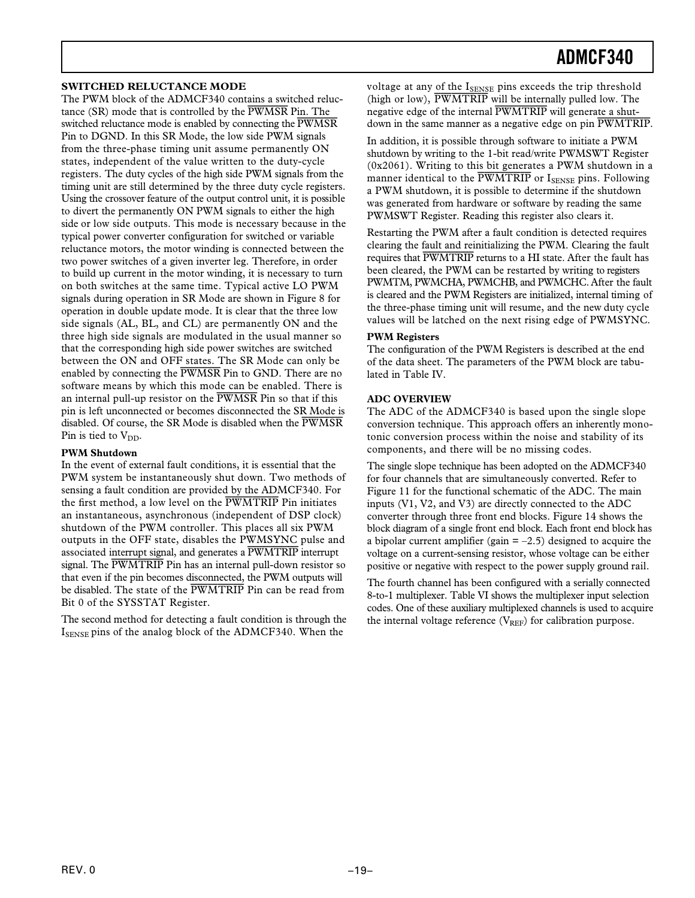## SWITCHED RELUCTANCE MODE

The PWM block of the ADMCF340 contains a switched reluctance (SR) mode that is controlled by the $\overline{PWMSR}$ Pin. The switched reluctance mode is enabled by connecting the $\overline{PWMSR}$ Pin to DGND. In this SR Mode, the low side PWM signals from the three-phase timing unit assume permanently ON states, independent of the value written to the duty-cycle registers. The duty cycles of the high side PWM signals from the timing unit are still determined by the three duty cycle registers. Using the crossover feature of the output control unit, it is possible to divert the permanently ON PWM signals to either the high side or low side outputs. This mode is necessary because in the typical power converter configuration for switched or variable reluctance motors, the motor winding is connected between the two power switches of a given inverter leg. Therefore, in order to build up current in the motor winding, it is necessary to turn on both switches at the same time. Typical active LO PWM signals during operation in SR Mode are shown in Figure 8 for operation in double update mode. It is clear that the three low side signals (AL, BL, and CL) are permanently ON and the three high side signals are modulated in the usual manner so that the corresponding high side power switches are switched between the ON and OFF states. The SR Mode can only be enabled by connecting the $\overline{PWMSR}$ Pin to GND. There are no software means by which this mode can be enabled. There is an internal pull-up resistor on the $\overline{PWMSR}$ Pin so that if this pin is left unconnected or becomes disconnected the SR Mode is disabled. Of course, the SR Mode is disabled when the $\overline{PWMSR}$ Pin is tied to $V_{DD}$.

### PWM Shutdown

In the event of external fault conditions, it is essential that the PWM system be instantaneously shut down. Two methods of sensing a fault condition are provided by the ADMCF340. For the first method, a low level on the $\overline{PWMTRIP}$ Pin initiates an instantaneous, asynchronous (independent of DSP clock) shutdown of the PWM controller. This places all six PWM outputs in the OFF state, disables the $\overline{PWMSYNC}$ pulse and associated interrupt signal, and generates a $\overline{PWMTRIP}$ interrupt signal. The $\overline{PWMTRIP}$ Pin has an internal pull-down resistor so that even if the pin becomes disconnected, the PWM outputs will be disabled. The state of the $\overline{PWMTRIP}$ Pin can be read from Bit 0 of the SYSSTAT Register.

The second method for detecting a fault condition is through the $I_{SENSE}$ pins of the analog block of the ADMCF340. When the voltage at any of the $I_{SENSE}$ pins exceeds the trip threshold (high or low), $\overline{PWMTRIP}$ will be internally pulled low. The negative edge of the internal $\overline{PWMTRIP}$ will generate a shutdown in the same manner as a negative edge on pin $\overline{PWMTRIP}$.

In addition, it is possible through software to initiate a PWM shutdown by writing to the 1-bit read/write PWMSWT Register (0x2061). Writing to this bit generates a PWM shutdown in a manner identical to the $\overline{PWMTRIP}$ or $I_{SENSE}$ pins. Following a PWM shutdown, it is possible to determine if the shutdown was generated from hardware or software by reading the same PWMSWT Register. Reading this register also clears it.

Restarting the PWM after a fault condition is detected requires clearing the fault and reinitializing the PWM. Clearing the fault requires that $\overline{PWMTRIP}$ returns to a HI state. After the fault has been cleared, the PWM can be restarted by writing to registers PWMTM, PWMCHA, PWMCHB, and PWMCHC. After the fault is cleared and the PWM Registers are initialized, internal timing of the three-phase timing unit will resume, and the new duty cycle values will be latched on the next rising edge of PWMSYNC.

### PWM Registers

The configuration of the PWM Registers is described at the end of the data sheet. The parameters of the PWM block are tabulated in Table IV.

## ADC OVERVIEW

The ADC of the ADMCF340 is based upon the single slope conversion technique. This approach offers an inherently monotonic conversion process within the noise and stability of its components, and there will be no missing codes.

The single slope technique has been adopted on the ADMCF340 for four channels that are simultaneously converted. Refer to Figure 11 for the functional schematic of the ADC. The main inputs (V1, V2, and V3) are directly connected to the ADC converter through three front end blocks. Figure 14 shows the block diagram of a single front end block. Each front end block has a bipolar current amplifier (gain = –2.5) designed to acquire the voltage on a current-sensing resistor, whose voltage can be either positive or negative with respect to the power supply ground rail.

The fourth channel has been configured with a serially connected 8-to-1 multiplexer. Table VI shows the multiplexer input selection codes. One of these auxiliary multiplexed channels is used to acquire the internal voltage reference ($V_{REF}$) for calibration purpose.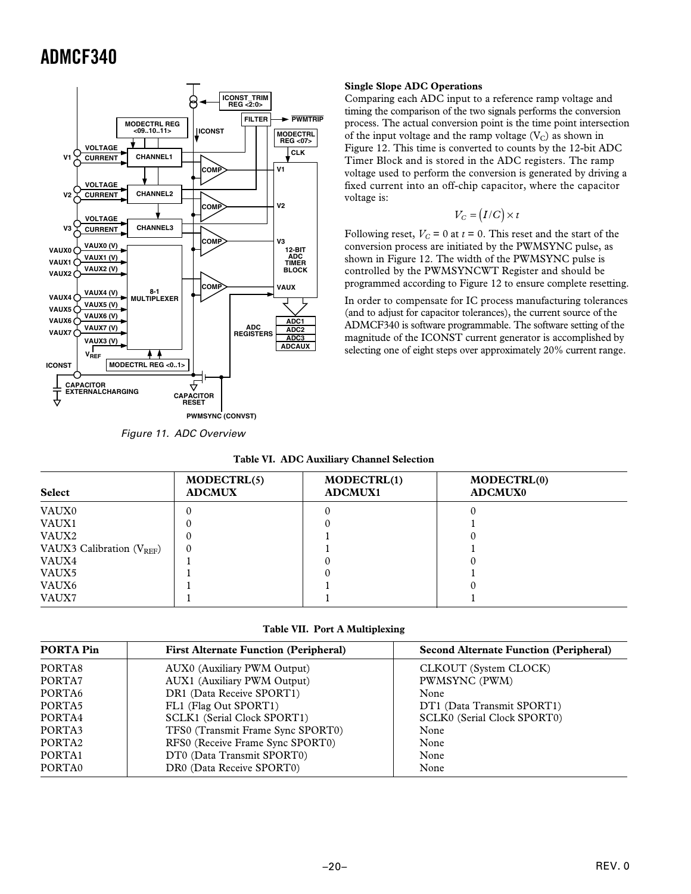Figure 11. ADC Overview

### Single Slope ADC Operations

Comparing each ADC input to a reference ramp voltage and timing the comparison of the two signals performs the conversion process. The actual conversion point is the time point intersection of the input voltage and the ramp voltage ($V_C$) as shown in Figure 12. This time is converted to counts by the 12-bit ADC Timer Block and is stored in the ADC registers. The ramp voltage used to perform the conversion is generated by driving a fixed current into an off-chip capacitor, where the capacitor voltage is:

$$V_C = \left(I/C\right) \times t$$

Following reset, $V_C = 0$ at $t = 0$. This reset and the start of the conversion process are initiated by the PWMSYNC pulse, as shown in Figure 12. The width of the PWMSYNC pulse is controlled by the PWMSYNCWT Register and should be programmed according to Figure 12 to ensure complete resetting.

In order to compensate for IC process manufacturing tolerances (and to adjust for capacitor tolerances), the current source of the ADMCF340 is software programmable. The software setting of the magnitude of the ICONST current generator is accomplished by selecting one of eight steps over approximately 20% current range.

**Table VI. ADC Auxiliary Channel Selection**

| Select | MODECTRL(5) ADCMUX | MODECTRL(1) ADCMUX1 | MODECTRL(0) ADCMUX0 |
|---|---|---|---|
| VAUX0 | 0 | 0 | 0 |
| VAUX1 | 0 | 0 | 1 |
| VAUX2 | 0 | 1 | 0 |
| VAUX3 Calibration ($V_{REF}$) | 0 | 1 | 1 |
| VAUX4 | 1 | 0 | 0 |
| VAUX5 | 1 | 0 | 1 |
| VAUX6 | 1 | 1 | 0 |
| VAUX7 | 1 | 1 | 1 |

**Table VII. Port A Multiplexing**

| PORTA Pin | First Alternate Function (Peripheral) | Second Alternate Function (Peripheral) |
|---|---|---|
| PORTA8 | AUX0 (Auxiliary PWM Output) | CLKOUT (System CLOCK) |
| PORTA7 | AUX1 (Auxiliary PWM Output) | PWMSYNC (PWM) |
| PORTA6 | DR1 (Data Receive SPORT1) | None |
| PORTA5 | FL1 (Flag Out SPORT1) | DT1 (Data Transmit SPORT1) |
| PORTA4 | SCLK1 (Serial Clock SPORT1) | SCLK0 (Serial Clock SPORT0) |
| PORTA3 | TFS0 (Transmit Frame Sync SPORT0) | None |
| PORTA2 | RFS0 (Receive Frame Sync SPORT0) | None |
| PORTA1 | DT0 (Data Transmit SPORT0) | None |
| PORTA0 | DR0 (Data Receive SPORT0) | None |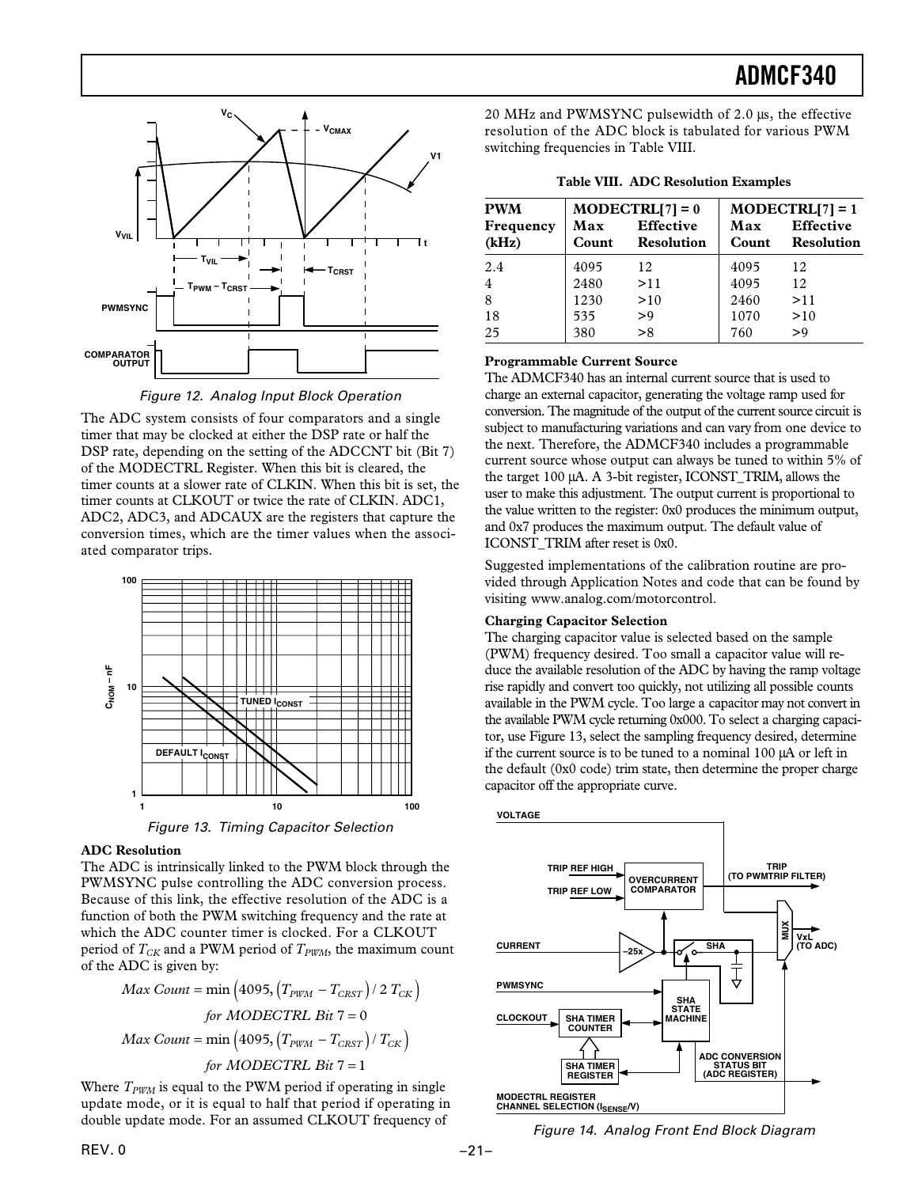Figure 12. Analog Input Block Operation

The ADC system consists of four comparators and a single timer that may be clocked at either the DSP rate or half the DSP rate, depending on the setting of the ADCCNT bit (Bit 7) of the MODECTRL Register. When this bit is cleared, the timer counts at a slower rate of CLKIN. When this bit is set, the timer counts at CLKOUT or twice the rate of CLKIN. ADC1, ADC2, ADC3, and ADCAUX are the registers that capture the conversion times, which are the timer values when the associated comparator trips.

Figure 13. Timing Capacitor Selection

### ADC Resolution

The ADC is intrinsically linked to the PWM block through the PWMSYNC pulse controlling the ADC conversion process. Because of this link, the effective resolution of the ADC is a function of both the PWM switching frequency and the rate at which the ADC counter timer is clocked. For a CLKOUT period of $T_{CK}$ and a PWM period of $T_{PWM}$, the maximum count of the ADC is given by:

$$Max\ Count = \min\left(4095, \left(T_{PWM} - T_{CRST}\right) / 2\ T_{CK}\right)$$

$$for\ MODECTRL\ Bit\ 7 = 0$$

$$Max\ Count = \min\left(4095, \left(T_{PWM} - T_{CRST}\right) / T_{CK}\right)$$

$$for\ MODECTRL\ Bit\ 7 = 1$$

Where $T_{PWM}$ is equal to the PWM period if operating in single update mode, or it is equal to half that period if operating in double update mode. For an assumed CLKOUT frequency of 20 MHz and PWMSYNC pulsewidth of 2.0 µs, the effective resolution of the ADC block is tabulated for various PWM switching frequencies in Table VIII.

**Table VIII. ADC Resolution Examples**

| PWM Frequency (kHz) | MODECTRL[7] = 0 Max Count | MODECTRL[7] = 0 Effective Resolution | MODECTRL[7] = 1 Max Count | MODECTRL[7] = 1 Effective Resolution |
|---|---|---|---|---|
| 2.4 | 4095 | 12 | 4095 | 12 |
| 4 | 2480 | >11 | 4095 | 12 |
| 8 | 1230 | >10 | 2460 | >11 |
| 18 | 535 | >9 | 1070 | >10 |
| 25 | 380 | >8 | 760 | >9 |

### Programmable Current Source

The ADMCF340 has an internal current source that is used to charge an external capacitor, generating the voltage ramp used for conversion. The magnitude of the output of the current source circuit is subject to manufacturing variations and can vary from one device to the next. Therefore, the ADMCF340 includes a programmable current source whose output can always be tuned to within 5% of the target 100 µA. A 3-bit register, ICONST_TRIM, allows the user to make this adjustment. The output current is proportional to the value written to the register: 0x0 produces the minimum output, and 0x7 produces the maximum output. The default value of ICONST_TRIM after reset is 0x0.

Suggested implementations of the calibration routine are provided through Application Notes and code that can be found by visiting www.analog.com/motorcontrol.

### Charging Capacitor Selection

The charging capacitor value is selected based on the sample (PWM) frequency desired. Too small a capacitor value will reduce the available resolution of the ADC by having the ramp voltage rise rapidly and convert too quickly, not utilizing all possible counts available in the PWM cycle. Too large a capacitor may not convert in the available PWM cycle returning 0x000. To select a charging capacitor, use Figure 13, select the sampling frequency desired, determine if the current source is to be tuned to a nominal 100 µA or left in the default (0x0 code) trim state, then determine the proper charge capacitor off the appropriate curve.

Figure 14. Analog Front End Block Diagram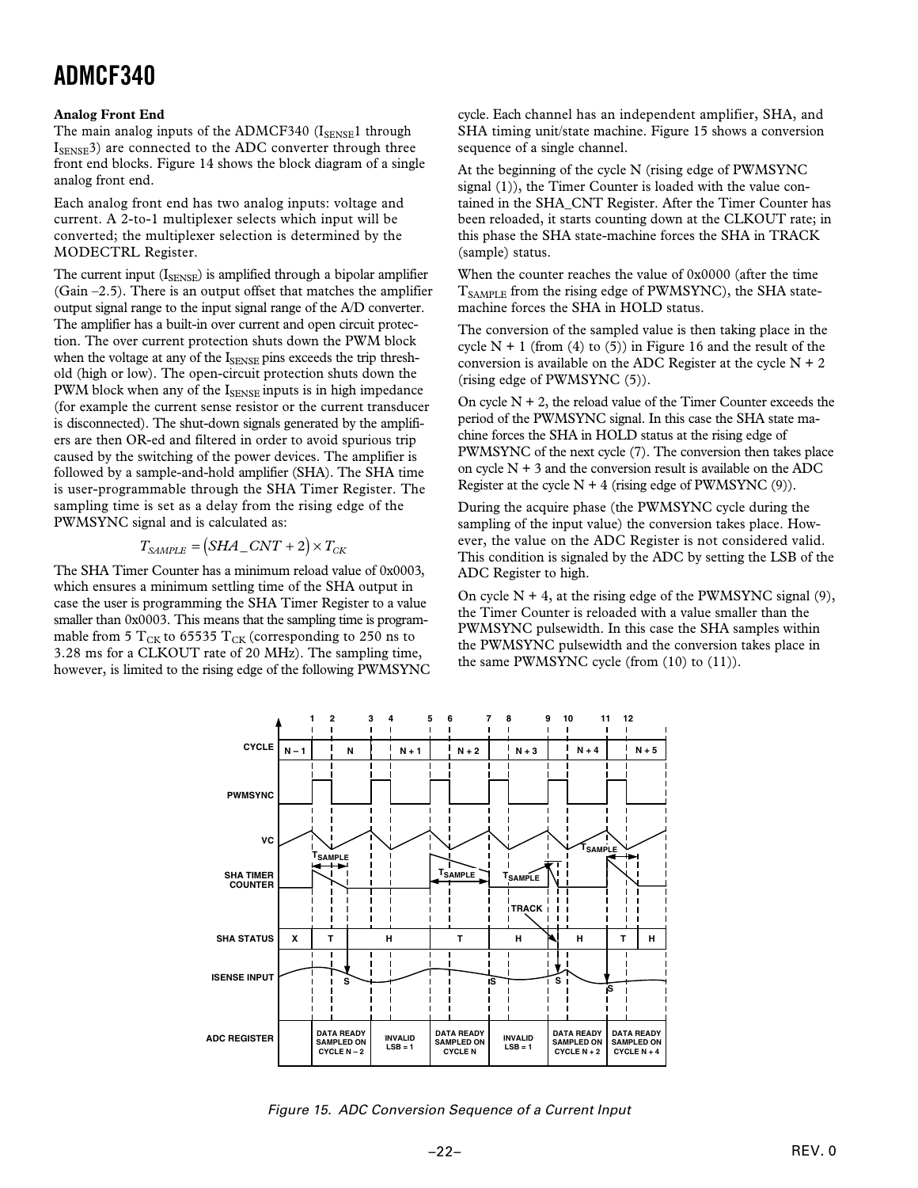### Analog Front End

The main analog inputs of the ADMCF340 ($I_{SENSE}1$ through $I_{SENSE}3$) are connected to the ADC converter through three front end blocks. Figure 14 shows the block diagram of a single analog front end.

Each analog front end has two analog inputs: voltage and current. A 2-to-1 multiplexer selects which input will be converted; the multiplexer selection is determined by the MODECTRL Register.

The current input ($I_{SENSE}$) is amplified through a bipolar amplifier (Gain –2.5). There is an output offset that matches the amplifier output signal range to the input signal range of the A/D converter. The amplifier has a built-in over current and open circuit protection. The over current protection shuts down the PWM block when the voltage at any of the $I_{SENSE}$ pins exceeds the trip threshold (high or low). The open-circuit protection shuts down the PWM block when any of the $I_{SENSE}$ inputs is in high impedance (for example the current sense resistor or the current transducer is disconnected). The shut-down signals generated by the amplifiers are then OR-ed and filtered in order to avoid spurious trip caused by the switching of the power devices. The amplifier is followed by a sample-and-hold amplifier (SHA). The SHA time is user-programmable through the SHA Timer Register. The sampling time is set as a delay from the rising edge of the PWMSYNC signal and is calculated as:

$$T_{SAMPLE} = (SHA\_CNT + 2) \times T_{CK}$$

The SHA Timer Counter has a minimum reload value of 0x0003, which ensures a minimum settling time of the SHA output in case the user is programming the SHA Timer Register to a value smaller than 0x0003. This means that the sampling time is programmable from 5 $T_{CK}$ to 65535 $T_{CK}$ (corresponding to 250 ns to 3.28 ms for a CLKOUT rate of 20 MHz). The sampling time, however, is limited to the rising edge of the following PWMSYNC cycle. Each channel has an independent amplifier, SHA, and SHA timing unit/state machine. Figure 15 shows a conversion sequence of a single channel.

At the beginning of the cycle N (rising edge of PWMSYNC signal (1)), the Timer Counter is loaded with the value contained in the SHA_CNT Register. After the Timer Counter has been reloaded, it starts counting down at the CLKOUT rate; in this phase the SHA state-machine forces the SHA in TRACK (sample) status.

When the counter reaches the value of 0x0000 (after the time $T_{SAMPLE}$ from the rising edge of PWMSYNC), the SHA state-machine forces the SHA in HOLD status.

The conversion of the sampled value is then taking place in the cycle N + 1 (from (4) to (5)) in Figure 16 and the result of the conversion is available on the ADC Register at the cycle N + 2 (rising edge of PWMSYNC (5)).

On cycle N + 2, the reload value of the Timer Counter exceeds the period of the PWMSYNC signal. In this case the SHA state machine forces the SHA in HOLD status at the rising edge of PWMSYNC of the next cycle (7). The conversion then takes place on cycle N + 3 and the conversion result is available on the ADC Register at the cycle N + 4 (rising edge of PWMSYNC (9)).

During the acquire phase (the PWMSYNC cycle during the sampling of the input value) the conversion takes place. However, the value on the ADC Register is not considered valid. This condition is signaled by the ADC by setting the LSB of the ADC Register to high.

On cycle N + 4, at the rising edge of the PWMSYNC signal (9), the Timer Counter is reloaded with a value smaller than the PWMSYNC pulsewidth. In this case the SHA samples within the PWMSYNC pulsewidth and the conversion takes place in the same PWMSYNC cycle (from (10) to (11)).

*Figure 15. ADC Conversion Sequence of a Current Input*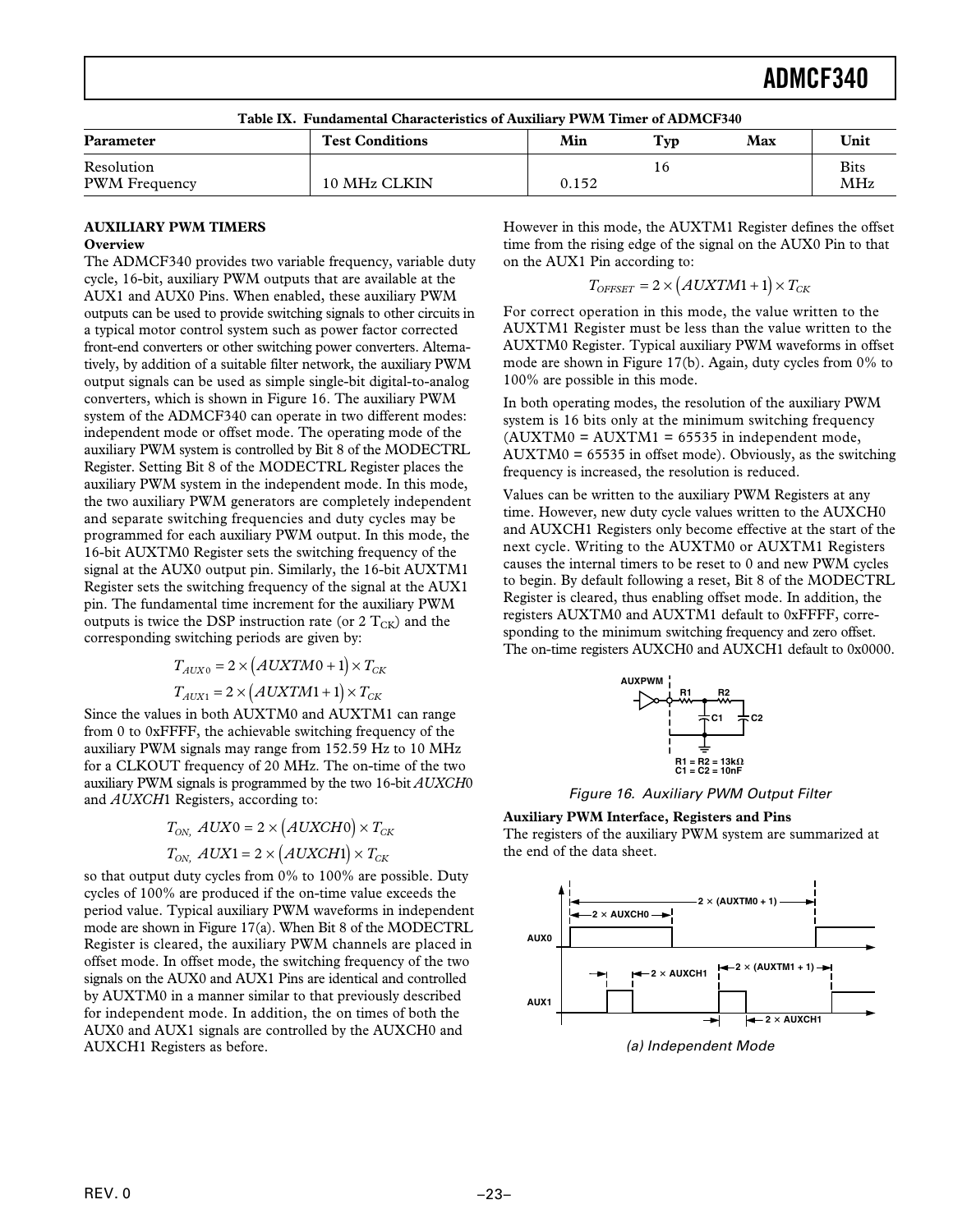**Table IX. Fundamental Characteristics of Auxiliary PWM Timer of ADMCF340**

| Parameter | Test Conditions | Min | Typ | Max | Unit |
|---|---|---|---|---|---|
| Resolution | | | 16 | | Bits |
| PWM Frequency | 10 MHz CLKIN | 0.152 | | | MHz |

## AUXILIARY PWM TIMERS

### Overview

The ADMCF340 provides two variable frequency, variable duty cycle, 16-bit, auxiliary PWM outputs that are available at the AUX1 and AUX0 Pins. When enabled, these auxiliary PWM outputs can be used to provide switching signals to other circuits in a typical motor control system such as power factor corrected front-end converters or other switching power converters. Alternatively, by addition of a suitable filter network, the auxiliary PWM output signals can be used as simple single-bit digital-to-analog converters, which is shown in Figure 16. The auxiliary PWM system of the ADMCF340 can operate in two different modes: independent mode or offset mode. The operating mode of the auxiliary PWM system is controlled by Bit 8 of the MODECTRL Register. Setting Bit 8 of the MODECTRL Register places the auxiliary PWM system in the independent mode. In this mode, the two auxiliary PWM generators are completely independent and separate switching frequencies and duty cycles may be programmed for each auxiliary PWM output. In this mode, the 16-bit AUXTM0 Register sets the switching frequency of the signal at the AUX0 output pin. Similarly, the 16-bit AUXTM1 Register sets the switching frequency of the signal at the AUX1 pin. The fundamental time increment for the auxiliary PWM outputs is twice the DSP instruction rate (or 2 $T_{CK}$) and the corresponding switching periods are given by:

$$T_{AUX0} = 2 \times (AUXTM0 + 1) \times T_{CK}$$

$$T_{AUX1} = 2 \times (AUXTM1 + 1) \times T_{CK}$$

Since the values in both AUXTM0 and AUXTM1 can range from 0 to 0xFFFF, the achievable switching frequency of the auxiliary PWM signals may range from 152.59 Hz to 10 MHz for a CLKOUT frequency of 20 MHz. The on-time of the two auxiliary PWM signals is programmed by the two 16-bit *AUXCH*0 and *AUXCH*1 Registers, according to:

$$T_{ON,}\ AUX0 = 2 \times (AUXCH0) \times T_{CK}$$

$$T_{ON,}\ AUX1 = 2 \times (AUXCH1) \times T_{CK}$$

so that output duty cycles from 0% to 100% are possible. Duty cycles of 100% are produced if the on-time value exceeds the period value. Typical auxiliary PWM waveforms in independent mode are shown in Figure 17(a). When Bit 8 of the MODECTRL Register is cleared, the auxiliary PWM channels are placed in offset mode. In offset mode, the switching frequency of the two signals on the AUX0 and AUX1 Pins are identical and controlled by AUXTM0 in a manner similar to that previously described for independent mode. In addition, the on times of both the AUX0 and AUX1 signals are controlled by the AUXCH0 and AUXCH1 Registers as before.

However in this mode, the AUXTM1 Register defines the offset time from the rising edge of the signal on the AUX0 Pin to that on the AUX1 Pin according to:

$$T_{OFFSET} = 2 \times (AUXTM1 + 1) \times T_{CK}$$

For correct operation in this mode, the value written to the AUXTM1 Register must be less than the value written to the AUXTM0 Register. Typical auxiliary PWM waveforms in offset mode are shown in Figure 17(b). Again, duty cycles from 0% to 100% are possible in this mode.

In both operating modes, the resolution of the auxiliary PWM system is 16 bits only at the minimum switching frequency (AUXTM0 = AUXTM1 = 65535 in independent mode, AUXTM0 = 65535 in offset mode). Obviously, as the switching frequency is increased, the resolution is reduced.

Values can be written to the auxiliary PWM Registers at any time. However, new duty cycle values written to the AUXCH0 and AUXCH1 Registers only become effective at the start of the next cycle. Writing to the AUXTM0 or AUXTM1 Registers causes the internal timers to be reset to 0 and new PWM cycles to begin. By default following a reset, Bit 8 of the MODECTRL Register is cleared, thus enabling offset mode. In addition, the registers AUXTM0 and AUXTM1 default to 0xFFFF, corresponding to the minimum switching frequency and zero offset. The on-time registers AUXCH0 and AUXCH1 default to 0x0000.

AUXPWM R1 R2 C1 C2
R1 = R2 = 13kΩ
C1 = C2 = 10nF

*Figure 16. Auxiliary PWM Output Filter*

### Auxiliary PWM Interface, Registers and Pins

The registers of the auxiliary PWM system are summarized at the end of the data sheet.

2 × (AUXTM0 + 1)
2 × AUXCH0
AUX0
2 × AUXCH1
2 × (AUXTM1 + 1)
AUX1
2 × AUXCH1

*(a) Independent Mode*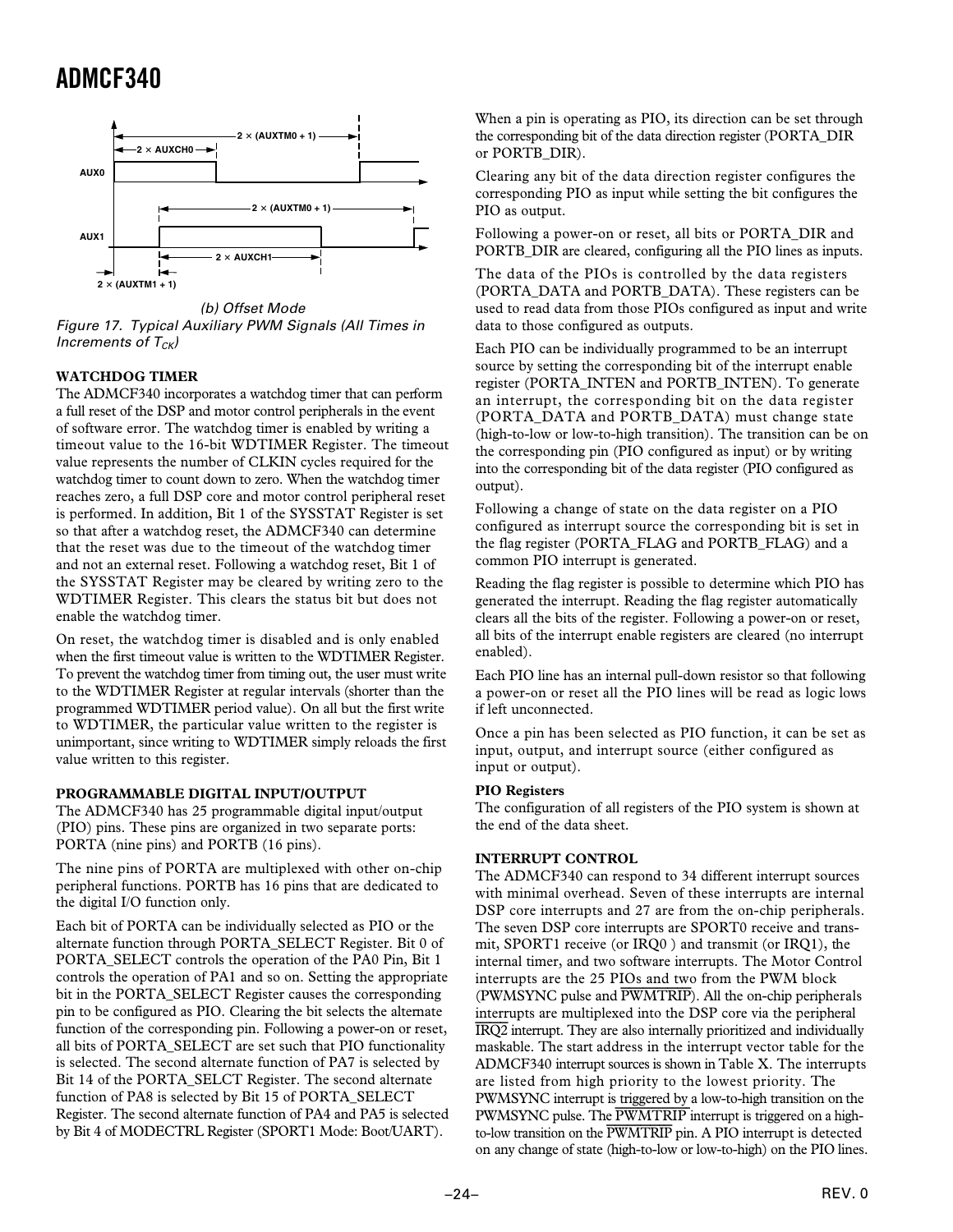(b) Offset Mode

*Figure 17. Typical Auxiliary PWM Signals (All Times in Increments of $T_{CK}$)*

### WATCHDOG TIMER

The ADMCF340 incorporates a watchdog timer that can perform a full reset of the DSP and motor control peripherals in the event of software error. The watchdog timer is enabled by writing a timeout value to the 16-bit WDTIMER Register. The timeout value represents the number of CLKIN cycles required for the watchdog timer to count down to zero. When the watchdog timer reaches zero, a full DSP core and motor control peripheral reset is performed. In addition, Bit 1 of the SYSSTAT Register is set so that after a watchdog reset, the ADMCF340 can determine that the reset was due to the timeout of the watchdog timer and not an external reset. Following a watchdog reset, Bit 1 of the SYSSTAT Register may be cleared by writing zero to the WDTIMER Register. This clears the status bit but does not enable the watchdog timer.

On reset, the watchdog timer is disabled and is only enabled when the first timeout value is written to the WDTIMER Register. To prevent the watchdog timer from timing out, the user must write to the WDTIMER Register at regular intervals (shorter than the programmed WDTIMER period value). On all but the first write to WDTIMER, the particular value written to the register is unimportant, since writing to WDTIMER simply reloads the first value written to this register.

### PROGRAMMABLE DIGITAL INPUT/OUTPUT

The ADMCF340 has 25 programmable digital input/output (PIO) pins. These pins are organized in two separate ports: PORTA (nine pins) and PORTB (16 pins).

The nine pins of PORTA are multiplexed with other on-chip peripheral functions. PORTB has 16 pins that are dedicated to the digital I/O function only.

Each bit of PORTA can be individually selected as PIO or the alternate function through PORTA_SELECT Register. Bit 0 of PORTA_SELECT controls the operation of the PA0 Pin, Bit 1 controls the operation of PA1 and so on. Setting the appropriate bit in the PORTA_SELECT Register causes the corresponding pin to be configured as PIO. Clearing the bit selects the alternate function of the corresponding pin. Following a power-on or reset, all bits of PORTA_SELECT are set such that PIO functionality is selected. The second alternate function of PA7 is selected by Bit 14 of the PORTA_SELCT Register. The second alternate function of PA8 is selected by Bit 15 of PORTA_SELECT Register. The second alternate function of PA4 and PA5 is selected by Bit 4 of MODECTRL Register (SPORT1 Mode: Boot/UART).

When a pin is operating as PIO, its direction can be set through the corresponding bit of the data direction register (PORTA_DIR or PORTB_DIR).

Clearing any bit of the data direction register configures the corresponding PIO as input while setting the bit configures the PIO as output.

Following a power-on or reset, all bits or PORTA_DIR and PORTB_DIR are cleared, configuring all the PIO lines as inputs.

The data of the PIOs is controlled by the data registers (PORTA_DATA and PORTB_DATA). These registers can be used to read data from those PIOs configured as input and write data to those configured as outputs.

Each PIO can be individually programmed to be an interrupt source by setting the corresponding bit of the interrupt enable register (PORTA_INTEN and PORTB_INTEN). To generate an interrupt, the corresponding bit on the data register (PORTA_DATA and PORTB_DATA) must change state (high-to-low or low-to-high transition). The transition can be on the corresponding pin (PIO configured as input) or by writing into the corresponding bit of the data register (PIO configured as output).

Following a change of state on the data register on a PIO configured as interrupt source the corresponding bit is set in the flag register (PORTA_FLAG and PORTB_FLAG) and a common PIO interrupt is generated.

Reading the flag register is possible to determine which PIO has generated the interrupt. Reading the flag register automatically clears all the bits of the register. Following a power-on or reset, all bits of the interrupt enable registers are cleared (no interrupt enabled).

Each PIO line has an internal pull-down resistor so that following a power-on or reset all the PIO lines will be read as logic lows if left unconnected.

Once a pin has been selected as PIO function, it can be set as input, output, and interrupt source (either configured as input or output).

#### PIO Registers

The configuration of all registers of the PIO system is shown at the end of the data sheet.

### INTERRUPT CONTROL

The ADMCF340 can respond to 34 different interrupt sources with minimal overhead. Seven of these interrupts are internal DSP core interrupts and 27 are from the on-chip peripherals. The seven DSP core interrupts are SPORT0 receive and transmit, SPORT1 receive (or IRQ0 ) and transmit (or IRQ1), the internal timer, and two software interrupts. The Motor Control interrupts are the 25 PIOs and two from the PWM block (PWMSYNC pulse and $\overline{\text{PWMTRIP}}$). All the on-chip peripherals interrupts are multiplexed into the DSP core via the peripheral $\overline{\text{IRQ2}}$ interrupt. They are also internally prioritized and individually maskable. The start address in the interrupt vector table for the ADMCF340 interrupt sources is shown in Table X. The interrupts are listed from high priority to the lowest priority. The PWMSYNC interrupt is triggered by a low-to-high transition on the PWMSYNC pulse. The $\overline{\text{PWMTRIP}}$ interrupt is triggered on a high-to-low transition on the $\overline{\text{PWMTRIP}}$ pin. A PIO interrupt is detected on any change of state (high-to-low or low-to-high) on the PIO lines.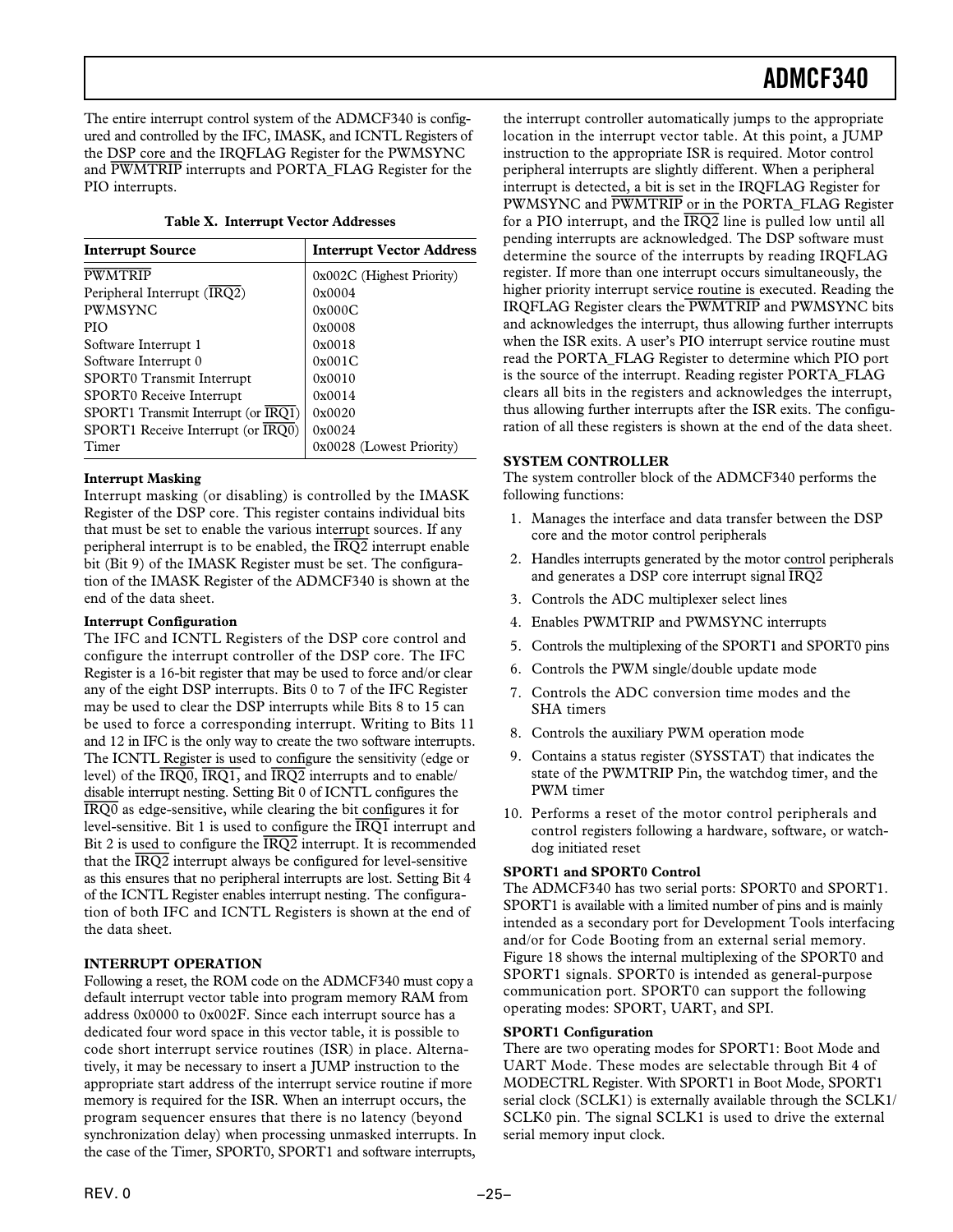The entire interrupt control system of the ADMCF340 is configured and controlled by the IFC, IMASK, and ICNTL Registers of the DSP core and the IRQFLAG Register for the PWMSYNC and PWMTRIP interrupts and PORTA_FLAG Register for the PIO interrupts.

**Table X. Interrupt Vector Addresses**

| Interrupt Source | Interrupt Vector Address |
|---|---|
| PWMTRIP | 0x002C (Highest Priority) |
| Peripheral Interrupt (IRQ2) | 0x0004 |
| PWMSYNC | 0x000C |
| PIO | 0x0008 |
| Software Interrupt 1 | 0x0018 |
| Software Interrupt 0 | 0x001C |
| SPORT0 Transmit Interrupt | 0x0010 |
| SPORT0 Receive Interrupt | 0x0014 |
| SPORT1 Transmit Interrupt (or IRQ1) | 0x0020 |
| SPORT1 Receive Interrupt (or IRQ0) | 0x0024 |
| Timer | 0x0028 (Lowest Priority) |

**Interrupt Masking**

Interrupt masking (or disabling) is controlled by the IMASK Register of the DSP core. This register contains individual bits that must be set to enable the various interrupt sources. If any peripheral interrupt is to be enabled, the IRQ2 interrupt enable bit (Bit 9) of the IMASK Register must be set. The configuration of the IMASK Register of the ADMCF340 is shown at the end of the data sheet.

**Interrupt Configuration**

The IFC and ICNTL Registers of the DSP core control and configure the interrupt controller of the DSP core. The IFC Register is a 16-bit register that may be used to force and/or clear any of the eight DSP interrupts. Bits 0 to 7 of the IFC Register may be used to clear the DSP interrupts while Bits 8 to 15 can be used to force a corresponding interrupt. Writing to Bits 11 and 12 in IFC is the only way to create the two software interrupts. The ICNTL Register is used to configure the sensitivity (edge or level) of the IRQ0, IRQ1, and IRQ2 interrupts and to enable/disable interrupt nesting. Setting Bit 0 of ICNTL configures the IRQ0 as edge-sensitive, while clearing the bit configures it for level-sensitive. Bit 1 is used to configure the IRQ1 interrupt and Bit 2 is used to configure the IRQ2 interrupt. It is recommended that the IRQ2 interrupt always be configured for level-sensitive as this ensures that no peripheral interrupts are lost. Setting Bit 4 of the ICNTL Register enables interrupt nesting. The configuration of both IFC and ICNTL Registers is shown at the end of the data sheet.

## INTERRUPT OPERATION

Following a reset, the ROM code on the ADMCF340 must copy a default interrupt vector table into program memory RAM from address 0x0000 to 0x002F. Since each interrupt source has a dedicated four word space in this vector table, it is possible to code short interrupt service routines (ISR) in place. Alternatively, it may be necessary to insert a JUMP instruction to the appropriate start address of the interrupt service routine if more memory is required for the ISR. When an interrupt occurs, the program sequencer ensures that there is no latency (beyond synchronization delay) when processing unmasked interrupts. In the case of the Timer, SPORT0, SPORT1 and software interrupts, the interrupt controller automatically jumps to the appropriate location in the interrupt vector table. At this point, a JUMP instruction to the appropriate ISR is required. Motor control peripheral interrupts are slightly different. When a peripheral interrupt is detected, a bit is set in the IRQFLAG Register for PWMSYNC and PWMTRIP or in the PORTA_FLAG Register for a PIO interrupt, and the IRQ2 line is pulled low until all pending interrupts are acknowledged. The DSP software must determine the source of the interrupts by reading IRQFLAG register. If more than one interrupt occurs simultaneously, the higher priority interrupt service routine is executed. Reading the IRQFLAG Register clears the PWMTRIP and PWMSYNC bits and acknowledges the interrupt, thus allowing further interrupts when the ISR exits. A user's PIO interrupt service routine must read the PORTA_FLAG Register to determine which PIO port is the source of the interrupt. Reading register PORTA_FLAG clears all bits in the registers and acknowledges the interrupt, thus allowing further interrupts after the ISR exits. The configuration of all these registers is shown at the end of the data sheet.

## SYSTEM CONTROLLER

The system controller block of the ADMCF340 performs the following functions:

1. Manages the interface and data transfer between the DSP core and the motor control peripherals
2. Handles interrupts generated by the motor control peripherals and generates a DSP core interrupt signal IRQ2
3. Controls the ADC multiplexer select lines
4. Enables PWMTRIP and PWMSYNC interrupts
5. Controls the multiplexing of the SPORT1 and SPORT0 pins
6. Controls the PWM single/double update mode
7. Controls the ADC conversion time modes and the SHA timers
8. Controls the auxiliary PWM operation mode
9. Contains a status register (SYSSTAT) that indicates the state of the PWMTRIP Pin, the watchdog timer, and the PWM timer
10. Performs a reset of the motor control peripherals and control registers following a hardware, software, or watchdog initiated reset

**SPORT1 and SPORT0 Control**

The ADMCF340 has two serial ports: SPORT0 and SPORT1. SPORT1 is available with a limited number of pins and is mainly intended as a secondary port for Development Tools interfacing and/or for Code Booting from an external serial memory. Figure 18 shows the internal multiplexing of the SPORT0 and SPORT1 signals. SPORT0 is intended as general-purpose communication port. SPORT0 can support the following operating modes: SPORT, UART, and SPI.

**SPORT1 Configuration**

There are two operating modes for SPORT1: Boot Mode and UART Mode. These modes are selectable through Bit 4 of MODECTRL Register. With SPORT1 in Boot Mode, SPORT1 serial clock (SCLK1) is externally available through the SCLK1/SCLK0 pin. The signal SCLK1 is used to drive the external serial memory input clock.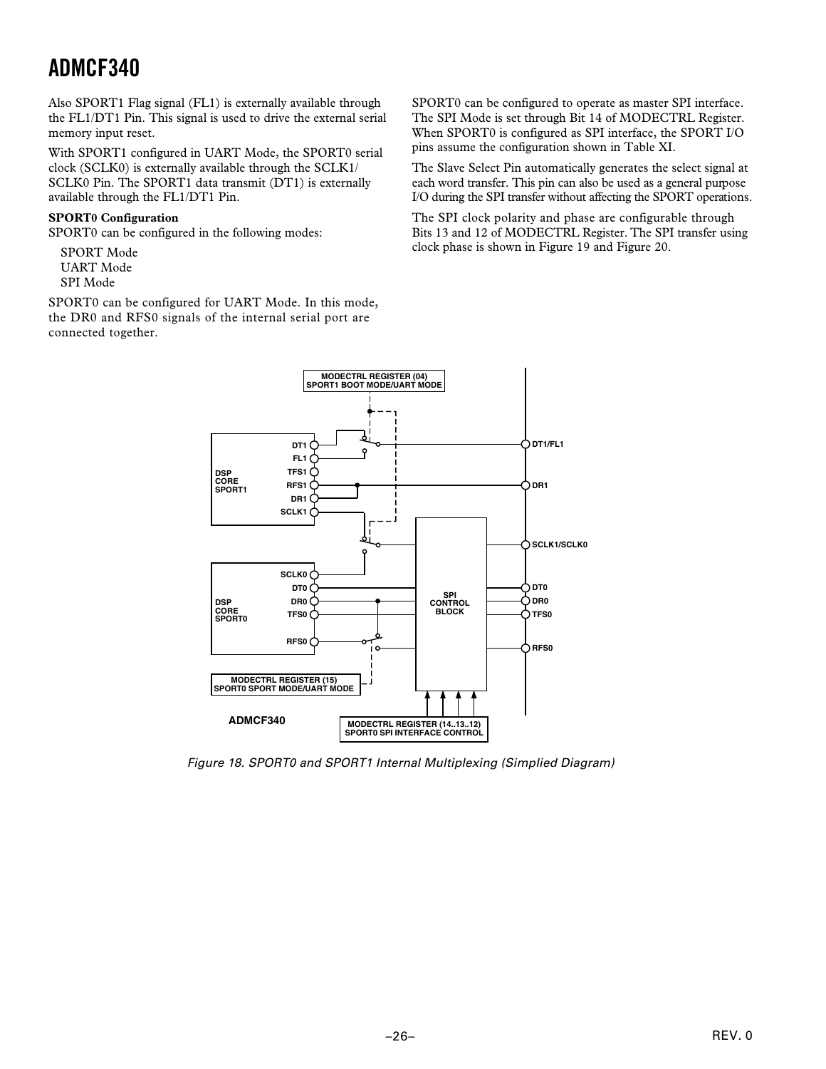Also SPORT1 Flag signal (FL1) is externally available through the FL1/DT1 Pin. This signal is used to drive the external serial memory input reset.

With SPORT1 configured in UART Mode, the SPORT0 serial clock (SCLK0) is externally available through the SCLK1/SCLK0 Pin. The SPORT1 data transmit (DT1) is externally available through the FL1/DT1 Pin.

**SPORT0 Configuration**

SPORT0 can be configured in the following modes:

SPORT Mode
UART Mode
SPI Mode

SPORT0 can be configured for UART Mode. In this mode, the DR0 and RFS0 signals of the internal serial port are connected together.

SPORT0 can be configured to operate as master SPI interface. The SPI Mode is set through Bit 14 of MODECTRL Register. When SPORT0 is configured as SPI interface, the SPORT I/O pins assume the configuration shown in Table XI.

The Slave Select Pin automatically generates the select signal at each word transfer. This pin can also be used as a general purpose I/O during the SPI transfer without affecting the SPORT operations.

The SPI clock polarity and phase are configurable through Bits 13 and 12 of MODECTRL Register. The SPI transfer using clock phase is shown in Figure 19 and Figure 20.

*Figure 18. SPORT0 and SPORT1 Internal Multiplexing (Simplied Diagram)*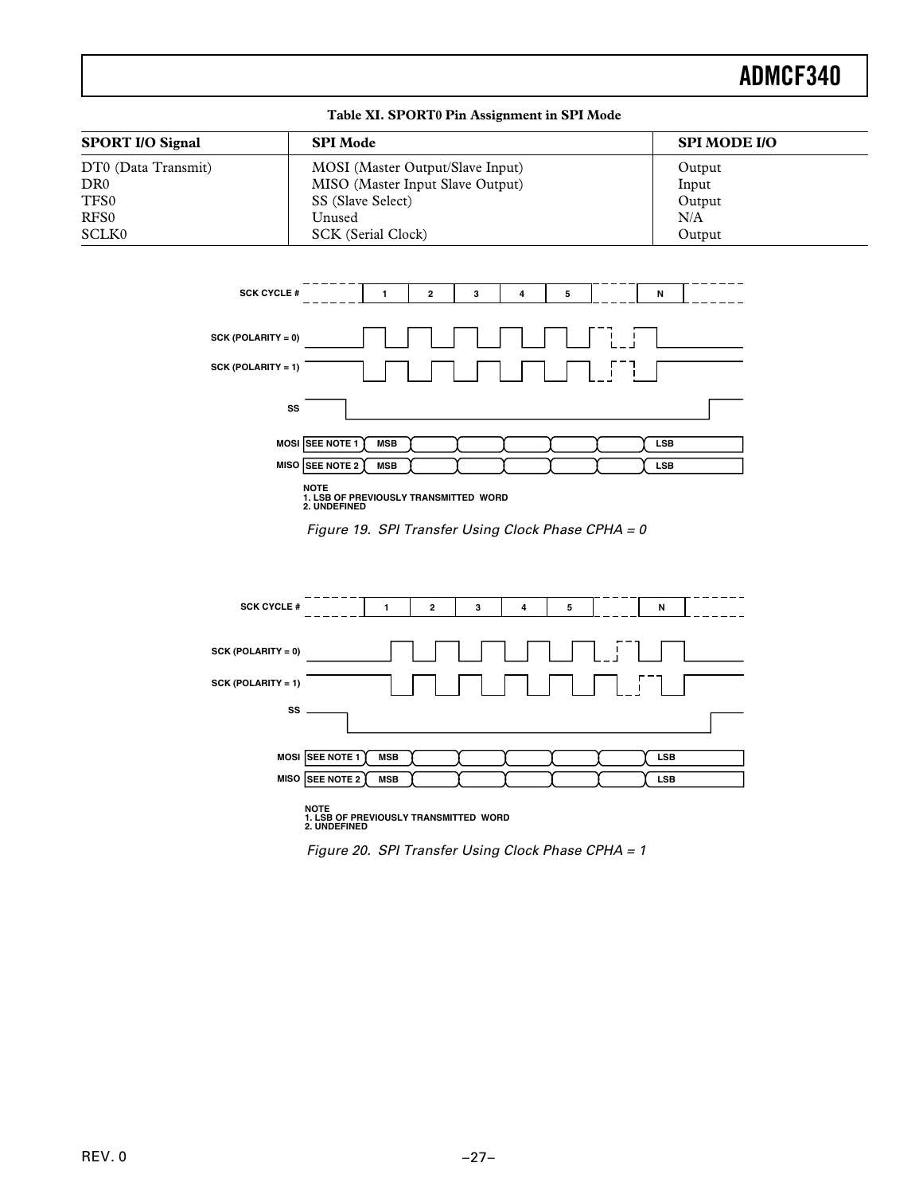**Table XI. SPORT0 Pin Assignment in SPI Mode**

| SPORT I/O Signal | SPI Mode | SPI MODE I/O |
|---|---|---|
| DT0 (Data Transmit) | MOSI (Master Output/Slave Input) | Output |
| DR0 | MISO (Master Input Slave Output) | Input |
| TFS0 | SS (Slave Select) | Output |
| RFS0 | Unused | N/A |
| SCLK0 | SCK (Serial Clock) | Output |

SCK CYCLE # 1 2 3 4 5 N

SCK (POLARITY = 0)

SCK (POLARITY = 1)

SS

MOSI SEE NOTE 1 MSB LSB

MISO SEE NOTE 2 MSB LSB

NOTE
1. LSB OF PREVIOUSLY TRANSMITTED WORD
2. UNDEFINED

*Figure 19. SPI Transfer Using Clock Phase CPHA = 0*

SCK CYCLE # 1 2 3 4 5 N

SCK (POLARITY = 0)

SCK (POLARITY = 1)

SS

MOSI SEE NOTE 1 MSB LSB

MISO SEE NOTE 2 MSB LSB

NOTE
1. LSB OF PREVIOUSLY TRANSMITTED WORD
2. UNDEFINED

*Figure 20. SPI Transfer Using Clock Phase CPHA = 1*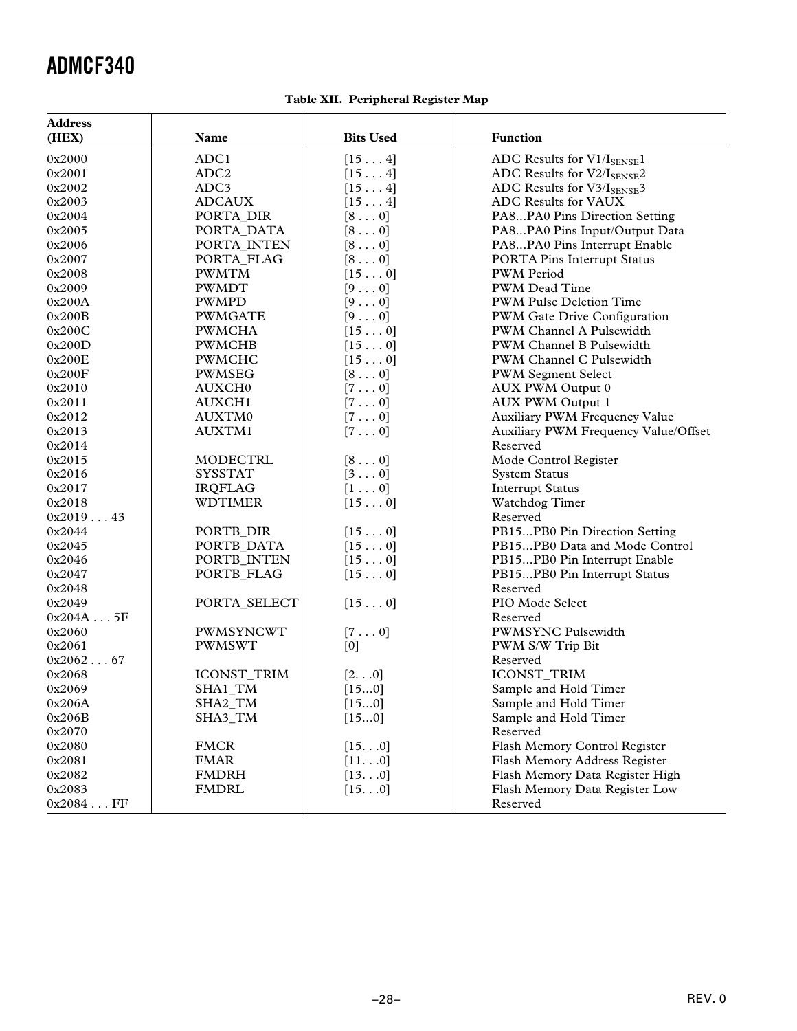**Table XII. Peripheral Register Map**

| Address (HEX) | Name | Bits Used | Function |
|---|---|---|---|
| 0x2000 | ADC1 | [15 . . . 4] | ADC Results for V1/$I_{SENSE}$1 |
| 0x2001 | ADC2 | [15 . . . 4] | ADC Results for V2/$I_{SENSE}$2 |
| 0x2002 | ADC3 | [15 . . . 4] | ADC Results for V3/$I_{SENSE}$3 |
| 0x2003 | ADCAUX | [15 . . . 4] | ADC Results for VAUX |
| 0x2004 | PORTA_DIR | [8 . . . 0] | PA8...PA0 Pins Direction Setting |
| 0x2005 | PORTA_DATA | [8 . . . 0] | PA8...PA0 Pins Input/Output Data |
| 0x2006 | PORTA_INTEN | [8 . . . 0] | PA8...PA0 Pins Interrupt Enable |
| 0x2007 | PORTA_FLAG | [8 . . . 0] | PORTA Pins Interrupt Status |
| 0x2008 | PWMTM | [15 . . . 0] | PWM Period |
| 0x2009 | PWMDT | [9 . . . 0] | PWM Dead Time |
| 0x200A | PWMPD | [9 . . . 0] | PWM Pulse Deletion Time |
| 0x200B | PWMGATE | [9 . . . 0] | PWM Gate Drive Configuration |
| 0x200C | PWMCHA | [15 . . . 0] | PWM Channel A Pulsewidth |
| 0x200D | PWMCHB | [15 . . . 0] | PWM Channel B Pulsewidth |
| 0x200E | PWMCHC | [15 . . . 0] | PWM Channel C Pulsewidth |
| 0x200F | PWMSEG | [8 . . . 0] | PWM Segment Select |
| 0x2010 | AUXCH0 | [7 . . . 0] | AUX PWM Output 0 |
| 0x2011 | AUXCH1 | [7 . . . 0] | AUX PWM Output 1 |
| 0x2012 | AUXTM0 | [7 . . . 0] | Auxiliary PWM Frequency Value |
| 0x2013 | AUXTM1 | [7 . . . 0] | Auxiliary PWM Frequency Value/Offset |
| 0x2014 | | | Reserved |
| 0x2015 | MODECTRL | [8 . . . 0] | Mode Control Register |
| 0x2016 | SYSSTAT | [3 . . . 0] | System Status |
| 0x2017 | IRQFLAG | [1 . . . 0] | Interrupt Status |
| 0x2018 | WDTIMER | [15 . . . 0] | Watchdog Timer |
| 0x2019 . . . 43 | | | Reserved |
| 0x2044 | PORTB_DIR | [15 . . . 0] | PB15...PB0 Pin Direction Setting |
| 0x2045 | PORTB_DATA | [15 . . . 0] | PB15...PB0 Data and Mode Control |
| 0x2046 | PORTB_INTEN | [15 . . . 0] | PB15...PB0 Pin Interrupt Enable |
| 0x2047 | PORTB_FLAG | [15 . . . 0] | PB15...PB0 Pin Interrupt Status |
| 0x2048 | | | Reserved |
| 0x2049 | PORTA_SELECT | [15 . . . 0] | PIO Mode Select |
| 0x204A . . . 5F | | | Reserved |
| 0x2060 | PWMSYNCWT | [7 . . . 0] | PWMSYNC Pulsewidth |
| 0x2061 | PWMSWT | [0] | PWM S/W Trip Bit |
| 0x2062 . . . 67 | | | Reserved |
| 0x2068 | ICONST_TRIM | [2. . .0] | ICONST_TRIM |
| 0x2069 | SHA1_TM | [15...0] | Sample and Hold Timer |
| 0x206A | SHA2_TM | [15...0] | Sample and Hold Timer |
| 0x206B | SHA3_TM | [15...0] | Sample and Hold Timer |
| 0x2070 | | | Reserved |
| 0x2080 | FMCR | [15. . .0] | Flash Memory Control Register |
| 0x2081 | FMAR | [11. . .0] | Flash Memory Address Register |
| 0x2082 | FMDRH | [13. . .0] | Flash Memory Data Register High |
| 0x2083 | FMDRL | [15. . .0] | Flash Memory Data Register Low |
| 0x2084 . . . FF | | | Reserved |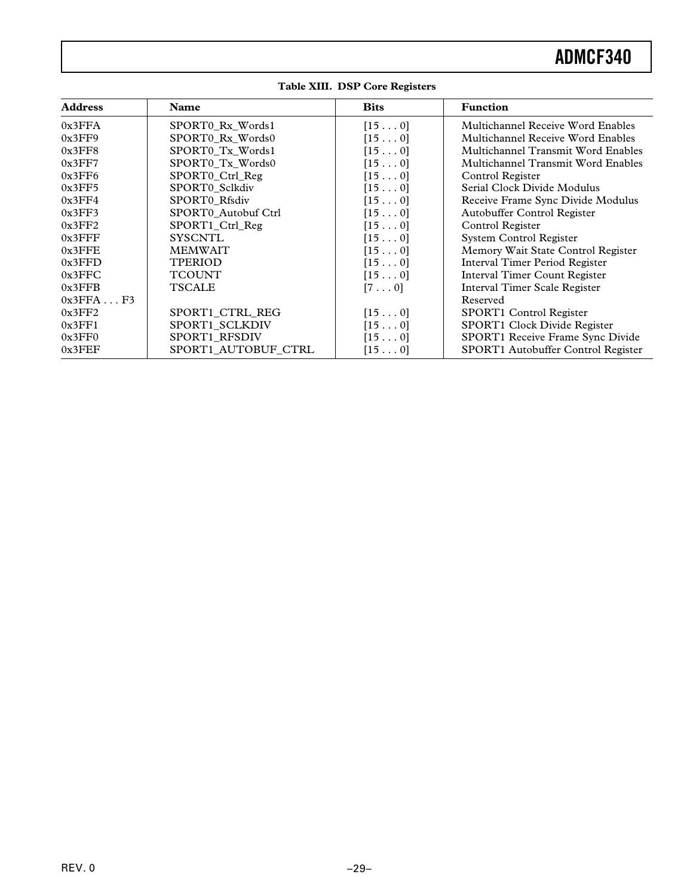**Table XIII. DSP Core Registers**

| Address | Name | Bits | Function |
|---|---|---|---|
| 0x3FFA | SPORT0_Rx_Words1 | [15 . . . 0] | Multichannel Receive Word Enables |
| 0x3FF9 | SPORT0_Rx_Words0 | [15 . . . 0] | Multichannel Receive Word Enables |
| 0x3FF8 | SPORT0_Tx_Words1 | [15 . . . 0] | Multichannel Transmit Word Enables |
| 0x3FF7 | SPORT0_Tx_Words0 | [15 . . . 0] | Multichannel Transmit Word Enables |
| 0x3FF6 | SPORT0_Ctrl_Reg | [15 . . . 0] | Control Register |
| 0x3FF5 | SPORT0_Sclkdiv | [15 . . . 0] | Serial Clock Divide Modulus |
| 0x3FF4 | SPORT0_Rfsdiv | [15 . . . 0] | Receive Frame Sync Divide Modulus |
| 0x3FF3 | SPORT0_Autobuf Ctrl | [15 . . . 0] | Autobuffer Control Register |
| 0x3FF2 | SPORT1_Ctrl_Reg | [15 . . . 0] | Control Register |
| 0x3FFF | SYSCNTL | [15 . . . 0] | System Control Register |
| 0x3FFE | MEMWAIT | [15 . . . 0] | Memory Wait State Control Register |
| 0x3FFD | TPERIOD | [15 . . . 0] | Interval Timer Period Register |
| 0x3FFC | TCOUNT | [15 . . . 0] | Interval Timer Count Register |
| 0x3FFB | TSCALE | [7 . . . 0] | Interval Timer Scale Register |
| 0x3FFA . . . F3 | | | Reserved |
| 0x3FF2 | SPORT1_CTRL_REG | [15 . . . 0] | SPORT1 Control Register |
| 0x3FF1 | SPORT1_SCLKDIV | [15 . . . 0] | SPORT1 Clock Divide Register |
| 0x3FF0 | SPORT1_RFSDIV | [15 . . . 0] | SPORT1 Receive Frame Sync Divide |
| 0x3FEF | SPORT1_AUTOBUF_CTRL | [15 . . . 0] | SPORT1 Autobuffer Control Register |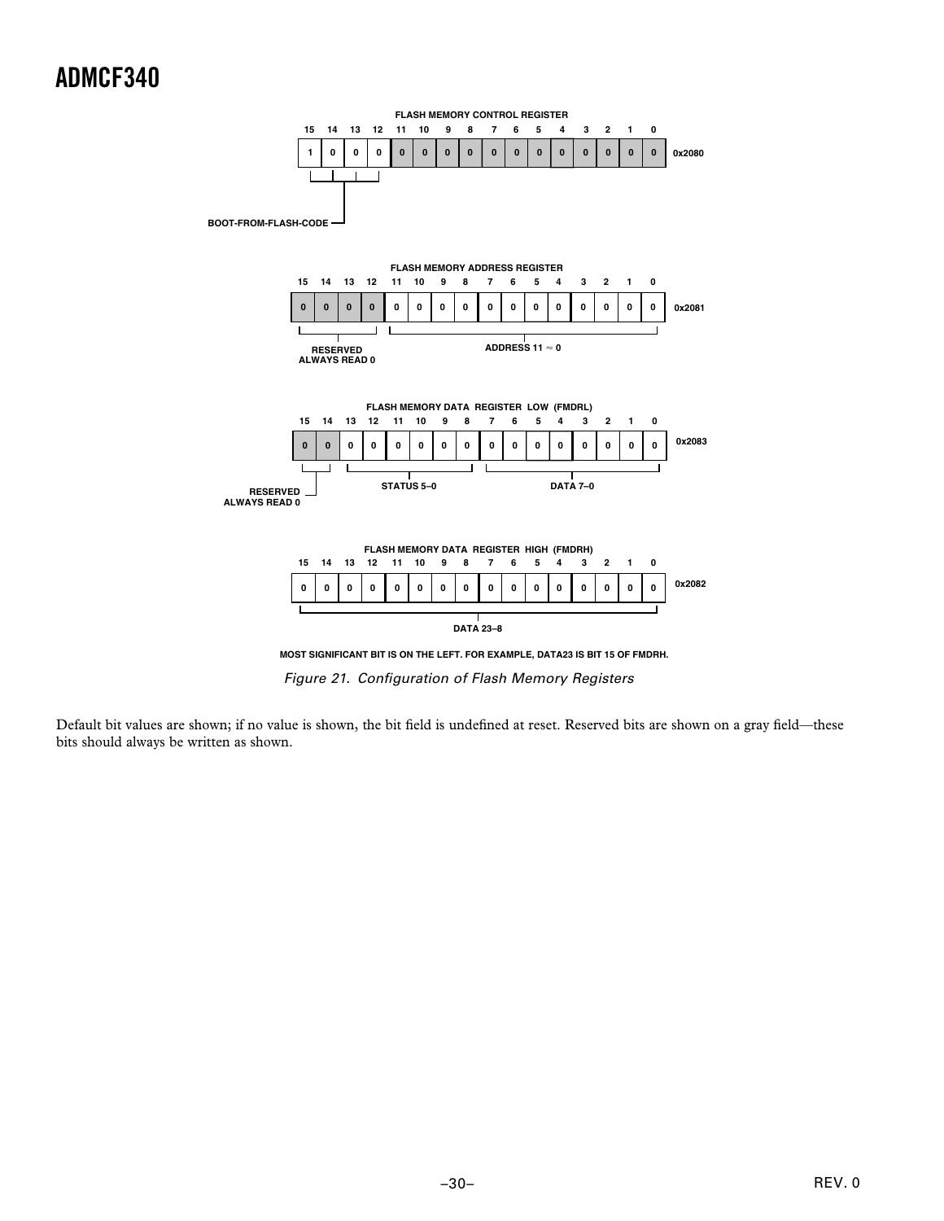**FLASH MEMORY CONTROL REGISTER** (0x2080)

| 15 | 14 | 13 | 12 | 11 | 10 | 9 | 8 | 7 | 6 | 5 | 4 | 3 | 2 | 1 | 0 |
|---|---|---|---|---|---|---|---|---|---|---|---|---|---|---|---|
| 1 | 0 | 0 | 0 | 0 | 0 | 0 | 0 | 0 | 0 | 0 | 0 | 0 | 0 | 0 | 0 |

Bits 15–12: BOOT-FROM-FLASH-CODE

**FLASH MEMORY ADDRESS REGISTER** (0x2081)

| 15 | 14 | 13 | 12 | 11 | 10 | 9 | 8 | 7 | 6 | 5 | 4 | 3 | 2 | 1 | 0 |
|---|---|---|---|---|---|---|---|---|---|---|---|---|---|---|---|
| 0 | 0 | 0 | 0 | 0 | 0 | 0 | 0 | 0 | 0 | 0 | 0 | 0 | 0 | 0 | 0 |

Bits 15–12: RESERVED ALWAYS READ 0
Bits 11–0: ADDRESS 11 – 0

**FLASH MEMORY DATA REGISTER LOW (FMDRL)** (0x2083)

| 15 | 14 | 13 | 12 | 11 | 10 | 9 | 8 | 7 | 6 | 5 | 4 | 3 | 2 | 1 | 0 |
|---|---|---|---|---|---|---|---|---|---|---|---|---|---|---|---|
| 0 | 0 | 0 | 0 | 0 | 0 | 0 | 0 | 0 | 0 | 0 | 0 | 0 | 0 | 0 | 0 |

Bits 15–14: RESERVED ALWAYS READ 0
Bits 13–8: STATUS 5–0
Bits 7–0: DATA 7–0

**FLASH MEMORY DATA REGISTER HIGH (FMDRH)** (0x2082)

| 15 | 14 | 13 | 12 | 11 | 10 | 9 | 8 | 7 | 6 | 5 | 4 | 3 | 2 | 1 | 0 |
|---|---|---|---|---|---|---|---|---|---|---|---|---|---|---|---|
| 0 | 0 | 0 | 0 | 0 | 0 | 0 | 0 | 0 | 0 | 0 | 0 | 0 | 0 | 0 | 0 |

Bits 15–0: DATA 23–8

MOST SIGNIFICANT BIT IS ON THE LEFT. FOR EXAMPLE, DATA23 IS BIT 15 OF FMDRH.

*Figure 21. Configuration of Flash Memory Registers*

Default bit values are shown; if no value is shown, the bit field is undefined at reset. Reserved bits are shown on a gray field—these bits should always be written as shown.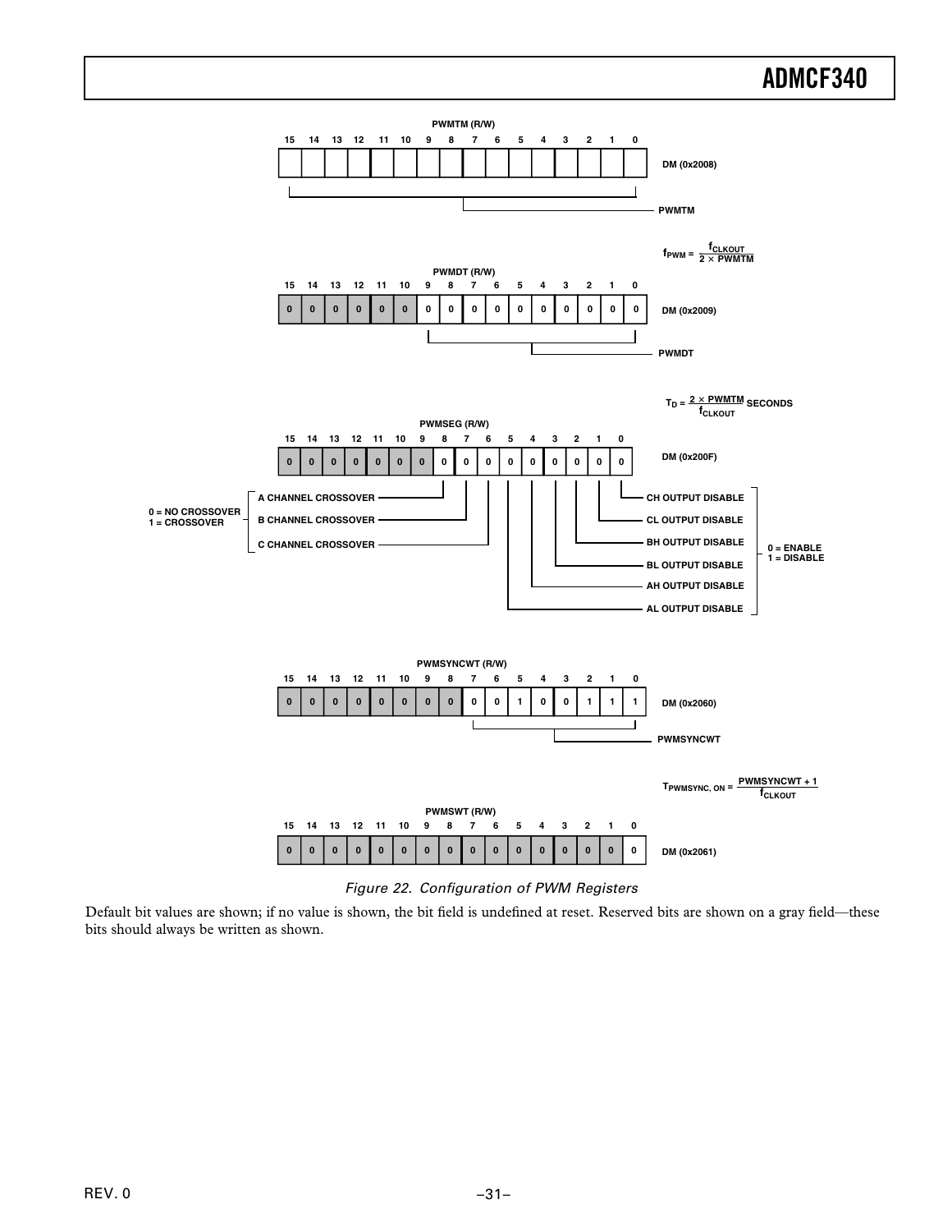**PWMTM (R/W)** — DM (0x2008)

| 15 | 14 | 13 | 12 | 11 | 10 | 9 | 8 | 7 | 6 | 5 | 4 | 3 | 2 | 1 | 0 |
|---|---|---|---|---|---|---|---|---|---|---|---|---|---|---|---|
| | | | | | | | | | | | | | | | |

Bits 15–0: PWMTM

$$f_{PWM} = \frac{f_{CLKOUT}}{2 \times PWMTM}$$

**PWMDT (R/W)** — DM (0x2009)

| 15 | 14 | 13 | 12 | 11 | 10 | 9 | 8 | 7 | 6 | 5 | 4 | 3 | 2 | 1 | 0 |
|---|---|---|---|---|---|---|---|---|---|---|---|---|---|---|---|
| 0 | 0 | 0 | 0 | 0 | 0 | 0 | 0 | 0 | 0 | 0 | 0 | 0 | 0 | 0 | 0 |

Bits 9–0: PWMDT

$$T_D = \frac{2 \times PWMTM}{f_{CLKOUT}} \text{ SECONDS}$$

**PWMSEG (R/W)** — DM (0x200F)

| 15 | 14 | 13 | 12 | 11 | 10 | 9 | 8 | 7 | 6 | 5 | 4 | 3 | 2 | 1 | 0 |
|---|---|---|---|---|---|---|---|---|---|---|---|---|---|---|---|
| 0 | 0 | 0 | 0 | 0 | 0 | 0 | 0 | 0 | 0 | 0 | 0 | 0 | 0 | 0 | 0 |

- Bit 8: A CHANNEL CROSSOVER
- Bit 7: B CHANNEL CROSSOVER
- Bit 6: C CHANNEL CROSSOVER

0 = NO CROSSOVER
1 = CROSSOVER

- Bit 0: CH OUTPUT DISABLE
- Bit 1: CL OUTPUT DISABLE
- Bit 2: BH OUTPUT DISABLE
- Bit 3: BL OUTPUT DISABLE
- Bit 4: AH OUTPUT DISABLE
- Bit 5: AL OUTPUT DISABLE

0 = ENABLE
1 = DISABLE

**PWMSYNCWT (R/W)** — DM (0x2060)

| 15 | 14 | 13 | 12 | 11 | 10 | 9 | 8 | 7 | 6 | 5 | 4 | 3 | 2 | 1 | 0 |
|---|---|---|---|---|---|---|---|---|---|---|---|---|---|---|---|
| 0 | 0 | 0 | 0 | 0 | 0 | 0 | 0 | 0 | 0 | 1 | 0 | 0 | 1 | 1 | 1 |

Bits 7–0: PWMSYNCWT

$$T_{PWMSYNC,\,ON} = \frac{PWMSYNCWT + 1}{f_{CLKOUT}}$$

**PWMSWT (R/W)** — DM (0x2061)

| 15 | 14 | 13 | 12 | 11 | 10 | 9 | 8 | 7 | 6 | 5 | 4 | 3 | 2 | 1 | 0 |
|---|---|---|---|---|---|---|---|---|---|---|---|---|---|---|---|
| 0 | 0 | 0 | 0 | 0 | 0 | 0 | 0 | 0 | 0 | 0 | 0 | 0 | 0 | 0 | 0 |

*Figure 22. Configuration of PWM Registers*

Default bit values are shown; if no value is shown, the bit field is undefined at reset. Reserved bits are shown on a gray field—these bits should always be written as shown.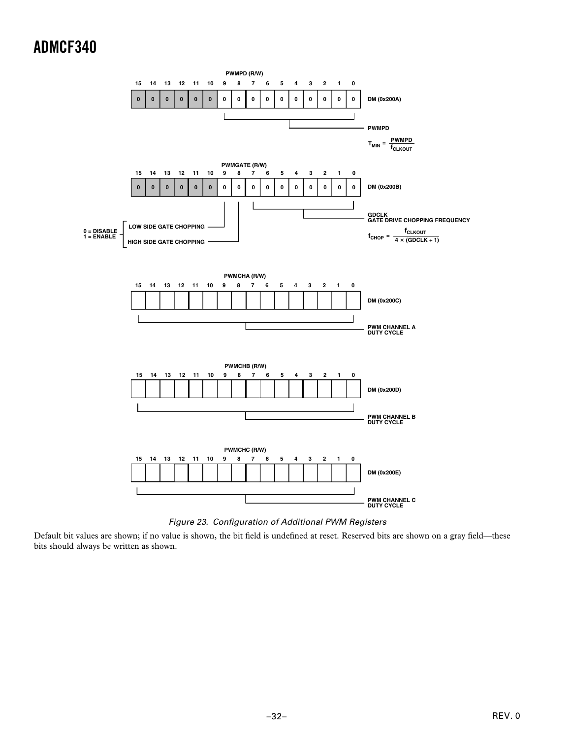**PWMPD (R/W)** — DM (0x200A)

| 15 | 14 | 13 | 12 | 11 | 10 | 9 | 8 | 7 | 6 | 5 | 4 | 3 | 2 | 1 | 0 |
|---|---|---|---|---|---|---|---|---|---|---|---|---|---|---|---|
| 0 | 0 | 0 | 0 | 0 | 0 | 0 | 0 | 0 | 0 | 0 | 0 | 0 | 0 | 0 | 0 |

Bits 9–0: PWMPD

$$T_{MIN} = \frac{PWMPD}{f_{CLKOUT}}$$

**PWMGATE (R/W)** — DM (0x200B)

| 15 | 14 | 13 | 12 | 11 | 10 | 9 | 8 | 7 | 6 | 5 | 4 | 3 | 2 | 1 | 0 |
|---|---|---|---|---|---|---|---|---|---|---|---|---|---|---|---|
| 0 | 0 | 0 | 0 | 0 | 0 | 0 | 0 | 0 | 0 | 0 | 0 | 0 | 0 | 0 | 0 |

Bits 7–0: GDCLK — GATE DRIVE CHOPPING FREQUENCY

$$f_{CHOP} = \frac{f_{CLKOUT}}{4 \times (GDCLK + 1)}$$

Bit 9: LOW SIDE GATE CHOPPING (0 = DISABLE, 1 = ENABLE)

Bit 8: HIGH SIDE GATE CHOPPING (0 = DISABLE, 1 = ENABLE)

**PWMCHA (R/W)** — DM (0x200C)

| 15 | 14 | 13 | 12 | 11 | 10 | 9 | 8 | 7 | 6 | 5 | 4 | 3 | 2 | 1 | 0 |
|---|---|---|---|---|---|---|---|---|---|---|---|---|---|---|---|
| | | | | | | | | | | | | | | | |

Bits 15–0: PWM CHANNEL A DUTY CYCLE

**PWMCHB (R/W)** — DM (0x200D)

| 15 | 14 | 13 | 12 | 11 | 10 | 9 | 8 | 7 | 6 | 5 | 4 | 3 | 2 | 1 | 0 |
|---|---|---|---|---|---|---|---|---|---|---|---|---|---|---|---|
| | | | | | | | | | | | | | | | |

Bits 15–0: PWM CHANNEL B DUTY CYCLE

**PWMCHC (R/W)** — DM (0x200E)

| 15 | 14 | 13 | 12 | 11 | 10 | 9 | 8 | 7 | 6 | 5 | 4 | 3 | 2 | 1 | 0 |
|---|---|---|---|---|---|---|---|---|---|---|---|---|---|---|---|
| | | | | | | | | | | | | | | | |

Bits 15–0: PWM CHANNEL C DUTY CYCLE

*Figure 23. Configuration of Additional PWM Registers*

Default bit values are shown; if no value is shown, the bit field is undefined at reset. Reserved bits are shown on a gray field—these bits should always be written as shown.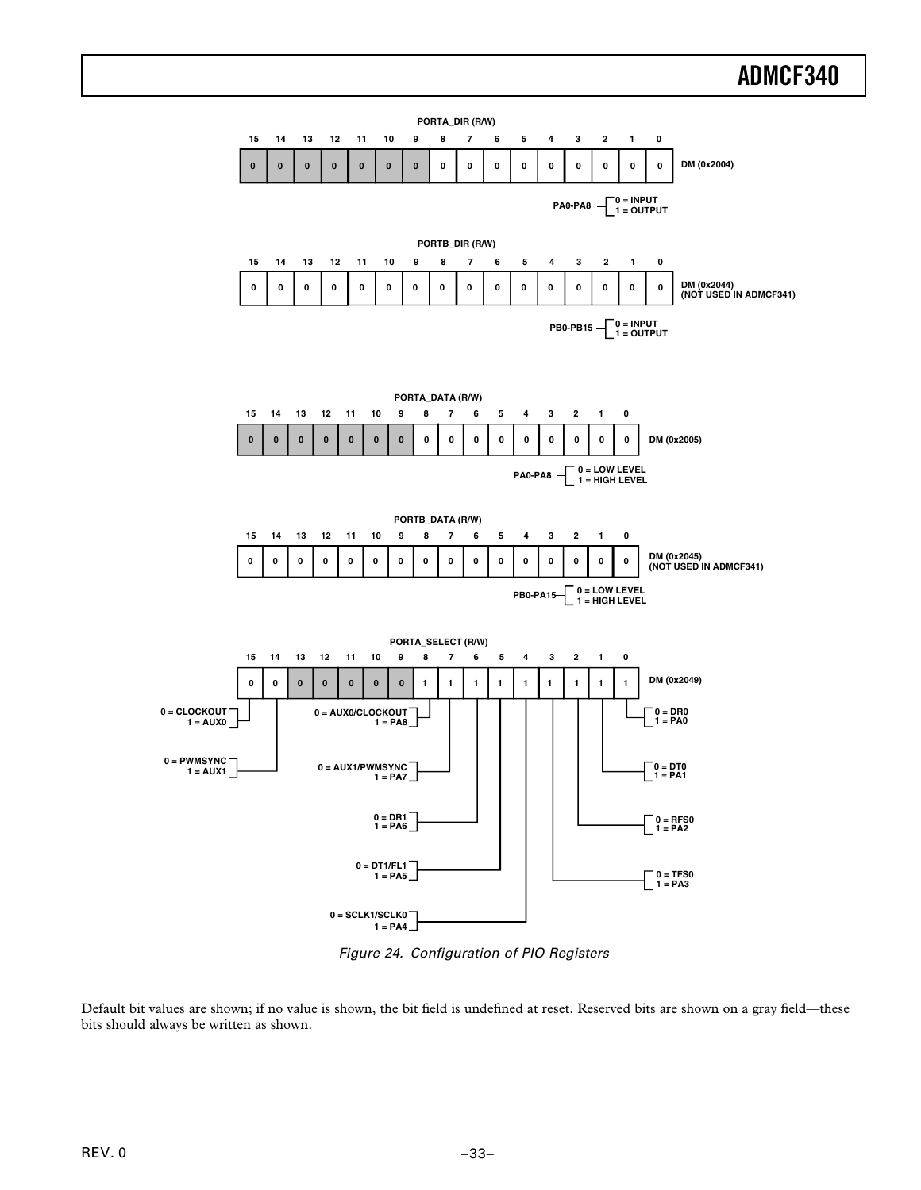**PORTA_DIR (R/W)** — DM (0x2004)

| 15 | 14 | 13 | 12 | 11 | 10 | 9 | 8 | 7 | 6 | 5 | 4 | 3 | 2 | 1 | 0 |
|---|---|---|---|---|---|---|---|---|---|---|---|---|---|---|---|
| 0 | 0 | 0 | 0 | 0 | 0 | 0 | 0 | 0 | 0 | 0 | 0 | 0 | 0 | 0 | 0 |

PA0-PA8: 0 = INPUT, 1 = OUTPUT

**PORTB_DIR (R/W)** — DM (0x2044) (NOT USED IN ADMCF341)

| 15 | 14 | 13 | 12 | 11 | 10 | 9 | 8 | 7 | 6 | 5 | 4 | 3 | 2 | 1 | 0 |
|---|---|---|---|---|---|---|---|---|---|---|---|---|---|---|---|
| 0 | 0 | 0 | 0 | 0 | 0 | 0 | 0 | 0 | 0 | 0 | 0 | 0 | 0 | 0 | 0 |

PB0-PB15: 0 = INPUT, 1 = OUTPUT

**PORTA_DATA (R/W)** — DM (0x2005)

| 15 | 14 | 13 | 12 | 11 | 10 | 9 | 8 | 7 | 6 | 5 | 4 | 3 | 2 | 1 | 0 |
|---|---|---|---|---|---|---|---|---|---|---|---|---|---|---|---|
| 0 | 0 | 0 | 0 | 0 | 0 | 0 | 0 | 0 | 0 | 0 | 0 | 0 | 0 | 0 | 0 |

PA0-PA8: 0 = LOW LEVEL, 1 = HIGH LEVEL

**PORTB_DATA (R/W)** — DM (0x2045) (NOT USED IN ADMCF341)

| 15 | 14 | 13 | 12 | 11 | 10 | 9 | 8 | 7 | 6 | 5 | 4 | 3 | 2 | 1 | 0 |
|---|---|---|---|---|---|---|---|---|---|---|---|---|---|---|---|
| 0 | 0 | 0 | 0 | 0 | 0 | 0 | 0 | 0 | 0 | 0 | 0 | 0 | 0 | 0 | 0 |

PB0-PA15: 0 = LOW LEVEL, 1 = HIGH LEVEL

**PORTA_SELECT (R/W)** — DM (0x2049)

| 15 | 14 | 13 | 12 | 11 | 10 | 9 | 8 | 7 | 6 | 5 | 4 | 3 | 2 | 1 | 0 |
|---|---|---|---|---|---|---|---|---|---|---|---|---|---|---|---|
| 0 | 0 | 0 | 0 | 0 | 0 | 0 | 1 | 1 | 1 | 1 | 1 | 1 | 1 | 1 | 1 |

- Bit 15: 0 = CLOCKOUT, 1 = AUX0
- Bit 14: 0 = PWMSYNC, 1 = AUX1
- Bit 8: 0 = AUX0/CLOCKOUT, 1 = PA8
- Bit 7: 0 = AUX1/PWMSYNC, 1 = PA7
- Bit 6: 0 = DR1, 1 = PA6
- Bit 5: 0 = DT1/FL1, 1 = PA5
- Bit 4: 0 = SCLK1/SCLK0, 1 = PA4
- Bit 3: 0 = TFS0, 1 = PA3
- Bit 2: 0 = RFS0, 1 = PA2
- Bit 1: 0 = DT0, 1 = PA1
- Bit 0: 0 = DR0, 1 = PA0

*Figure 24. Configuration of PIO Registers*

Default bit values are shown; if no value is shown, the bit field is undefined at reset. Reserved bits are shown on a gray field—these bits should always be written as shown.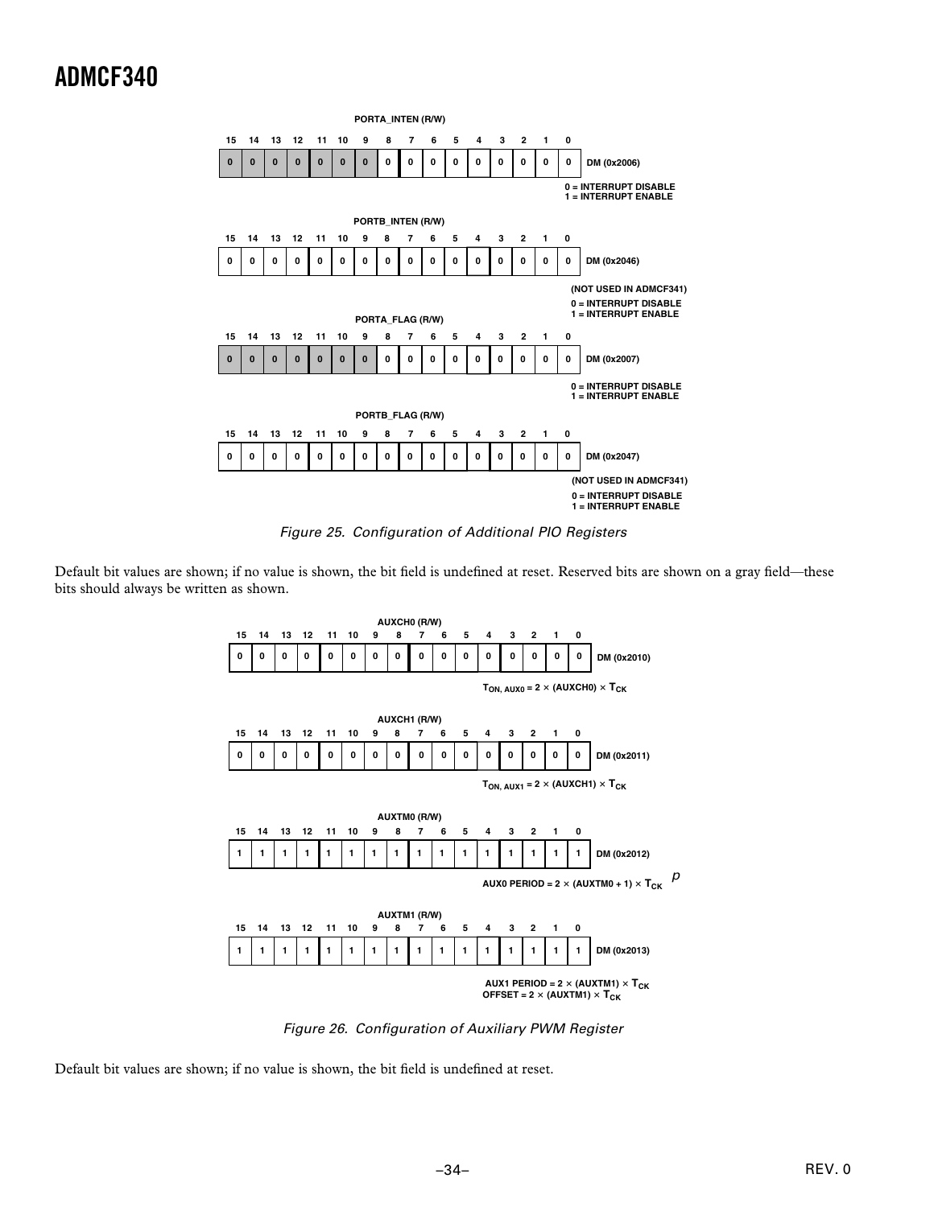**PORTA_INTEN (R/W)**

| 15 | 14 | 13 | 12 | 11 | 10 | 9 | 8 | 7 | 6 | 5 | 4 | 3 | 2 | 1 | 0 | |
|---|---|---|---|---|---|---|---|---|---|---|---|---|---|---|---|---|
| 0 | 0 | 0 | 0 | 0 | 0 | 0 | 0 | 0 | 0 | 0 | 0 | 0 | 0 | 0 | 0 | DM (0x2006) |

0 = INTERRUPT DISABLE
1 = INTERRUPT ENABLE

**PORTB_INTEN (R/W)**

| 15 | 14 | 13 | 12 | 11 | 10 | 9 | 8 | 7 | 6 | 5 | 4 | 3 | 2 | 1 | 0 | |
|---|---|---|---|---|---|---|---|---|---|---|---|---|---|---|---|---|
| 0 | 0 | 0 | 0 | 0 | 0 | 0 | 0 | 0 | 0 | 0 | 0 | 0 | 0 | 0 | 0 | DM (0x2046) |

(NOT USED IN ADMCF341)
0 = INTERRUPT DISABLE
1 = INTERRUPT ENABLE

**PORTA_FLAG (R/W)**

| 15 | 14 | 13 | 12 | 11 | 10 | 9 | 8 | 7 | 6 | 5 | 4 | 3 | 2 | 1 | 0 | |
|---|---|---|---|---|---|---|---|---|---|---|---|---|---|---|---|---|
| 0 | 0 | 0 | 0 | 0 | 0 | 0 | 0 | 0 | 0 | 0 | 0 | 0 | 0 | 0 | 0 | DM (0x2007) |

0 = INTERRUPT DISABLE
1 = INTERRUPT ENABLE

**PORTB_FLAG (R/W)**

| 15 | 14 | 13 | 12 | 11 | 10 | 9 | 8 | 7 | 6 | 5 | 4 | 3 | 2 | 1 | 0 | |
|---|---|---|---|---|---|---|---|---|---|---|---|---|---|---|---|---|
| 0 | 0 | 0 | 0 | 0 | 0 | 0 | 0 | 0 | 0 | 0 | 0 | 0 | 0 | 0 | 0 | DM (0x2047) |

(NOT USED IN ADMCF341)
0 = INTERRUPT DISABLE
1 = INTERRUPT ENABLE

*Figure 25. Configuration of Additional PIO Registers*

Default bit values are shown; if no value is shown, the bit field is undefined at reset. Reserved bits are shown on a gray field—these bits should always be written as shown.

**AUXCH0 (R/W)**

| 15 | 14 | 13 | 12 | 11 | 10 | 9 | 8 | 7 | 6 | 5 | 4 | 3 | 2 | 1 | 0 | |
|---|---|---|---|---|---|---|---|---|---|---|---|---|---|---|---|---|
| 0 | 0 | 0 | 0 | 0 | 0 | 0 | 0 | 0 | 0 | 0 | 0 | 0 | 0 | 0 | 0 | DM (0x2010) |

$T_{ON,\ AUX0} = 2 \times (AUXCH0) \times T_{CK}$

**AUXCH1 (R/W)**

| 15 | 14 | 13 | 12 | 11 | 10 | 9 | 8 | 7 | 6 | 5 | 4 | 3 | 2 | 1 | 0 | |
|---|---|---|---|---|---|---|---|---|---|---|---|---|---|---|---|---|
| 0 | 0 | 0 | 0 | 0 | 0 | 0 | 0 | 0 | 0 | 0 | 0 | 0 | 0 | 0 | 0 | DM (0x2011) |

$T_{ON,\ AUX1} = 2 \times (AUXCH1) \times T_{CK}$

**AUXTM0 (R/W)**

| 15 | 14 | 13 | 12 | 11 | 10 | 9 | 8 | 7 | 6 | 5 | 4 | 3 | 2 | 1 | 0 | |
|---|---|---|---|---|---|---|---|---|---|---|---|---|---|---|---|---|
| 1 | 1 | 1 | 1 | 1 | 1 | 1 | 1 | 1 | 1 | 1 | 1 | 1 | 1 | 1 | 1 | DM (0x2012) |

AUX0 PERIOD = $2 \times (AUXTM0 + 1) \times T_{CK}$ *p*

**AUXTM1 (R/W)**

| 15 | 14 | 13 | 12 | 11 | 10 | 9 | 8 | 7 | 6 | 5 | 4 | 3 | 2 | 1 | 0 | |
|---|---|---|---|---|---|---|---|---|---|---|---|---|---|---|---|---|
| 1 | 1 | 1 | 1 | 1 | 1 | 1 | 1 | 1 | 1 | 1 | 1 | 1 | 1 | 1 | 1 | DM (0x2013) |

AUX1 PERIOD = $2 \times (AUXTM1) \times T_{CK}$
OFFSET = $2 \times (AUXTM1) \times T_{CK}$

*Figure 26. Configuration of Auxiliary PWM Register*

Default bit values are shown; if no value is shown, the bit field is undefined at reset.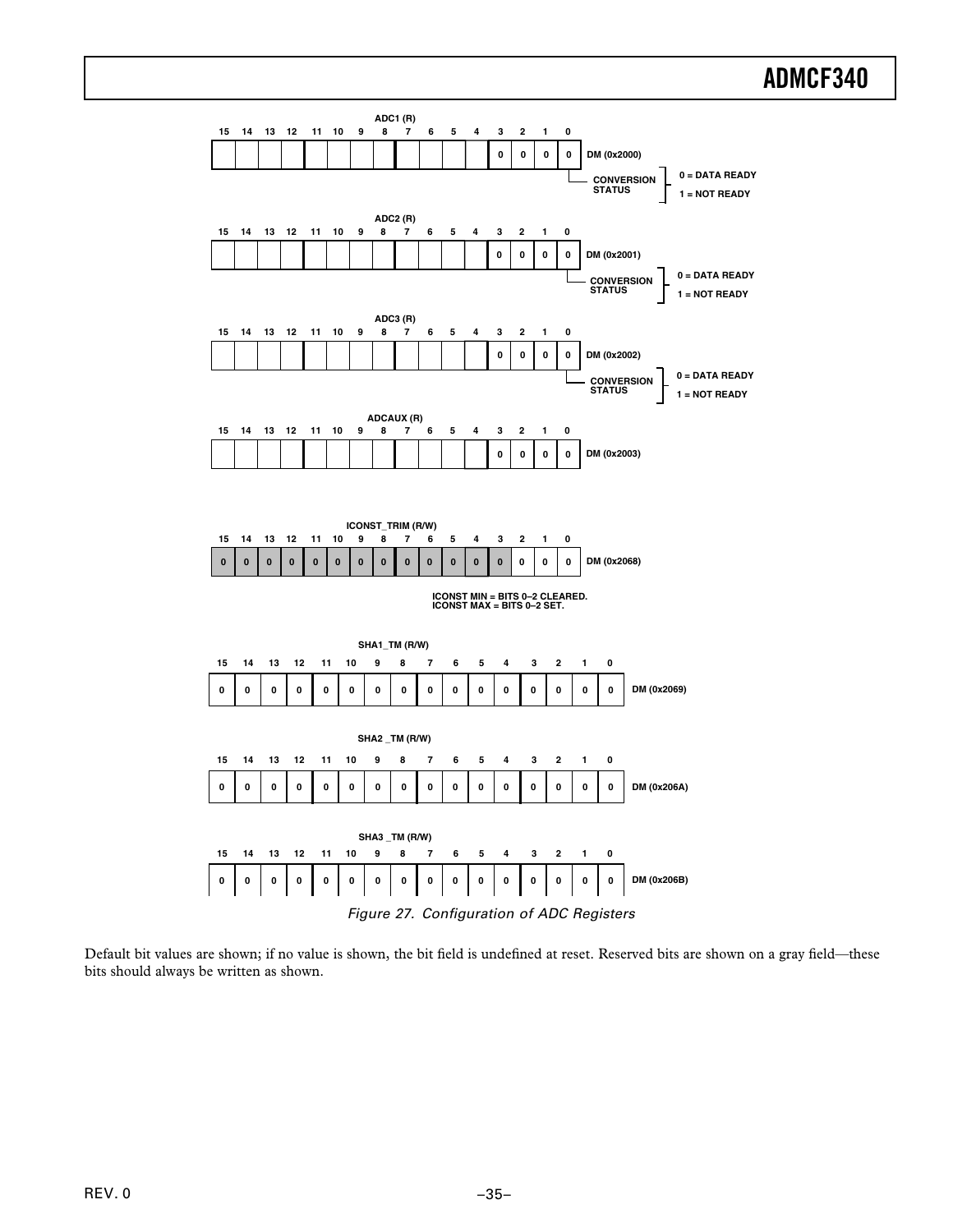**ADC1 (R)** — DM (0x2000)

| 15 | 14 | 13 | 12 | 11 | 10 | 9 | 8 | 7 | 6 | 5 | 4 | 3 | 2 | 1 | 0 |
|---|---|---|---|---|---|---|---|---|---|---|---|---|---|---|---|
| | | | | | | | | | | | | 0 | 0 | 0 | 0 |

Bit 0: CONVERSION STATUS — 0 = DATA READY, 1 = NOT READY

**ADC2 (R)** — DM (0x2001)

| 15 | 14 | 13 | 12 | 11 | 10 | 9 | 8 | 7 | 6 | 5 | 4 | 3 | 2 | 1 | 0 |
|---|---|---|---|---|---|---|---|---|---|---|---|---|---|---|---|
| | | | | | | | | | | | | 0 | 0 | 0 | 0 |

Bit 0: CONVERSION STATUS — 0 = DATA READY, 1 = NOT READY

**ADC3 (R)** — DM (0x2002)

| 15 | 14 | 13 | 12 | 11 | 10 | 9 | 8 | 7 | 6 | 5 | 4 | 3 | 2 | 1 | 0 |
|---|---|---|---|---|---|---|---|---|---|---|---|---|---|---|---|
| | | | | | | | | | | | | 0 | 0 | 0 | 0 |

Bit 0: CONVERSION STATUS — 0 = DATA READY, 1 = NOT READY

**ADCAUX (R)** — DM (0x2003)

| 15 | 14 | 13 | 12 | 11 | 10 | 9 | 8 | 7 | 6 | 5 | 4 | 3 | 2 | 1 | 0 |
|---|---|---|---|---|---|---|---|---|---|---|---|---|---|---|---|
| | | | | | | | | | | | | 0 | 0 | 0 | 0 |

**ICONST_TRIM (R/W)** — DM (0x2068)

| 15 | 14 | 13 | 12 | 11 | 10 | 9 | 8 | 7 | 6 | 5 | 4 | 3 | 2 | 1 | 0 |
|---|---|---|---|---|---|---|---|---|---|---|---|---|---|---|---|
| 0 | 0 | 0 | 0 | 0 | 0 | 0 | 0 | 0 | 0 | 0 | 0 | 0 | 0 | 0 | 0 |

ICONST MIN = BITS 0–2 CLEARED.
ICONST MAX = BITS 0–2 SET.

**SHA1_TM (R/W)** — DM (0x2069)

| 15 | 14 | 13 | 12 | 11 | 10 | 9 | 8 | 7 | 6 | 5 | 4 | 3 | 2 | 1 | 0 |
|---|---|---|---|---|---|---|---|---|---|---|---|---|---|---|---|
| 0 | 0 | 0 | 0 | 0 | 0 | 0 | 0 | 0 | 0 | 0 | 0 | 0 | 0 | 0 | 0 |

**SHA2 _TM (R/W)** — DM (0x206A)

| 15 | 14 | 13 | 12 | 11 | 10 | 9 | 8 | 7 | 6 | 5 | 4 | 3 | 2 | 1 | 0 |
|---|---|---|---|---|---|---|---|---|---|---|---|---|---|---|---|
| 0 | 0 | 0 | 0 | 0 | 0 | 0 | 0 | 0 | 0 | 0 | 0 | 0 | 0 | 0 | 0 |

**SHA3 _TM (R/W)** — DM (0x206B)

| 15 | 14 | 13 | 12 | 11 | 10 | 9 | 8 | 7 | 6 | 5 | 4 | 3 | 2 | 1 | 0 |
|---|---|---|---|---|---|---|---|---|---|---|---|---|---|---|---|
| 0 | 0 | 0 | 0 | 0 | 0 | 0 | 0 | 0 | 0 | 0 | 0 | 0 | 0 | 0 | 0 |

*Figure 27. Configuration of ADC Registers*

Default bit values are shown; if no value is shown, the bit field is undefined at reset. Reserved bits are shown on a gray field—these bits should always be written as shown.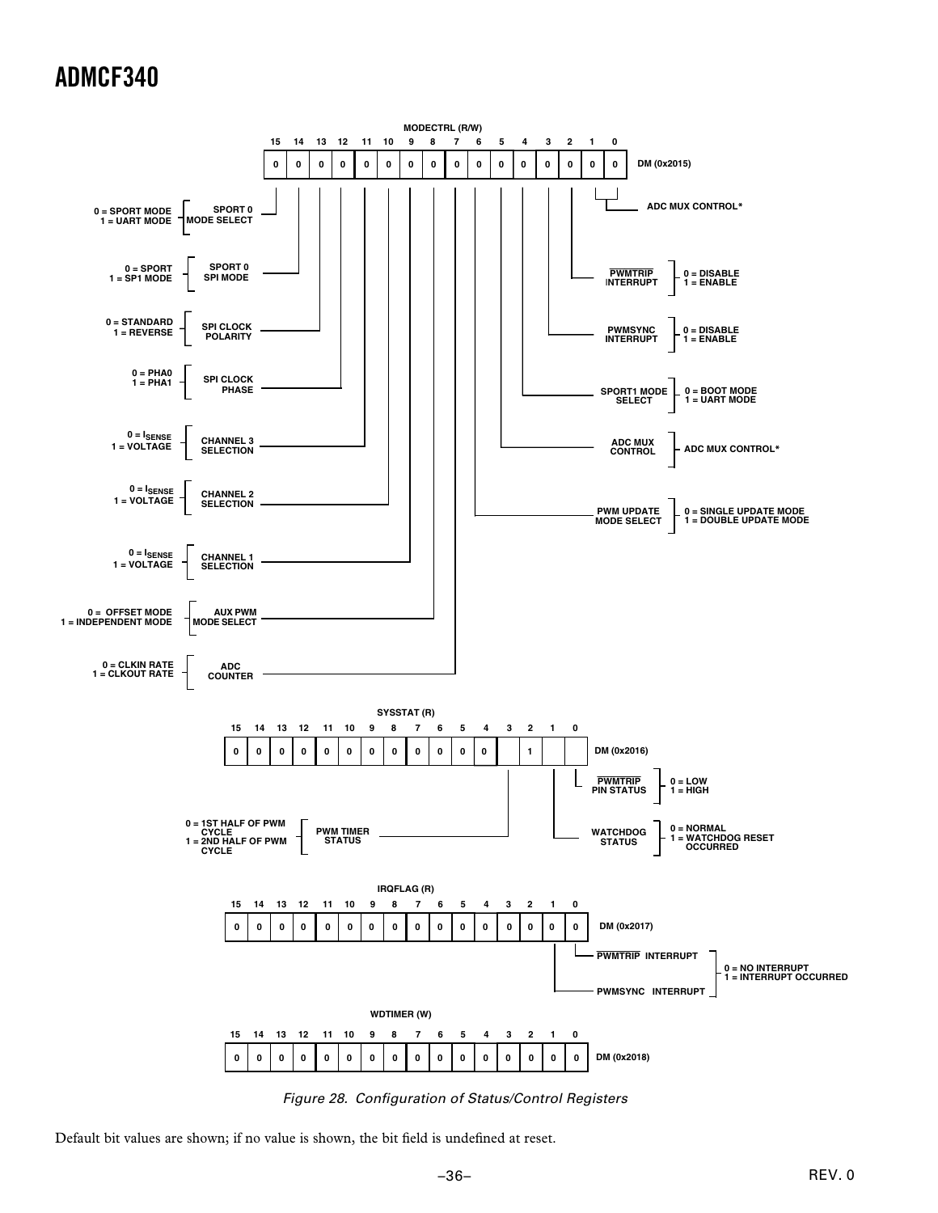**MODECTRL (R/W)** — DM (0x2015)

| 15 | 14 | 13 | 12 | 11 | 10 | 9 | 8 | 7 | 6 | 5 | 4 | 3 | 2 | 1 | 0 |
|---|---|---|---|---|---|---|---|---|---|---|---|---|---|---|---|
| 0 | 0 | 0 | 0 | 0 | 0 | 0 | 0 | 0 | 0 | 0 | 0 | 0 | 0 | 0 | 0 |

- Bit 15: SPORT 0 MODE SELECT — 0 = SPORT MODE, 1 = UART MODE
- Bit 14: SPORT 0 SPI MODE — 0 = SPORT, 1 = SP1 MODE
- Bit 13: SPI CLOCK POLARITY — 0 = STANDARD, 1 = REVERSE
- Bit 12: SPI CLOCK PHASE — 0 = PHA0, 1 = PHA1
- Bit 11: CHANNEL 3 SELECTION — 0 = $I_{SENSE}$, 1 = VOLTAGE
- Bit 10: CHANNEL 2 SELECTION — 0 = $I_{SENSE}$, 1 = VOLTAGE
- Bit 9: CHANNEL 1 SELECTION — 0 = $I_{SENSE}$, 1 = VOLTAGE
- Bit 8: AUX PWM MODE SELECT — 0 = OFFSET MODE, 1 = INDEPENDENT MODE
- Bit 7: ADC COUNTER — 0 = CLKIN RATE, 1 = CLKOUT RATE
- Bit 6: PWM UPDATE MODE SELECT — 0 = SINGLE UPDATE MODE, 1 = DOUBLE UPDATE MODE
- Bit 5: ADC MUX CONTROL — ADC MUX CONTROL*
- Bit 4: SPORT1 MODE SELECT — 0 = BOOT MODE, 1 = UART MODE
- Bit 3: PWMSYNC INTERRUPT — 0 = DISABLE, 1 = ENABLE
- Bit 2: $\overline{\text{PWMTRIP}}$ INTERRUPT — 0 = DISABLE, 1 = ENABLE
- Bits 1–0: ADC MUX CONTROL*

**SYSSTAT (R)** — DM (0x2016)

| 15 | 14 | 13 | 12 | 11 | 10 | 9 | 8 | 7 | 6 | 5 | 4 | 3 | 2 | 1 | 0 |
|---|---|---|---|---|---|---|---|---|---|---|---|---|---|---|---|
| 0 | 0 | 0 | 0 | 0 | 0 | 0 | 0 | 0 | 0 | 0 | 0 | | 1 | | |

- Bit 3: PWM TIMER STATUS — 0 = 1ST HALF OF PWM CYCLE, 1 = 2ND HALF OF PWM CYCLE
- Bit 1: WATCHDOG STATUS — 0 = NORMAL, 1 = WATCHDOG RESET OCCURRED
- Bit 0: $\overline{\text{PWMTRIP}}$ PIN STATUS — 0 = LOW, 1 = HIGH

**IRQFLAG (R)** — DM (0x2017)

| 15 | 14 | 13 | 12 | 11 | 10 | 9 | 8 | 7 | 6 | 5 | 4 | 3 | 2 | 1 | 0 |
|---|---|---|---|---|---|---|---|---|---|---|---|---|---|---|---|
| 0 | 0 | 0 | 0 | 0 | 0 | 0 | 0 | 0 | 0 | 0 | 0 | 0 | 0 | 0 | 0 |

- Bit 1: PWMSYNC INTERRUPT — 0 = NO INTERRUPT, 1 = INTERRUPT OCCURRED
- Bit 0: $\overline{\text{PWMTRIP}}$ INTERRUPT — 0 = NO INTERRUPT, 1 = INTERRUPT OCCURRED

**WDTIMER (W)** — DM (0x2018)

| 15 | 14 | 13 | 12 | 11 | 10 | 9 | 8 | 7 | 6 | 5 | 4 | 3 | 2 | 1 | 0 |
|---|---|---|---|---|---|---|---|---|---|---|---|---|---|---|---|
| 0 | 0 | 0 | 0 | 0 | 0 | 0 | 0 | 0 | 0 | 0 | 0 | 0 | 0 | 0 | 0 |

*Figure 28. Configuration of Status/Control Registers*

Default bit values are shown; if no value is shown, the bit field is undefined at reset.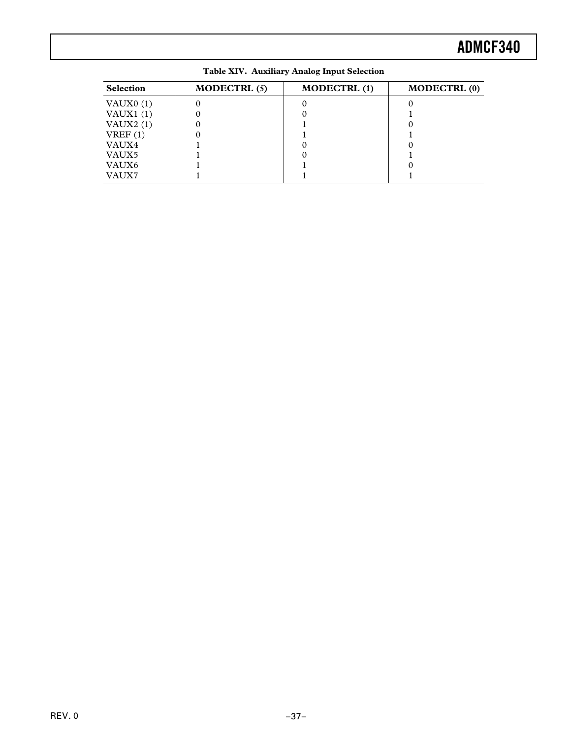**Table XIV. Auxiliary Analog Input Selection**

| Selection | MODECTRL (5) | MODECTRL (1) | MODECTRL (0) |
|---|---|---|---|
| VAUX0 (1) | 0 | 0 | 0 |
| VAUX1 (1) | 0 | 0 | 1 |
| VAUX2 (1) | 0 | 1 | 0 |
| VREF (1) | 0 | 1 | 1 |
| VAUX4 | 1 | 0 | 0 |
| VAUX5 | 1 | 0 | 1 |
| VAUX6 | 1 | 1 | 0 |
| VAUX7 | 1 | 1 | 1 |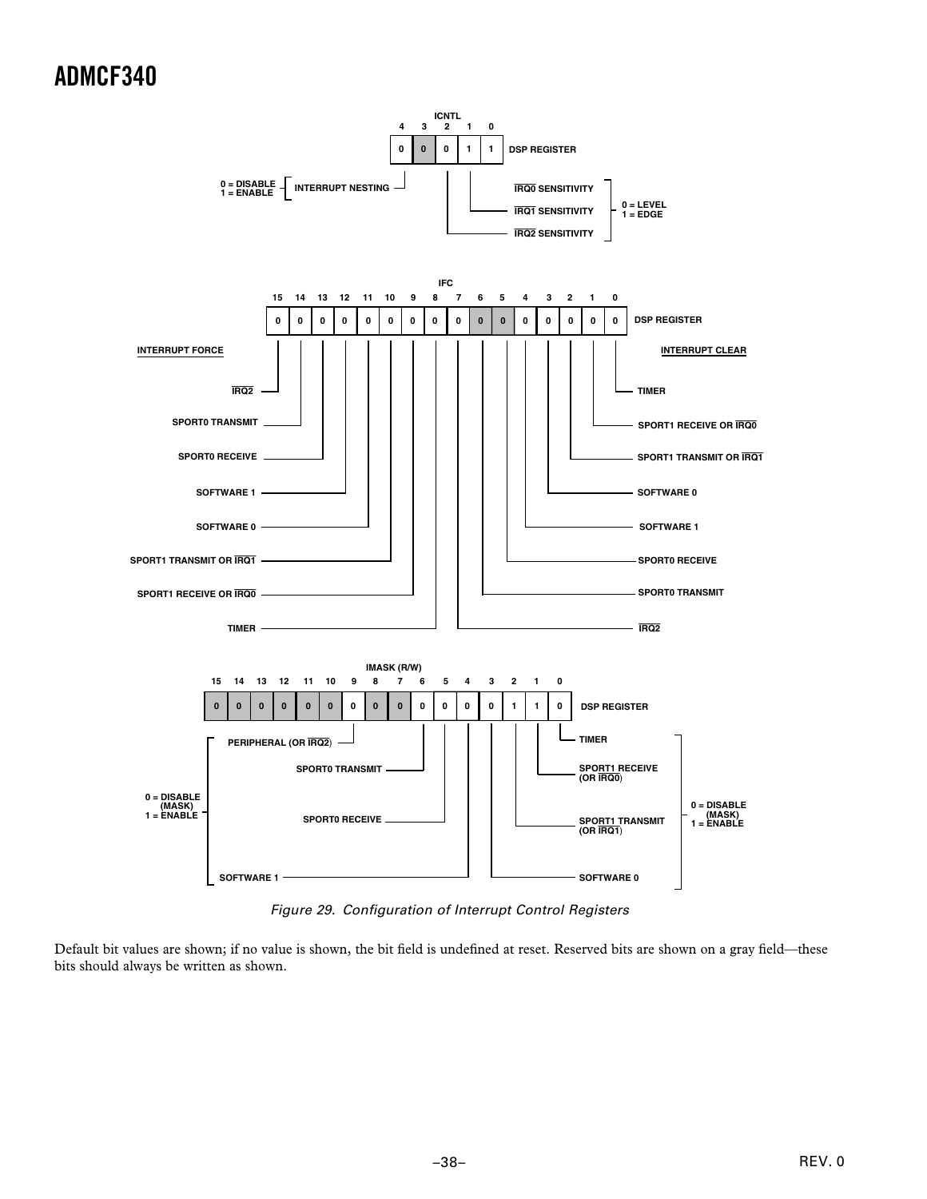**ICNTL** — DSP REGISTER

| Bit | 4 | 3 | 2 | 1 | 0 |
|---|---|---|---|---|---|
| Default | 0 | 0 | 0 | 1 | 1 |

- Bit 4: INTERRUPT NESTING (0 = DISABLE, 1 = ENABLE)
- Bit 2: IRQ2 SENSITIVITY (0 = LEVEL, 1 = EDGE)
- Bit 1: IRQ1 SENSITIVITY (0 = LEVEL, 1 = EDGE)
- Bit 0: IRQ0 SENSITIVITY (0 = LEVEL, 1 = EDGE)

**IFC** — DSP REGISTER

| Bit | 15 | 14 | 13 | 12 | 11 | 10 | 9 | 8 | 7 | 6 | 5 | 4 | 3 | 2 | 1 | 0 |
|---|---|---|---|---|---|---|---|---|---|---|---|---|---|---|---|---|
| Default | 0 | 0 | 0 | 0 | 0 | 0 | 0 | 0 | 0 | 0 | 0 | 0 | 0 | 0 | 0 | 0 |

INTERRUPT FORCE:

- Bit 15: IRQ2
- Bit 14: SPORT0 TRANSMIT
- Bit 13: SPORT0 RECEIVE
- Bit 12: SOFTWARE 1
- Bit 11: SOFTWARE 0
- Bit 10: SPORT1 TRANSMIT OR IRQ1
- Bit 9: SPORT1 RECEIVE OR IRQ0
- Bit 8: TIMER

INTERRUPT CLEAR:

- Bit 7: IRQ2
- Bit 6: SPORT0 TRANSMIT
- Bit 5: SPORT0 RECEIVE
- Bit 4: SOFTWARE 1
- Bit 3: SOFTWARE 0
- Bit 2: SPORT1 TRANSMIT OR IRQ1
- Bit 1: SPORT1 RECEIVE OR IRQ0
- Bit 0: TIMER

**IMASK (R/W)** — DSP REGISTER

| Bit | 15 | 14 | 13 | 12 | 11 | 10 | 9 | 8 | 7 | 6 | 5 | 4 | 3 | 2 | 1 | 0 |
|---|---|---|---|---|---|---|---|---|---|---|---|---|---|---|---|---|
| Default | 0 | 0 | 0 | 0 | 0 | 0 | 0 | 0 | 0 | 0 | 0 | 0 | 0 | 1 | 1 | 0 |

(0 = DISABLE (MASK), 1 = ENABLE)

- Bit 9: PERIPHERAL (OR IRQ2)
- Bit 6: SPORT0 TRANSMIT
- Bit 5: SPORT0 RECEIVE
- Bit 4: SOFTWARE 1
- Bit 3: SOFTWARE 0
- Bit 2: SPORT1 TRANSMIT (OR IRQ1)
- Bit 1: SPORT1 RECEIVE (OR IRQ0)
- Bit 0: TIMER

*Figure 29. Configuration of Interrupt Control Registers*

Default bit values are shown; if no value is shown, the bit field is undefined at reset. Reserved bits are shown on a gray field—these bits should always be written as shown.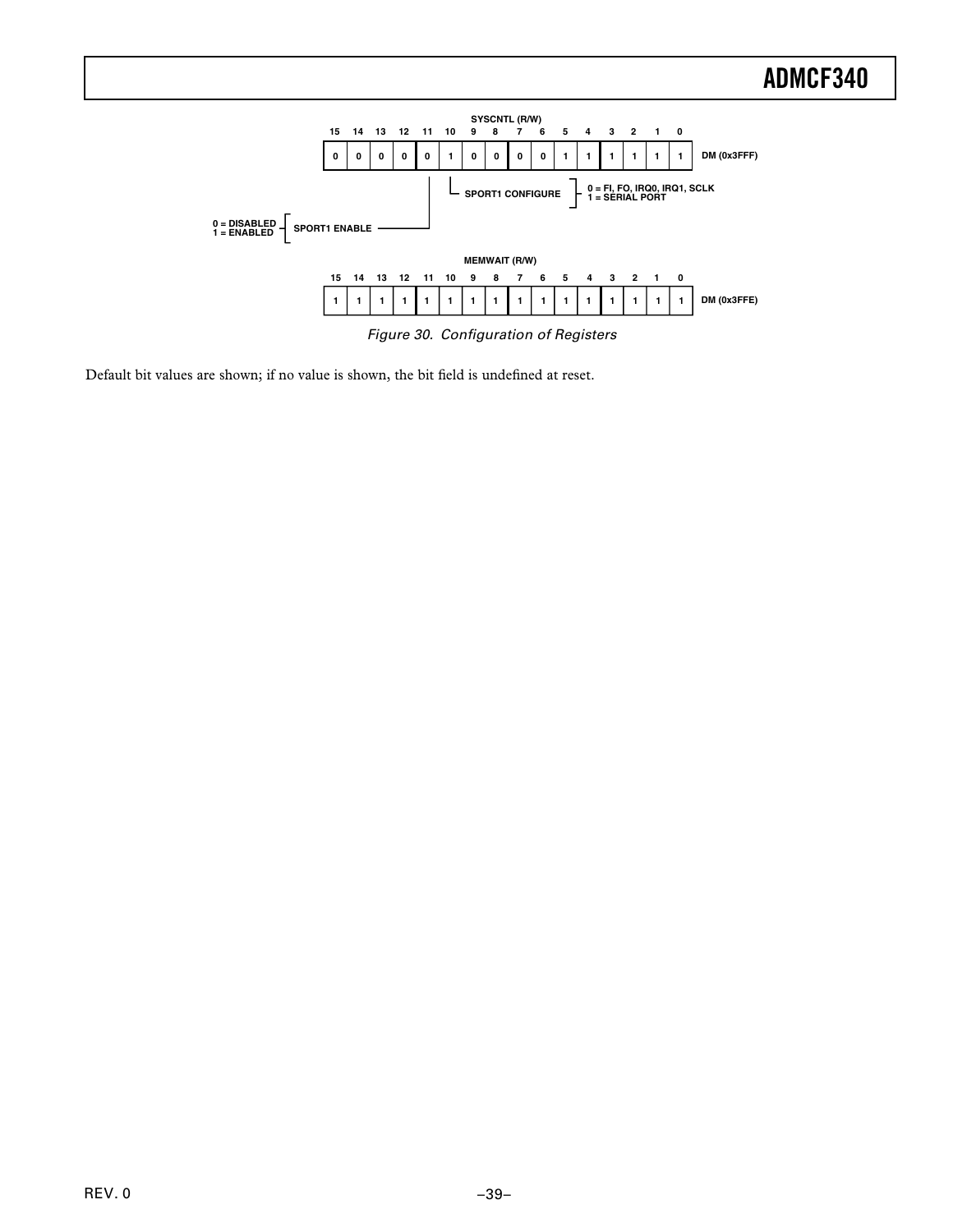**SYSCNTL (R/W)** — DM (0x3FFF)

| 15 | 14 | 13 | 12 | 11 | 10 | 9 | 8 | 7 | 6 | 5 | 4 | 3 | 2 | 1 | 0 |
|---|---|---|---|---|---|---|---|---|---|---|---|---|---|---|---|
| 0 | 0 | 0 | 0 | 0 | 1 | 0 | 0 | 0 | 0 | 1 | 1 | 1 | 1 | 1 | 1 |

- Bit 11: SPORT1 ENABLE — 0 = DISABLED, 1 = ENABLED
- Bit 10: SPORT1 CONFIGURE — 0 = FI, FO, IRQ0, IRQ1, SCLK; 1 = SERIAL PORT

**MEMWAIT (R/W)** — DM (0x3FFE)

| 15 | 14 | 13 | 12 | 11 | 10 | 9 | 8 | 7 | 6 | 5 | 4 | 3 | 2 | 1 | 0 |
|---|---|---|---|---|---|---|---|---|---|---|---|---|---|---|---|
| 1 | 1 | 1 | 1 | 1 | 1 | 1 | 1 | 1 | 1 | 1 | 1 | 1 | 1 | 1 | 1 |

*Figure 30. Configuration of Registers*

Default bit values are shown; if no value is shown, the bit field is undefined at reset.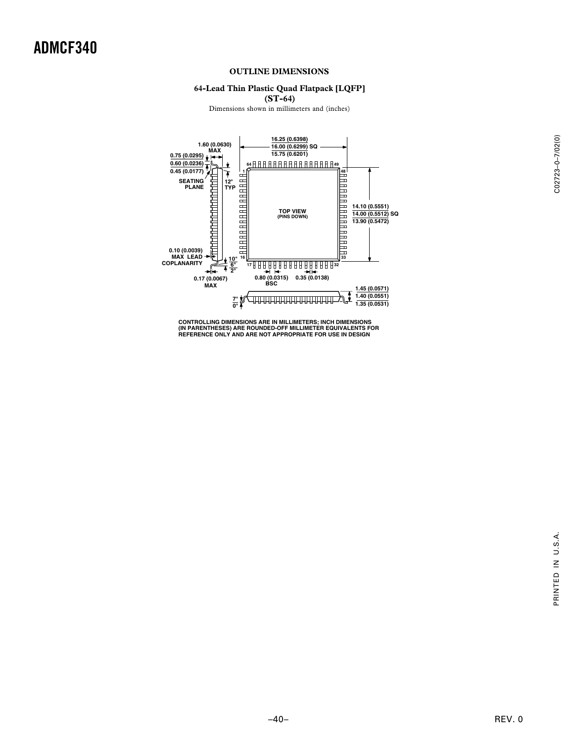## OUTLINE DIMENSIONS

### 64-Lead Thin Plastic Quad Flatpack [LQFP] (ST-64)

Dimensions shown in millimeters and (inches)

1.60 (0.0630) MAX

0.75 (0.0295)
0.60 (0.0236)
0.45 (0.0177)

SEATING PLANE

12° TYP

0.10 (0.0039) MAX LEAD COPLANARITY

10°
6°
2°

0.17 (0.0067) MAX

16.25 (0.6398)
16.00 (0.6299) SQ
15.75 (0.6201)

64 49
1 48
16 33
17 32

TOP VIEW (PINS DOWN)

14.10 (0.5551)
14.00 (0.5512) SQ
13.90 (0.5472)

0.80 (0.0315) BSC

0.35 (0.0138)

7°
0°

1.45 (0.0571)
1.40 (0.0551)
1.35 (0.0531)

CONTROLLING DIMENSIONS ARE IN MILLIMETERS; INCH DIMENSIONS (IN PARENTHESES) ARE ROUNDED-OFF MILLIMETER EQUIVALENTS FOR REFERENCE ONLY AND ARE NOT APPROPRIATE FOR USE IN DESIGN

C02723–0–7/02(0)

PRINTED IN U.S.A.